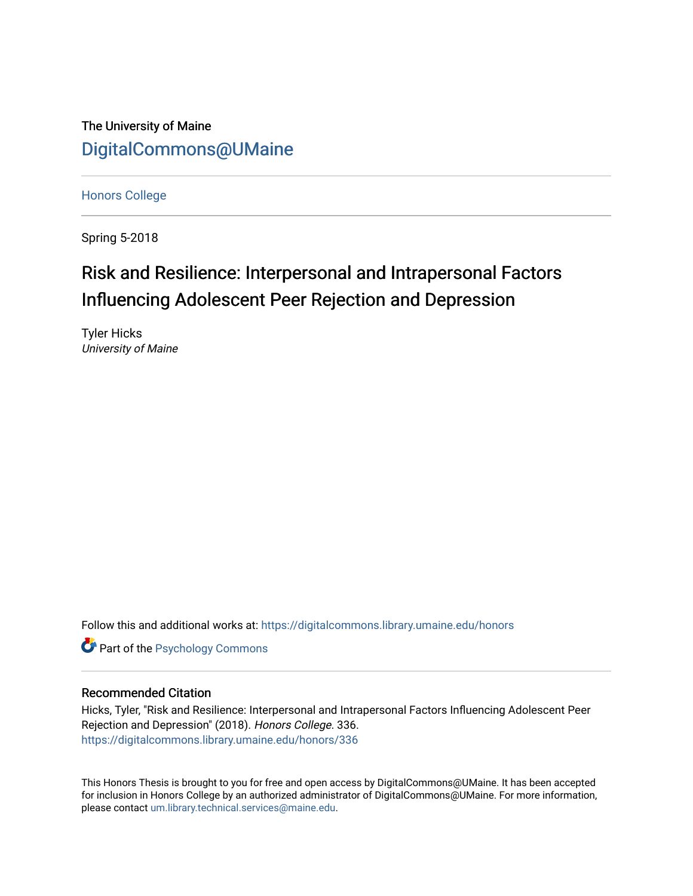The University of Maine

DigitalCommons@UMaine

Honors College

Spring 5-2018

# Risk and Resilience: Interpersonal and Intrapersonal Factors Influencing Adolescent Peer Rejection and Depression

Tyler Hicks
*University of Maine*

Follow this and additional works at: https://digitalcommons.library.umaine.edu/honors

Part of the Psychology Commons

## Recommended Citation

Hicks, Tyler, "Risk and Resilience: Interpersonal and Intrapersonal Factors Influencing Adolescent Peer Rejection and Depression" (2018). *Honors College*. 336.
https://digitalcommons.library.umaine.edu/honors/336

This Honors Thesis is brought to you for free and open access by DigitalCommons@UMaine. It has been accepted for inclusion in Honors College by an authorized administrator of DigitalCommons@UMaine. For more information, please contact um.library.technical.services@maine.edu.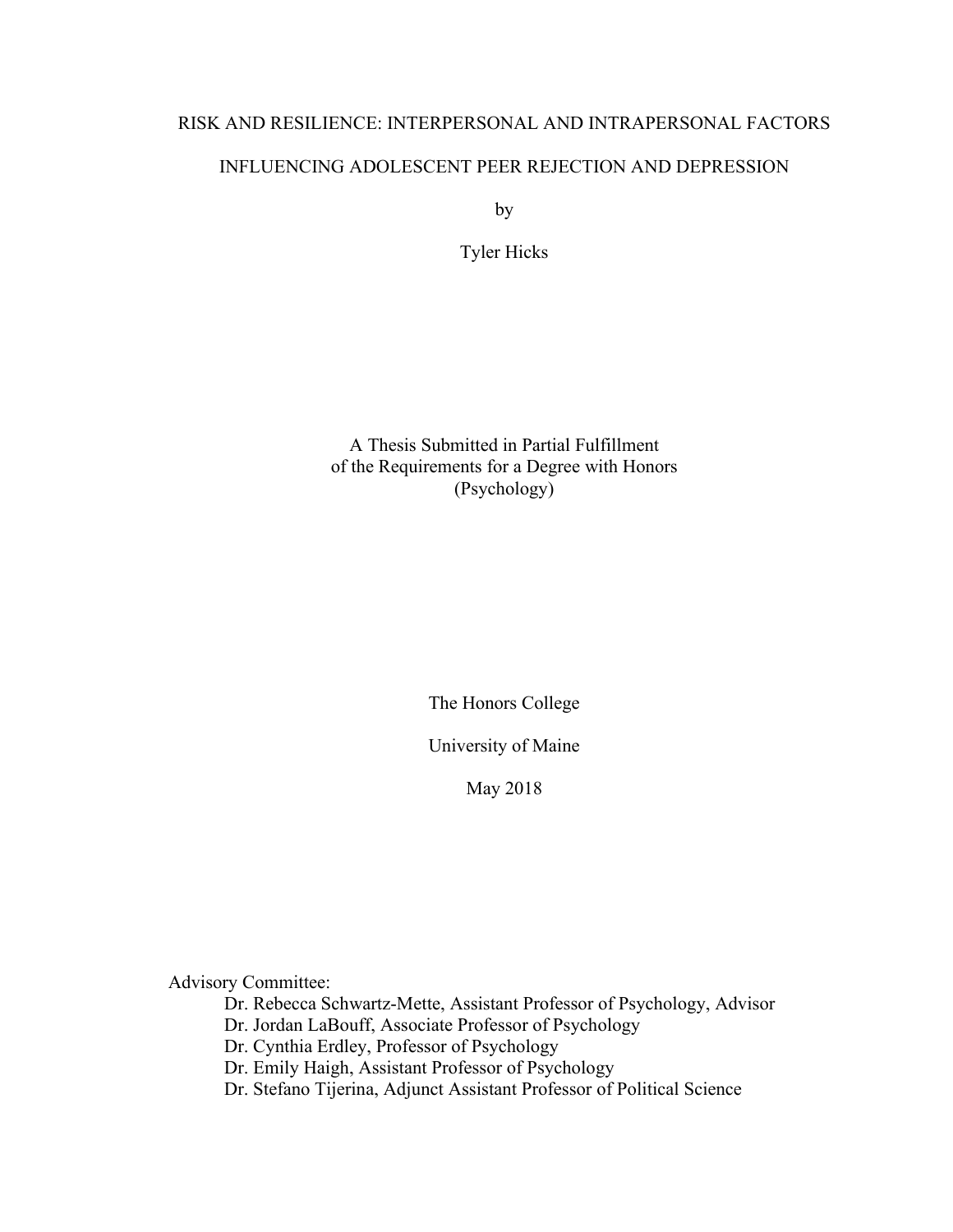# RISK AND RESILIENCE: INTERPERSONAL AND INTRAPERSONAL FACTORS INFLUENCING ADOLESCENT PEER REJECTION AND DEPRESSION

by

Tyler Hicks

A Thesis Submitted in Partial Fulfillment
of the Requirements for a Degree with Honors
(Psychology)

The Honors College

University of Maine

May 2018

Advisory Committee:

- Dr. Rebecca Schwartz-Mette, Assistant Professor of Psychology, Advisor
- Dr. Jordan LaBouff, Associate Professor of Psychology
- Dr. Cynthia Erdley, Professor of Psychology
- Dr. Emily Haigh, Assistant Professor of Psychology
- Dr. Stefano Tijerina, Adjunct Assistant Professor of Political Science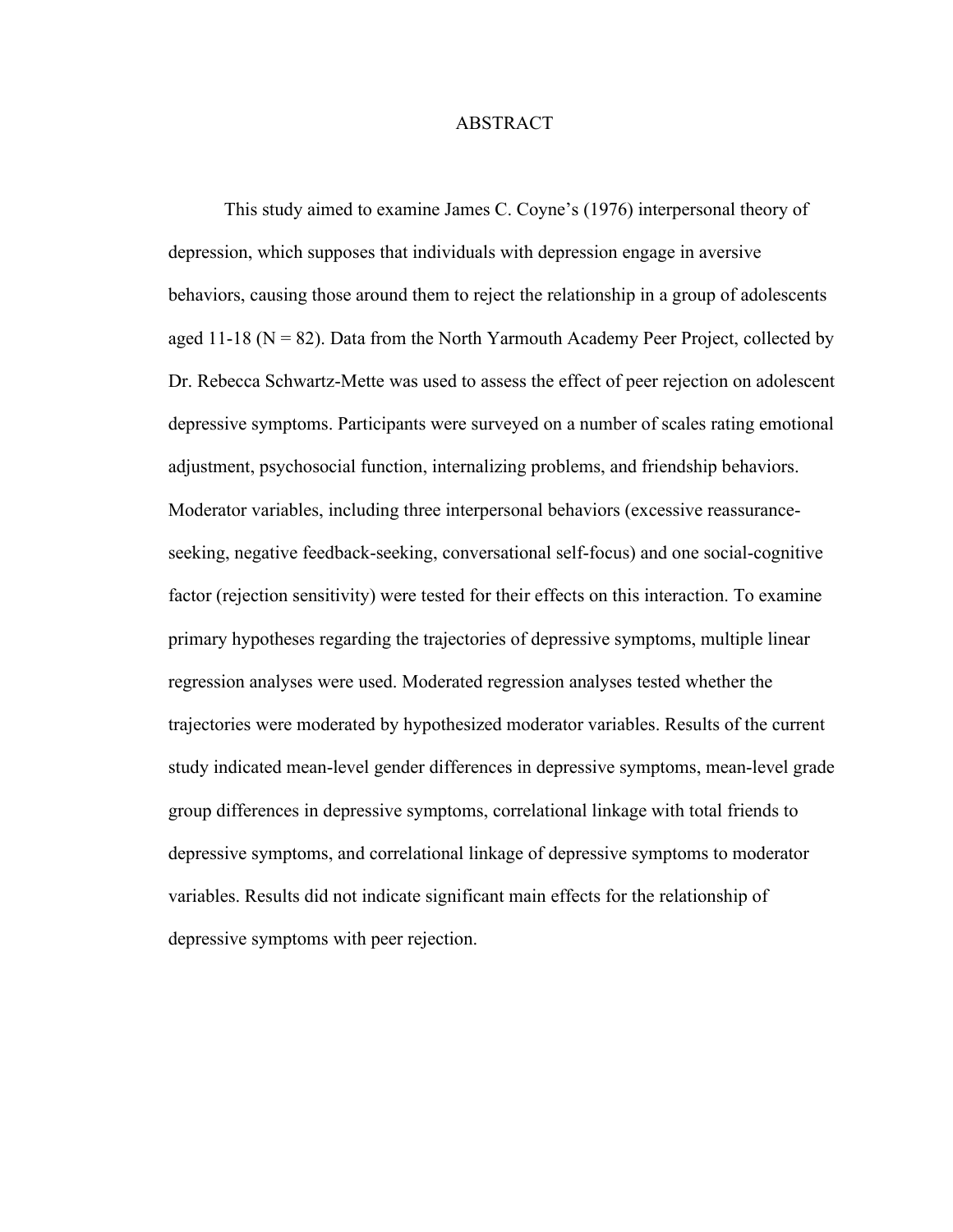# ABSTRACT

This study aimed to examine James C. Coyne's (1976) interpersonal theory of depression, which supposes that individuals with depression engage in aversive behaviors, causing those around them to reject the relationship in a group of adolescents aged 11-18 (N = 82). Data from the North Yarmouth Academy Peer Project, collected by Dr. Rebecca Schwartz-Mette was used to assess the effect of peer rejection on adolescent depressive symptoms. Participants were surveyed on a number of scales rating emotional adjustment, psychosocial function, internalizing problems, and friendship behaviors. Moderator variables, including three interpersonal behaviors (excessive reassurance-seeking, negative feedback-seeking, conversational self-focus) and one social-cognitive factor (rejection sensitivity) were tested for their effects on this interaction. To examine primary hypotheses regarding the trajectories of depressive symptoms, multiple linear regression analyses were used. Moderated regression analyses tested whether the trajectories were moderated by hypothesized moderator variables. Results of the current study indicated mean-level gender differences in depressive symptoms, mean-level grade group differences in depressive symptoms, correlational linkage with total friends to depressive symptoms, and correlational linkage of depressive symptoms to moderator variables. Results did not indicate significant main effects for the relationship of depressive symptoms with peer rejection.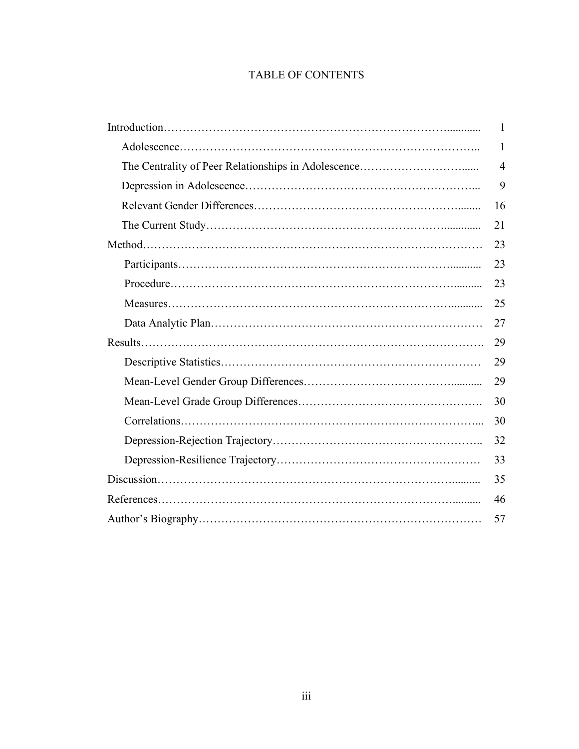# TABLE OF CONTENTS

| | |
|---|---|
| Introduction | 1 |
| Adolescence | 1 |
| The Centrality of Peer Relationships in Adolescence | 4 |
| Depression in Adolescence | 9 |
| Relevant Gender Differences | 16 |
| The Current Study | 21 |
| Method | 23 |
| Participants | 23 |
| Procedure | 23 |
| Measures | 25 |
| Data Analytic Plan | 27 |
| Results | 29 |
| Descriptive Statistics | 29 |
| Mean-Level Gender Group Differences | 29 |
| Mean-Level Grade Group Differences | 30 |
| Correlations | 30 |
| Depression-Rejection Trajectory | 32 |
| Depression-Resilience Trajectory | 33 |
| Discussion | 35 |
| References | 46 |
| Author's Biography | 57 |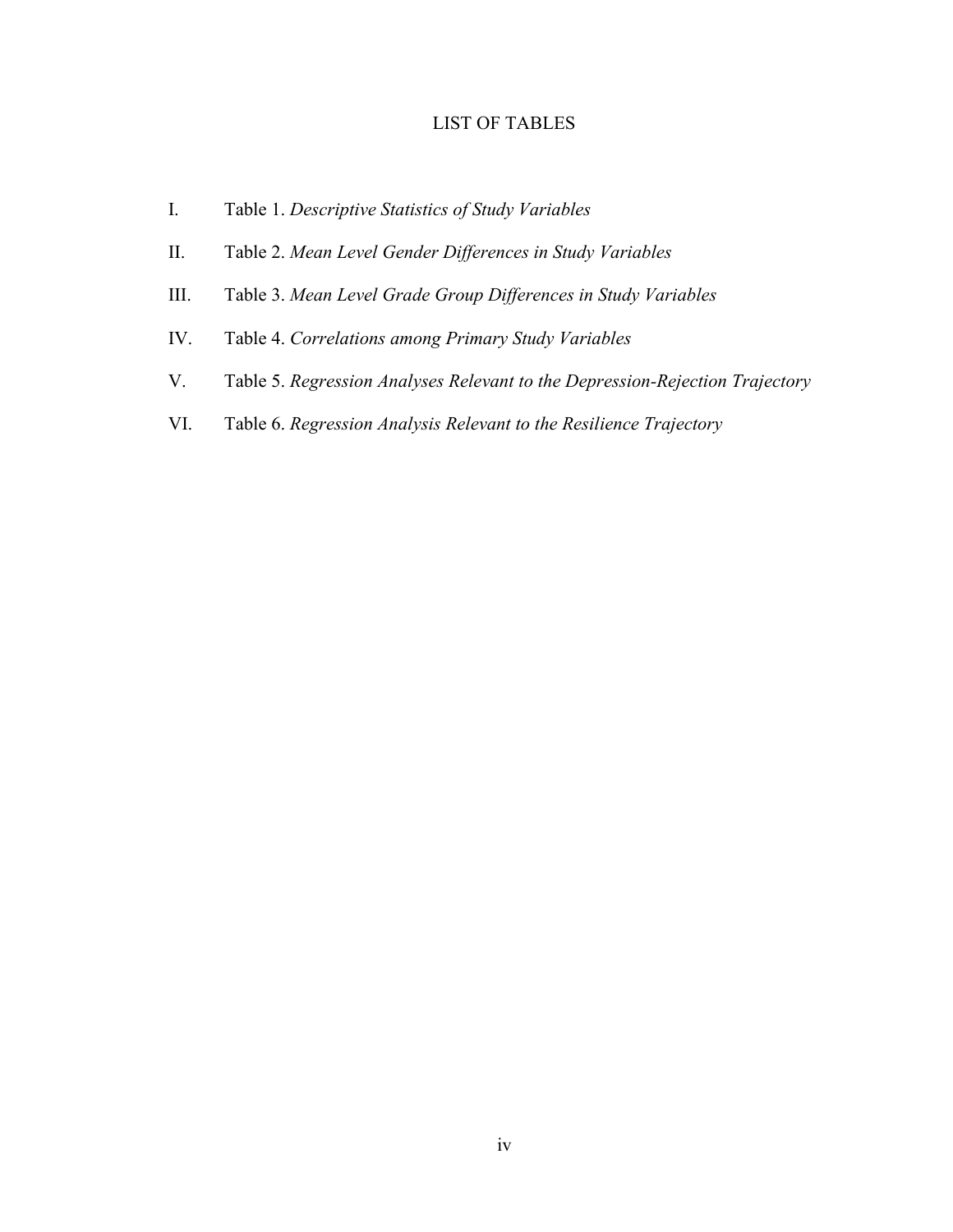# LIST OF TABLES

I. Table 1. *Descriptive Statistics of Study Variables*

II. Table 2. *Mean Level Gender Differences in Study Variables*

III. Table 3. *Mean Level Grade Group Differences in Study Variables*

IV. Table 4. *Correlations among Primary Study Variables*

V. Table 5. *Regression Analyses Relevant to the Depression-Rejection Trajectory*

VI. Table 6. *Regression Analysis Relevant to the Resilience Trajectory*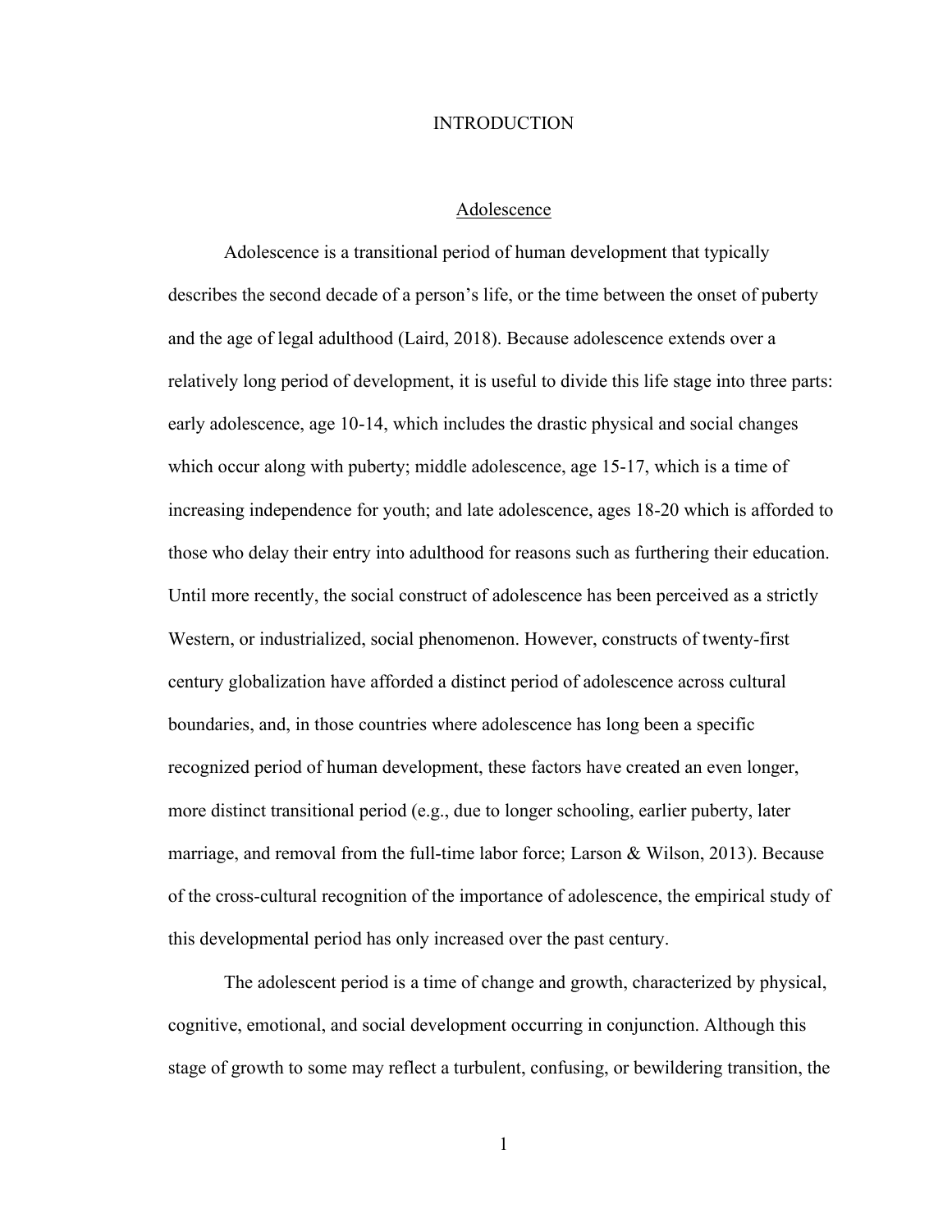# INTRODUCTION

## Adolescence

Adolescence is a transitional period of human development that typically describes the second decade of a person's life, or the time between the onset of puberty and the age of legal adulthood (Laird, 2018). Because adolescence extends over a relatively long period of development, it is useful to divide this life stage into three parts: early adolescence, age 10-14, which includes the drastic physical and social changes which occur along with puberty; middle adolescence, age 15-17, which is a time of increasing independence for youth; and late adolescence, ages 18-20 which is afforded to those who delay their entry into adulthood for reasons such as furthering their education. Until more recently, the social construct of adolescence has been perceived as a strictly Western, or industrialized, social phenomenon. However, constructs of twenty-first century globalization have afforded a distinct period of adolescence across cultural boundaries, and, in those countries where adolescence has long been a specific recognized period of human development, these factors have created an even longer, more distinct transitional period (e.g., due to longer schooling, earlier puberty, later marriage, and removal from the full-time labor force; Larson & Wilson, 2013). Because of the cross-cultural recognition of the importance of adolescence, the empirical study of this developmental period has only increased over the past century.

The adolescent period is a time of change and growth, characterized by physical, cognitive, emotional, and social development occurring in conjunction. Although this stage of growth to some may reflect a turbulent, confusing, or bewildering transition, the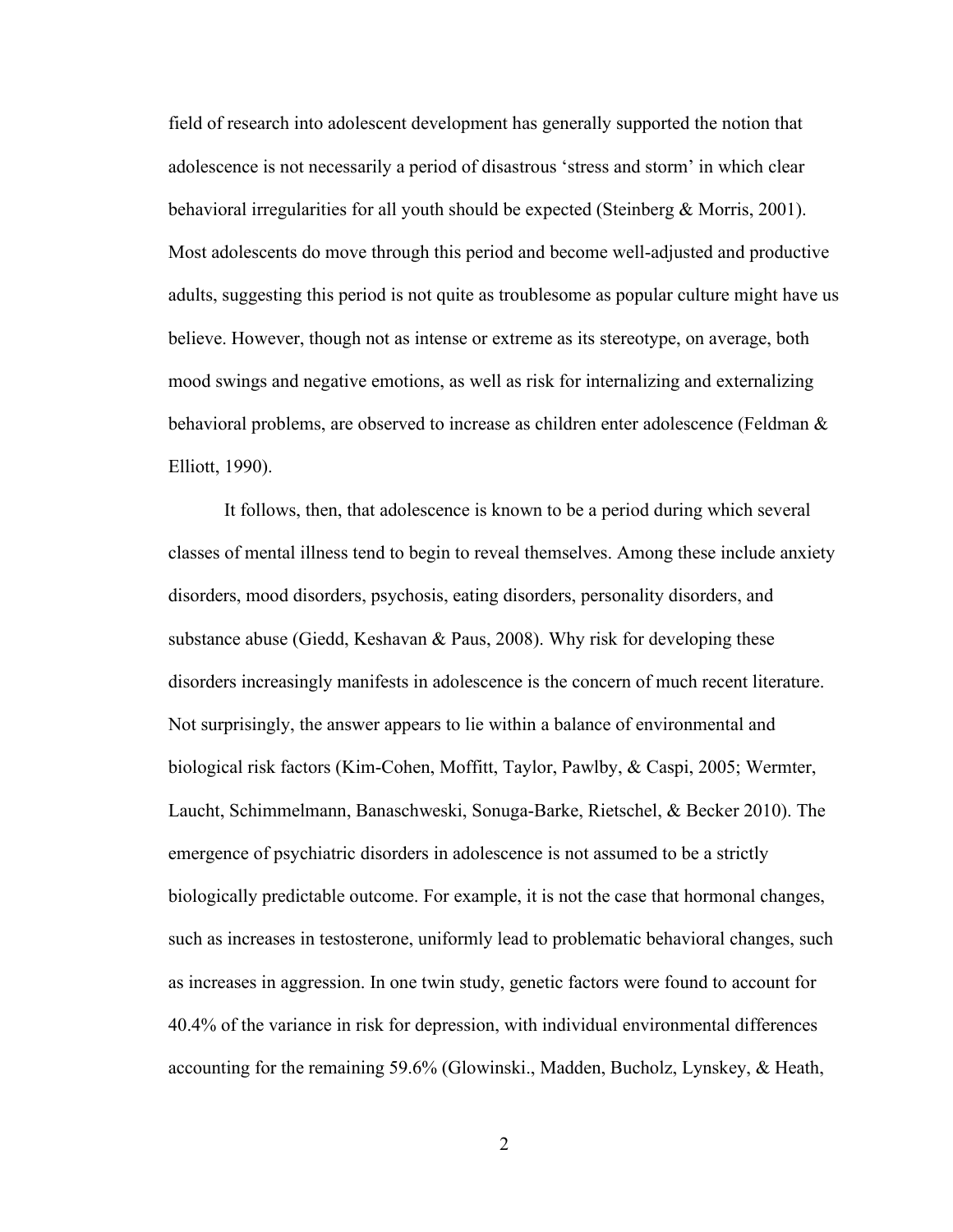field of research into adolescent development has generally supported the notion that adolescence is not necessarily a period of disastrous 'stress and storm' in which clear behavioral irregularities for all youth should be expected (Steinberg & Morris, 2001). Most adolescents do move through this period and become well-adjusted and productive adults, suggesting this period is not quite as troublesome as popular culture might have us believe. However, though not as intense or extreme as its stereotype, on average, both mood swings and negative emotions, as well as risk for internalizing and externalizing behavioral problems, are observed to increase as children enter adolescence (Feldman & Elliott, 1990).

It follows, then, that adolescence is known to be a period during which several classes of mental illness tend to begin to reveal themselves. Among these include anxiety disorders, mood disorders, psychosis, eating disorders, personality disorders, and substance abuse (Giedd, Keshavan & Paus, 2008). Why risk for developing these disorders increasingly manifests in adolescence is the concern of much recent literature. Not surprisingly, the answer appears to lie within a balance of environmental and biological risk factors (Kim-Cohen, Moffitt, Taylor, Pawlby, & Caspi, 2005; Wermter, Laucht, Schimmelmann, Banaschweski, Sonuga-Barke, Rietschel, & Becker 2010). The emergence of psychiatric disorders in adolescence is not assumed to be a strictly biologically predictable outcome. For example, it is not the case that hormonal changes, such as increases in testosterone, uniformly lead to problematic behavioral changes, such as increases in aggression. In one twin study, genetic factors were found to account for 40.4% of the variance in risk for depression, with individual environmental differences accounting for the remaining 59.6% (Glowinski., Madden, Bucholz, Lynskey, & Heath,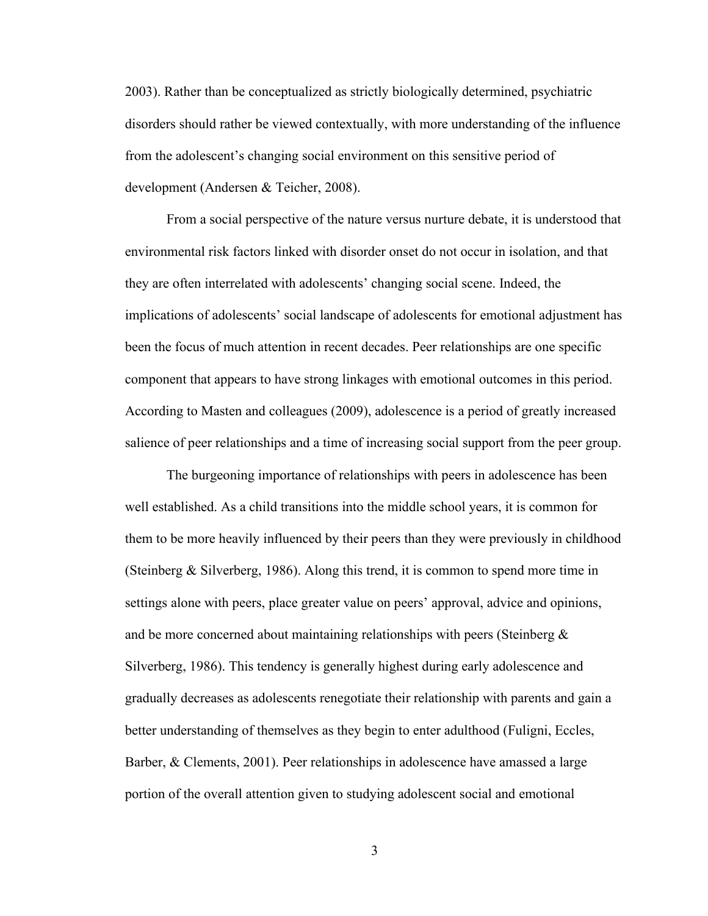2003). Rather than be conceptualized as strictly biologically determined, psychiatric disorders should rather be viewed contextually, with more understanding of the influence from the adolescent's changing social environment on this sensitive period of development (Andersen & Teicher, 2008).

From a social perspective of the nature versus nurture debate, it is understood that environmental risk factors linked with disorder onset do not occur in isolation, and that they are often interrelated with adolescents' changing social scene. Indeed, the implications of adolescents' social landscape of adolescents for emotional adjustment has been the focus of much attention in recent decades. Peer relationships are one specific component that appears to have strong linkages with emotional outcomes in this period. According to Masten and colleagues (2009), adolescence is a period of greatly increased salience of peer relationships and a time of increasing social support from the peer group.

The burgeoning importance of relationships with peers in adolescence has been well established. As a child transitions into the middle school years, it is common for them to be more heavily influenced by their peers than they were previously in childhood (Steinberg & Silverberg, 1986). Along this trend, it is common to spend more time in settings alone with peers, place greater value on peers' approval, advice and opinions, and be more concerned about maintaining relationships with peers (Steinberg & Silverberg, 1986). This tendency is generally highest during early adolescence and gradually decreases as adolescents renegotiate their relationship with parents and gain a better understanding of themselves as they begin to enter adulthood (Fuligni, Eccles, Barber, & Clements, 2001). Peer relationships in adolescence have amassed a large portion of the overall attention given to studying adolescent social and emotional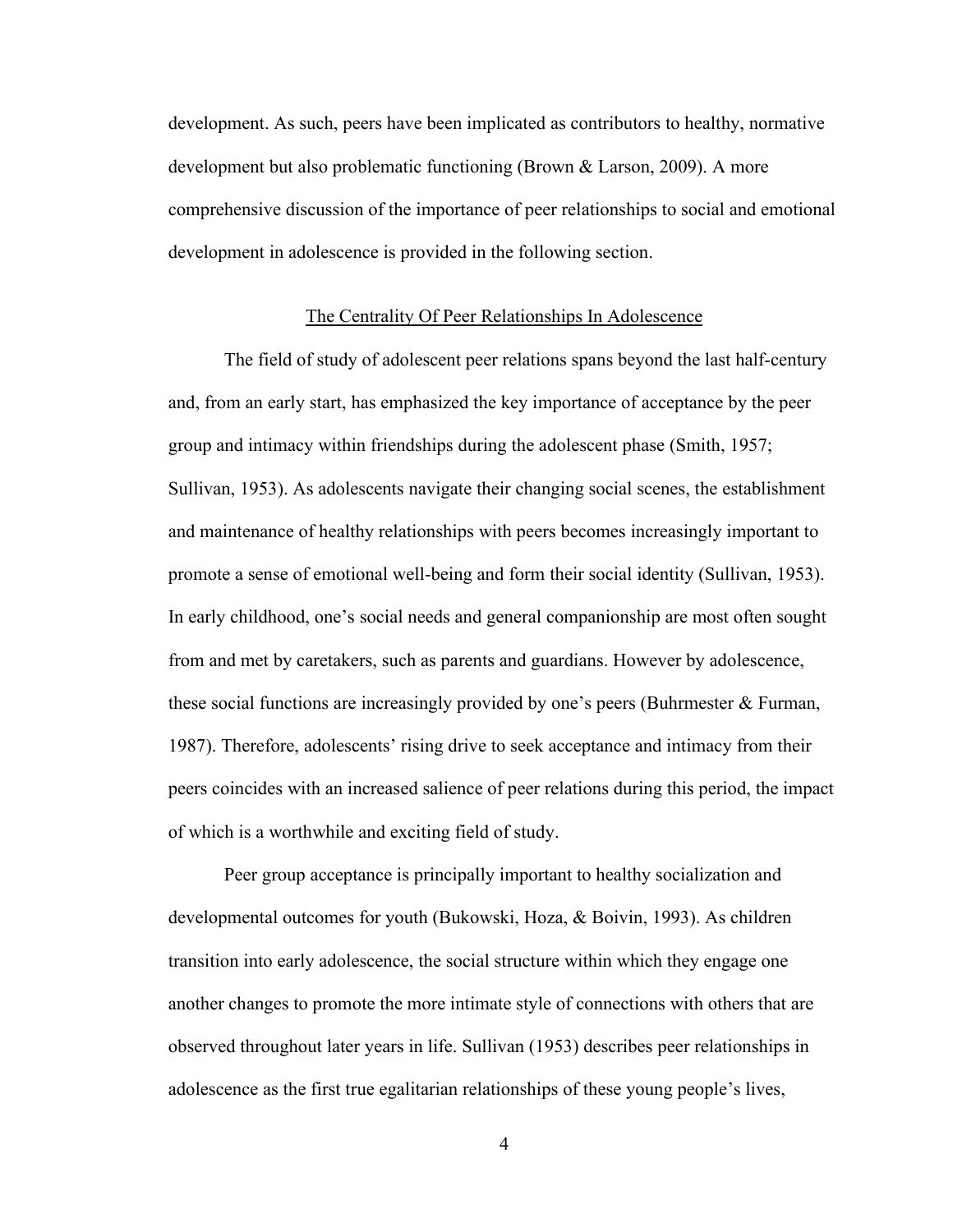development. As such, peers have been implicated as contributors to healthy, normative development but also problematic functioning (Brown & Larson, 2009). A more comprehensive discussion of the importance of peer relationships to social and emotional development in adolescence is provided in the following section.

## The Centrality Of Peer Relationships In Adolescence

The field of study of adolescent peer relations spans beyond the last half-century and, from an early start, has emphasized the key importance of acceptance by the peer group and intimacy within friendships during the adolescent phase (Smith, 1957; Sullivan, 1953). As adolescents navigate their changing social scenes, the establishment and maintenance of healthy relationships with peers becomes increasingly important to promote a sense of emotional well-being and form their social identity (Sullivan, 1953). In early childhood, one's social needs and general companionship are most often sought from and met by caretakers, such as parents and guardians. However by adolescence, these social functions are increasingly provided by one's peers (Buhrmester & Furman, 1987). Therefore, adolescents' rising drive to seek acceptance and intimacy from their peers coincides with an increased salience of peer relations during this period, the impact of which is a worthwhile and exciting field of study.

Peer group acceptance is principally important to healthy socialization and developmental outcomes for youth (Bukowski, Hoza, & Boivin, 1993). As children transition into early adolescence, the social structure within which they engage one another changes to promote the more intimate style of connections with others that are observed throughout later years in life. Sullivan (1953) describes peer relationships in adolescence as the first true egalitarian relationships of these young people's lives,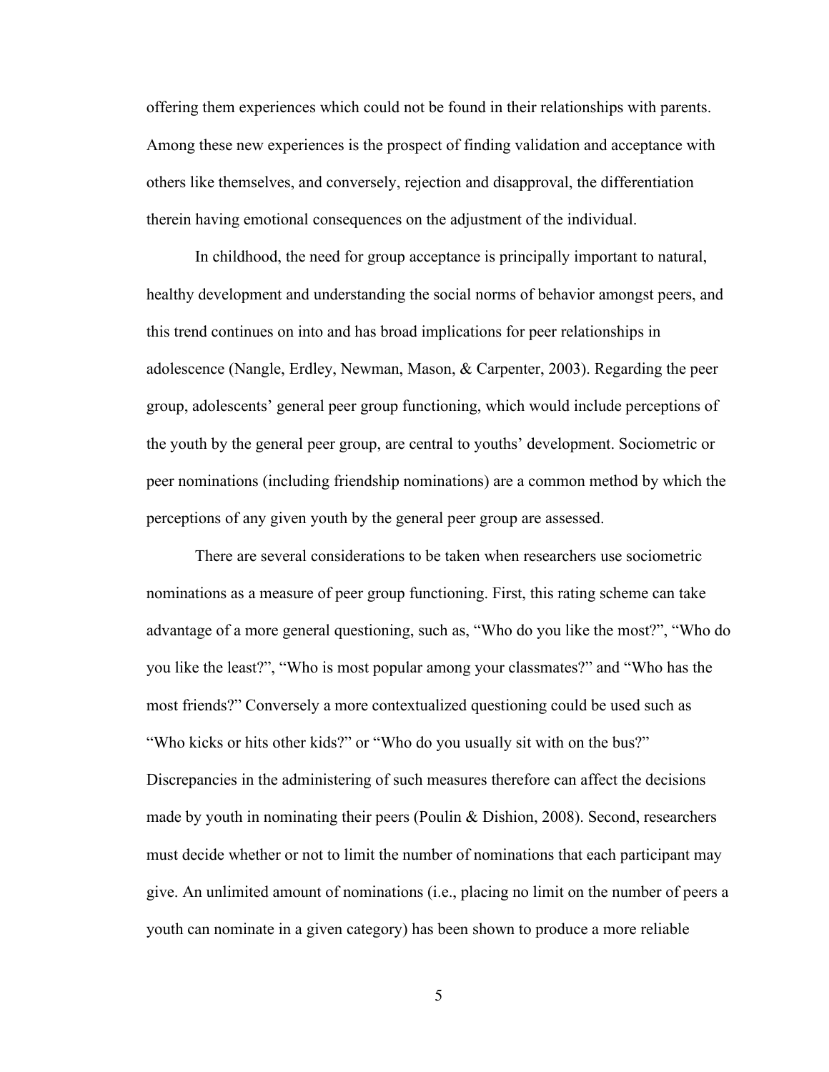offering them experiences which could not be found in their relationships with parents. Among these new experiences is the prospect of finding validation and acceptance with others like themselves, and conversely, rejection and disapproval, the differentiation therein having emotional consequences on the adjustment of the individual.

In childhood, the need for group acceptance is principally important to natural, healthy development and understanding the social norms of behavior amongst peers, and this trend continues on into and has broad implications for peer relationships in adolescence (Nangle, Erdley, Newman, Mason, & Carpenter, 2003). Regarding the peer group, adolescents' general peer group functioning, which would include perceptions of the youth by the general peer group, are central to youths' development. Sociometric or peer nominations (including friendship nominations) are a common method by which the perceptions of any given youth by the general peer group are assessed.

There are several considerations to be taken when researchers use sociometric nominations as a measure of peer group functioning. First, this rating scheme can take advantage of a more general questioning, such as, "Who do you like the most?", "Who do you like the least?", "Who is most popular among your classmates?" and "Who has the most friends?" Conversely a more contextualized questioning could be used such as "Who kicks or hits other kids?" or "Who do you usually sit with on the bus?" Discrepancies in the administering of such measures therefore can affect the decisions made by youth in nominating their peers (Poulin & Dishion, 2008). Second, researchers must decide whether or not to limit the number of nominations that each participant may give. An unlimited amount of nominations (i.e., placing no limit on the number of peers a youth can nominate in a given category) has been shown to produce a more reliable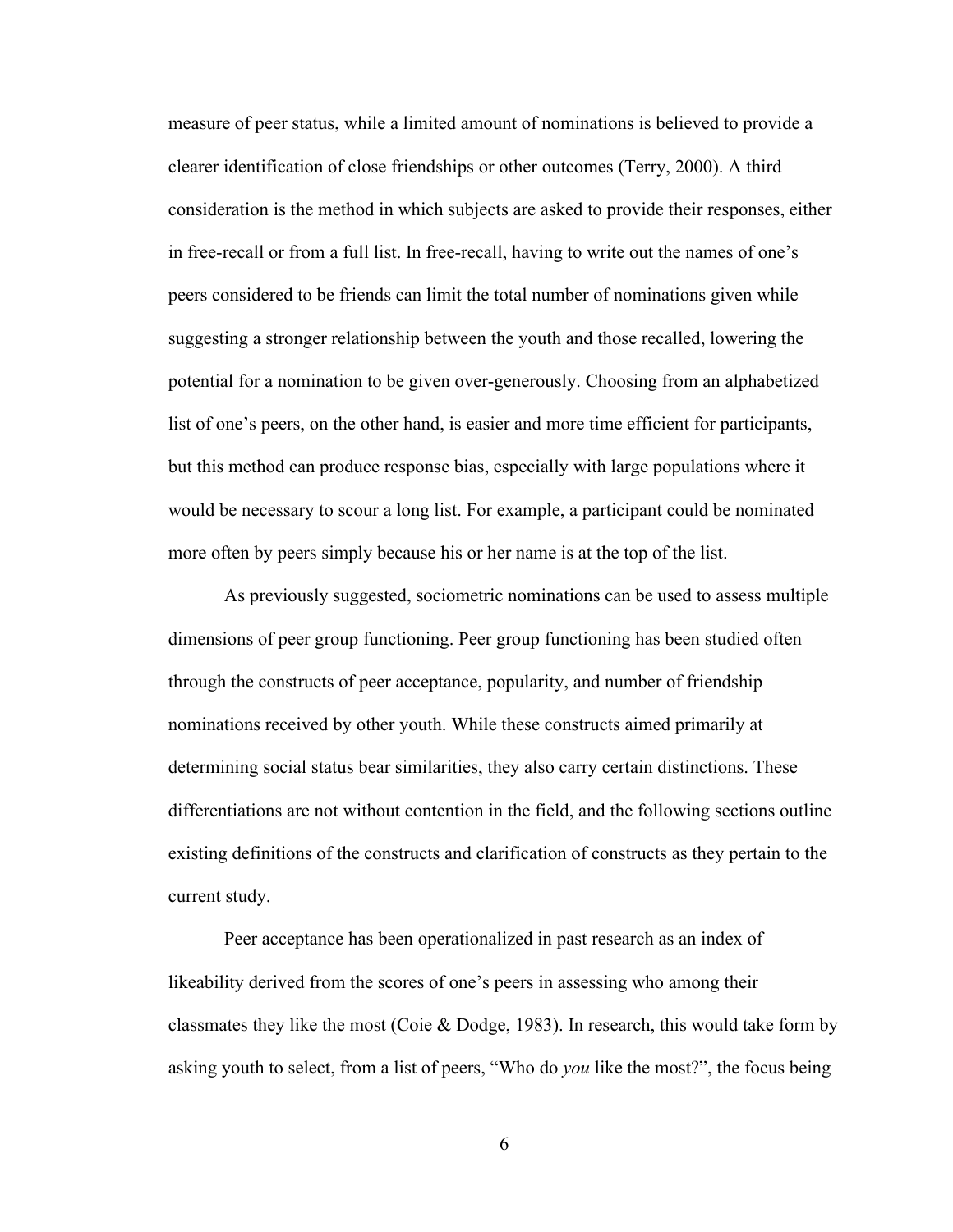measure of peer status, while a limited amount of nominations is believed to provide a clearer identification of close friendships or other outcomes (Terry, 2000). A third consideration is the method in which subjects are asked to provide their responses, either in free-recall or from a full list. In free-recall, having to write out the names of one's peers considered to be friends can limit the total number of nominations given while suggesting a stronger relationship between the youth and those recalled, lowering the potential for a nomination to be given over-generously. Choosing from an alphabetized list of one's peers, on the other hand, is easier and more time efficient for participants, but this method can produce response bias, especially with large populations where it would be necessary to scour a long list. For example, a participant could be nominated more often by peers simply because his or her name is at the top of the list.

As previously suggested, sociometric nominations can be used to assess multiple dimensions of peer group functioning. Peer group functioning has been studied often through the constructs of peer acceptance, popularity, and number of friendship nominations received by other youth. While these constructs aimed primarily at determining social status bear similarities, they also carry certain distinctions. These differentiations are not without contention in the field, and the following sections outline existing definitions of the constructs and clarification of constructs as they pertain to the current study.

Peer acceptance has been operationalized in past research as an index of likeability derived from the scores of one's peers in assessing who among their classmates they like the most (Coie & Dodge, 1983). In research, this would take form by asking youth to select, from a list of peers, "Who do *you* like the most?", the focus being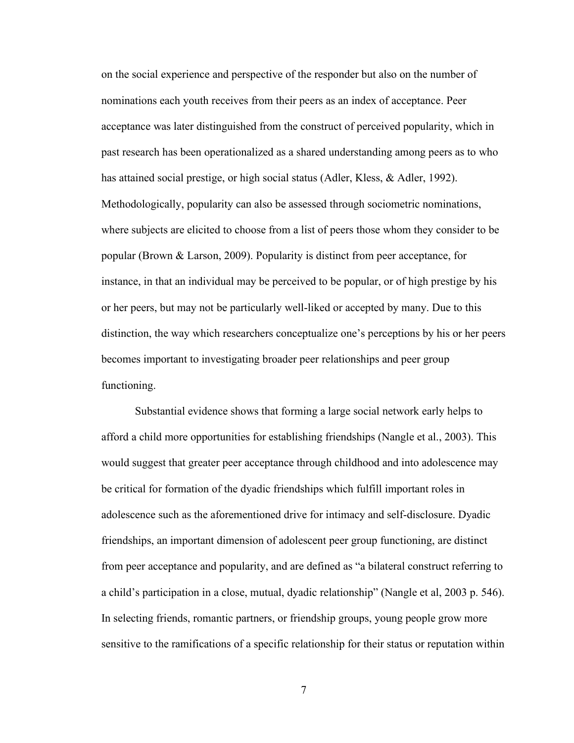on the social experience and perspective of the responder but also on the number of nominations each youth receives from their peers as an index of acceptance. Peer acceptance was later distinguished from the construct of perceived popularity, which in past research has been operationalized as a shared understanding among peers as to who has attained social prestige, or high social status (Adler, Kless, & Adler, 1992). Methodologically, popularity can also be assessed through sociometric nominations, where subjects are elicited to choose from a list of peers those whom they consider to be popular (Brown & Larson, 2009). Popularity is distinct from peer acceptance, for instance, in that an individual may be perceived to be popular, or of high prestige by his or her peers, but may not be particularly well-liked or accepted by many. Due to this distinction, the way which researchers conceptualize one's perceptions by his or her peers becomes important to investigating broader peer relationships and peer group functioning.

Substantial evidence shows that forming a large social network early helps to afford a child more opportunities for establishing friendships (Nangle et al., 2003). This would suggest that greater peer acceptance through childhood and into adolescence may be critical for formation of the dyadic friendships which fulfill important roles in adolescence such as the aforementioned drive for intimacy and self-disclosure. Dyadic friendships, an important dimension of adolescent peer group functioning, are distinct from peer acceptance and popularity, and are defined as "a bilateral construct referring to a child's participation in a close, mutual, dyadic relationship" (Nangle et al, 2003 p. 546). In selecting friends, romantic partners, or friendship groups, young people grow more sensitive to the ramifications of a specific relationship for their status or reputation within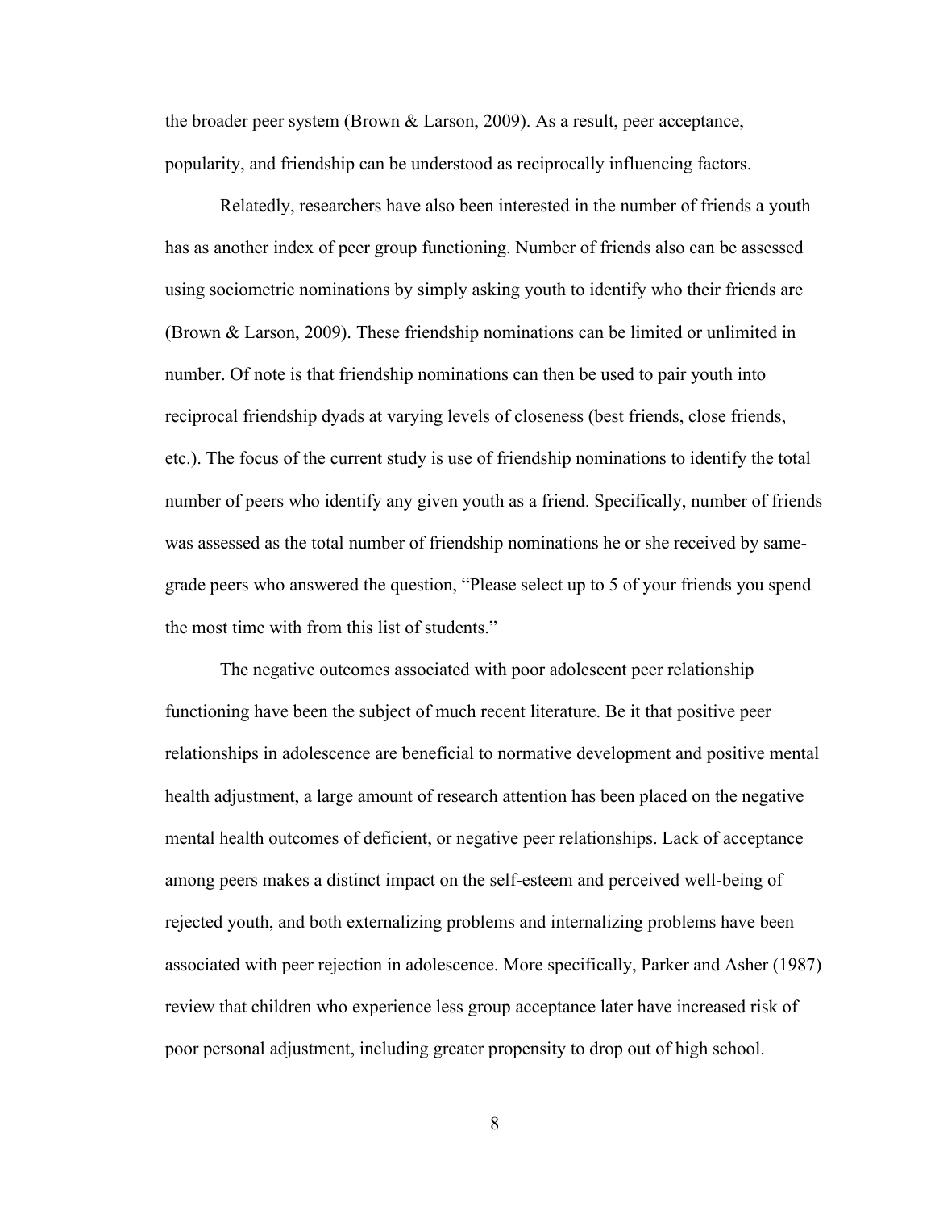the broader peer system (Brown & Larson, 2009). As a result, peer acceptance, popularity, and friendship can be understood as reciprocally influencing factors.

Relatedly, researchers have also been interested in the number of friends a youth has as another index of peer group functioning. Number of friends also can be assessed using sociometric nominations by simply asking youth to identify who their friends are (Brown & Larson, 2009). These friendship nominations can be limited or unlimited in number. Of note is that friendship nominations can then be used to pair youth into reciprocal friendship dyads at varying levels of closeness (best friends, close friends, etc.). The focus of the current study is use of friendship nominations to identify the total number of peers who identify any given youth as a friend. Specifically, number of friends was assessed as the total number of friendship nominations he or she received by same-grade peers who answered the question, "Please select up to 5 of your friends you spend the most time with from this list of students."

The negative outcomes associated with poor adolescent peer relationship functioning have been the subject of much recent literature. Be it that positive peer relationships in adolescence are beneficial to normative development and positive mental health adjustment, a large amount of research attention has been placed on the negative mental health outcomes of deficient, or negative peer relationships. Lack of acceptance among peers makes a distinct impact on the self-esteem and perceived well-being of rejected youth, and both externalizing problems and internalizing problems have been associated with peer rejection in adolescence. More specifically, Parker and Asher (1987) review that children who experience less group acceptance later have increased risk of poor personal adjustment, including greater propensity to drop out of high school.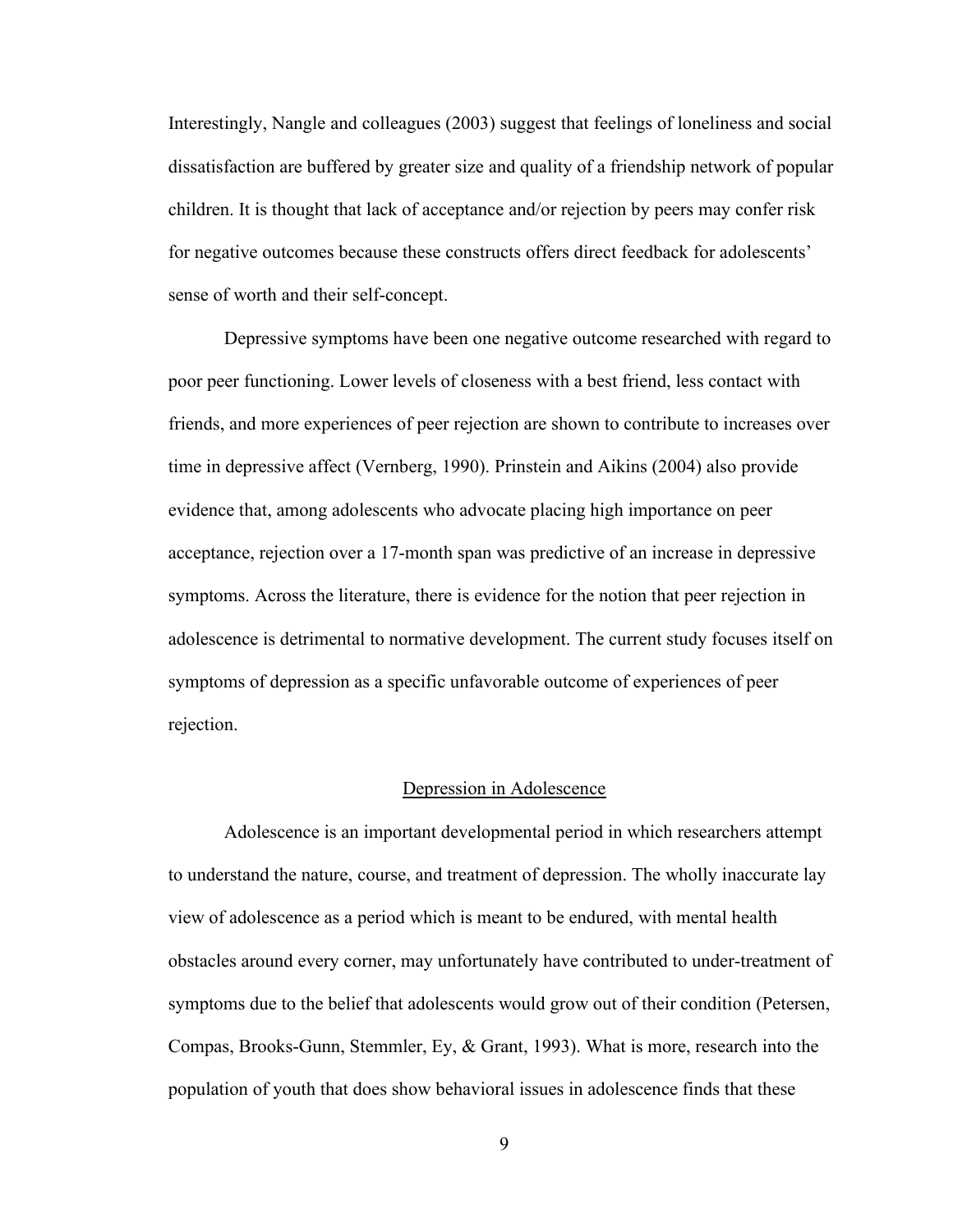Interestingly, Nangle and colleagues (2003) suggest that feelings of loneliness and social dissatisfaction are buffered by greater size and quality of a friendship network of popular children. It is thought that lack of acceptance and/or rejection by peers may confer risk for negative outcomes because these constructs offers direct feedback for adolescents' sense of worth and their self-concept.

Depressive symptoms have been one negative outcome researched with regard to poor peer functioning. Lower levels of closeness with a best friend, less contact with friends, and more experiences of peer rejection are shown to contribute to increases over time in depressive affect (Vernberg, 1990). Prinstein and Aikins (2004) also provide evidence that, among adolescents who advocate placing high importance on peer acceptance, rejection over a 17-month span was predictive of an increase in depressive symptoms. Across the literature, there is evidence for the notion that peer rejection in adolescence is detrimental to normative development. The current study focuses itself on symptoms of depression as a specific unfavorable outcome of experiences of peer rejection.

## Depression in Adolescence

Adolescence is an important developmental period in which researchers attempt to understand the nature, course, and treatment of depression. The wholly inaccurate lay view of adolescence as a period which is meant to be endured, with mental health obstacles around every corner, may unfortunately have contributed to under-treatment of symptoms due to the belief that adolescents would grow out of their condition (Petersen, Compas, Brooks-Gunn, Stemmler, Ey, & Grant, 1993). What is more, research into the population of youth that does show behavioral issues in adolescence finds that these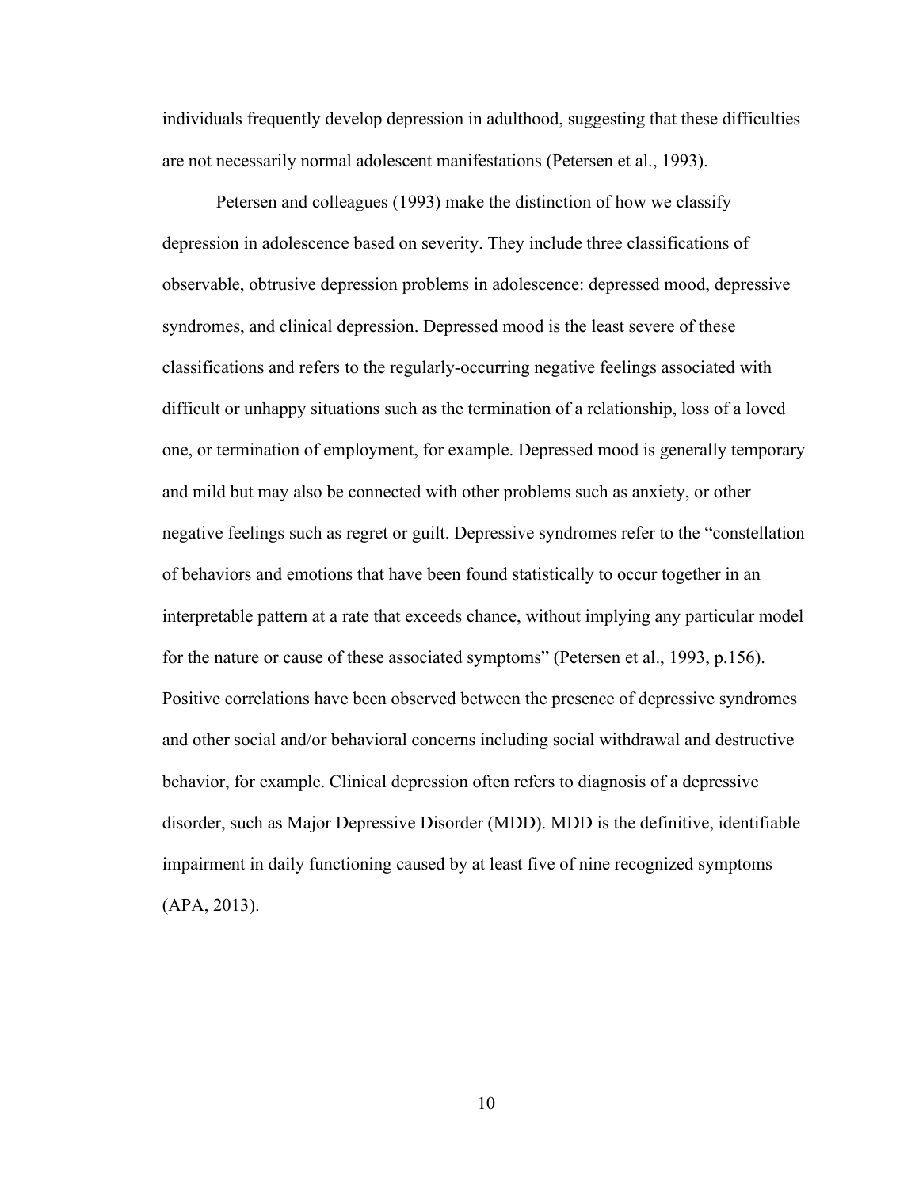individuals frequently develop depression in adulthood, suggesting that these difficulties are not necessarily normal adolescent manifestations (Petersen et al., 1993).

Petersen and colleagues (1993) make the distinction of how we classify depression in adolescence based on severity. They include three classifications of observable, obtrusive depression problems in adolescence: depressed mood, depressive syndromes, and clinical depression. Depressed mood is the least severe of these classifications and refers to the regularly-occurring negative feelings associated with difficult or unhappy situations such as the termination of a relationship, loss of a loved one, or termination of employment, for example. Depressed mood is generally temporary and mild but may also be connected with other problems such as anxiety, or other negative feelings such as regret or guilt. Depressive syndromes refer to the "constellation of behaviors and emotions that have been found statistically to occur together in an interpretable pattern at a rate that exceeds chance, without implying any particular model for the nature or cause of these associated symptoms" (Petersen et al., 1993, p.156). Positive correlations have been observed between the presence of depressive syndromes and other social and/or behavioral concerns including social withdrawal and destructive behavior, for example. Clinical depression often refers to diagnosis of a depressive disorder, such as Major Depressive Disorder (MDD). MDD is the definitive, identifiable impairment in daily functioning caused by at least five of nine recognized symptoms (APA, 2013).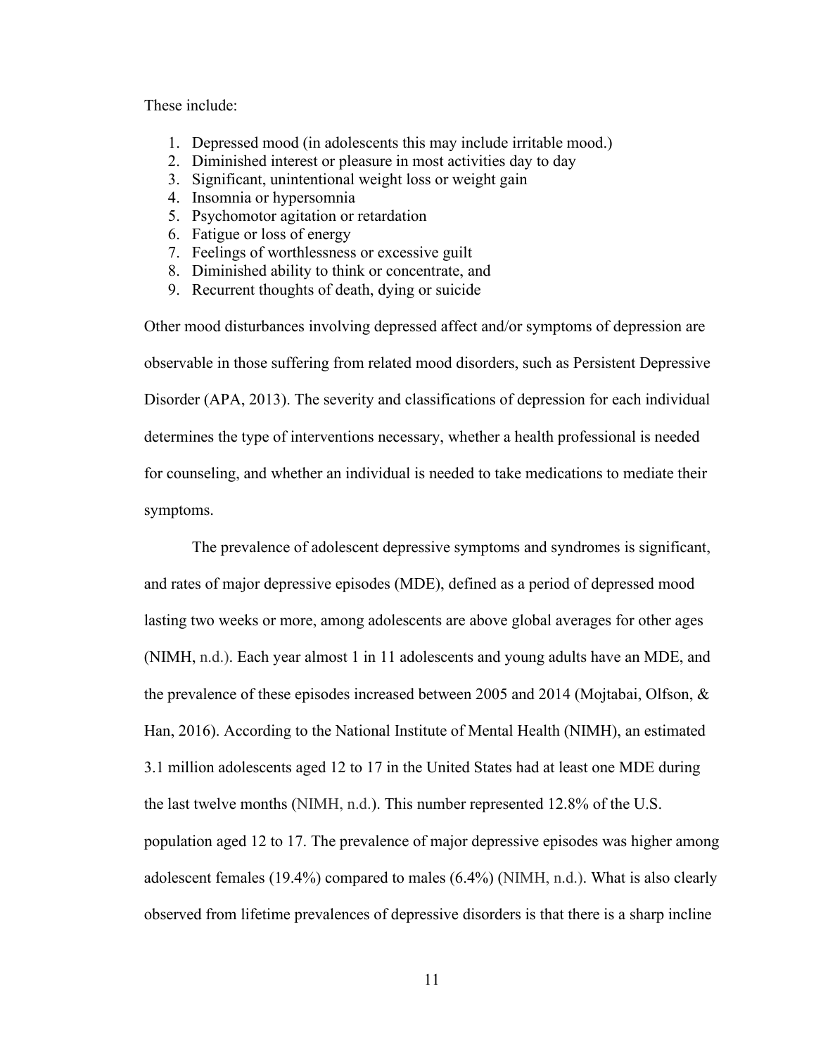These include:

1. Depressed mood (in adolescents this may include irritable mood.)
2. Diminished interest or pleasure in most activities day to day
3. Significant, unintentional weight loss or weight gain
4. Insomnia or hypersomnia
5. Psychomotor agitation or retardation
6. Fatigue or loss of energy
7. Feelings of worthlessness or excessive guilt
8. Diminished ability to think or concentrate, and
9. Recurrent thoughts of death, dying or suicide

Other mood disturbances involving depressed affect and/or symptoms of depression are observable in those suffering from related mood disorders, such as Persistent Depressive Disorder (APA, 2013). The severity and classifications of depression for each individual determines the type of interventions necessary, whether a health professional is needed for counseling, and whether an individual is needed to take medications to mediate their symptoms.

The prevalence of adolescent depressive symptoms and syndromes is significant, and rates of major depressive episodes (MDE), defined as a period of depressed mood lasting two weeks or more, among adolescents are above global averages for other ages (NIMH, n.d.). Each year almost 1 in 11 adolescents and young adults have an MDE, and the prevalence of these episodes increased between 2005 and 2014 (Mojtabai, Olfson, & Han, 2016). According to the National Institute of Mental Health (NIMH), an estimated 3.1 million adolescents aged 12 to 17 in the United States had at least one MDE during the last twelve months (NIMH, n.d.). This number represented 12.8% of the U.S. population aged 12 to 17. The prevalence of major depressive episodes was higher among adolescent females (19.4%) compared to males (6.4%) (NIMH, n.d.). What is also clearly observed from lifetime prevalences of depressive disorders is that there is a sharp incline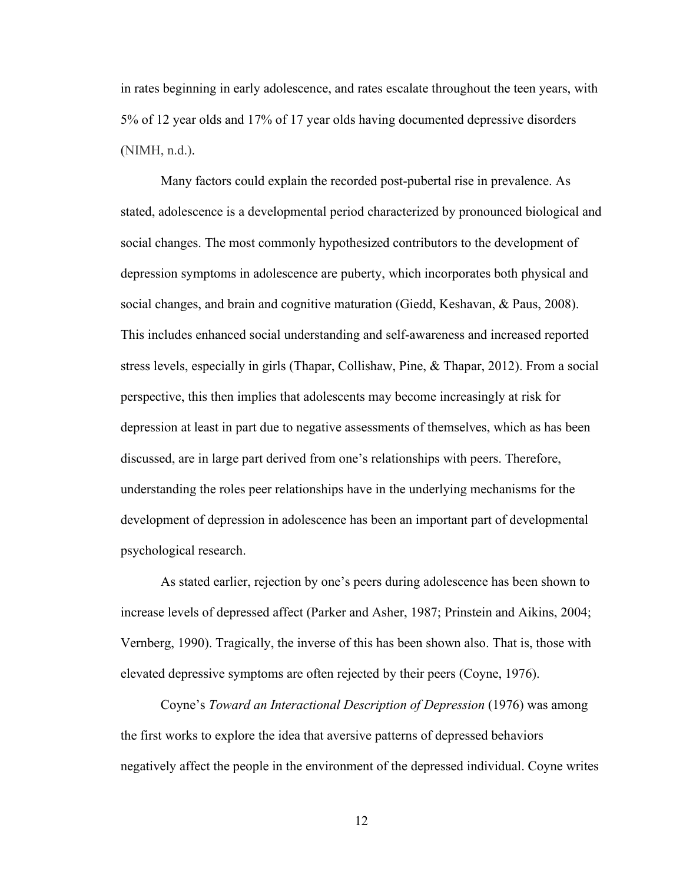in rates beginning in early adolescence, and rates escalate throughout the teen years, with 5% of 12 year olds and 17% of 17 year olds having documented depressive disorders (NIMH, n.d.).

Many factors could explain the recorded post-pubertal rise in prevalence. As stated, adolescence is a developmental period characterized by pronounced biological and social changes. The most commonly hypothesized contributors to the development of depression symptoms in adolescence are puberty, which incorporates both physical and social changes, and brain and cognitive maturation (Giedd, Keshavan, & Paus, 2008). This includes enhanced social understanding and self-awareness and increased reported stress levels, especially in girls (Thapar, Collishaw, Pine, & Thapar, 2012). From a social perspective, this then implies that adolescents may become increasingly at risk for depression at least in part due to negative assessments of themselves, which as has been discussed, are in large part derived from one's relationships with peers. Therefore, understanding the roles peer relationships have in the underlying mechanisms for the development of depression in adolescence has been an important part of developmental psychological research.

As stated earlier, rejection by one's peers during adolescence has been shown to increase levels of depressed affect (Parker and Asher, 1987; Prinstein and Aikins, 2004; Vernberg, 1990). Tragically, the inverse of this has been shown also. That is, those with elevated depressive symptoms are often rejected by their peers (Coyne, 1976).

Coyne's *Toward an Interactional Description of Depression* (1976) was among the first works to explore the idea that aversive patterns of depressed behaviors negatively affect the people in the environment of the depressed individual. Coyne writes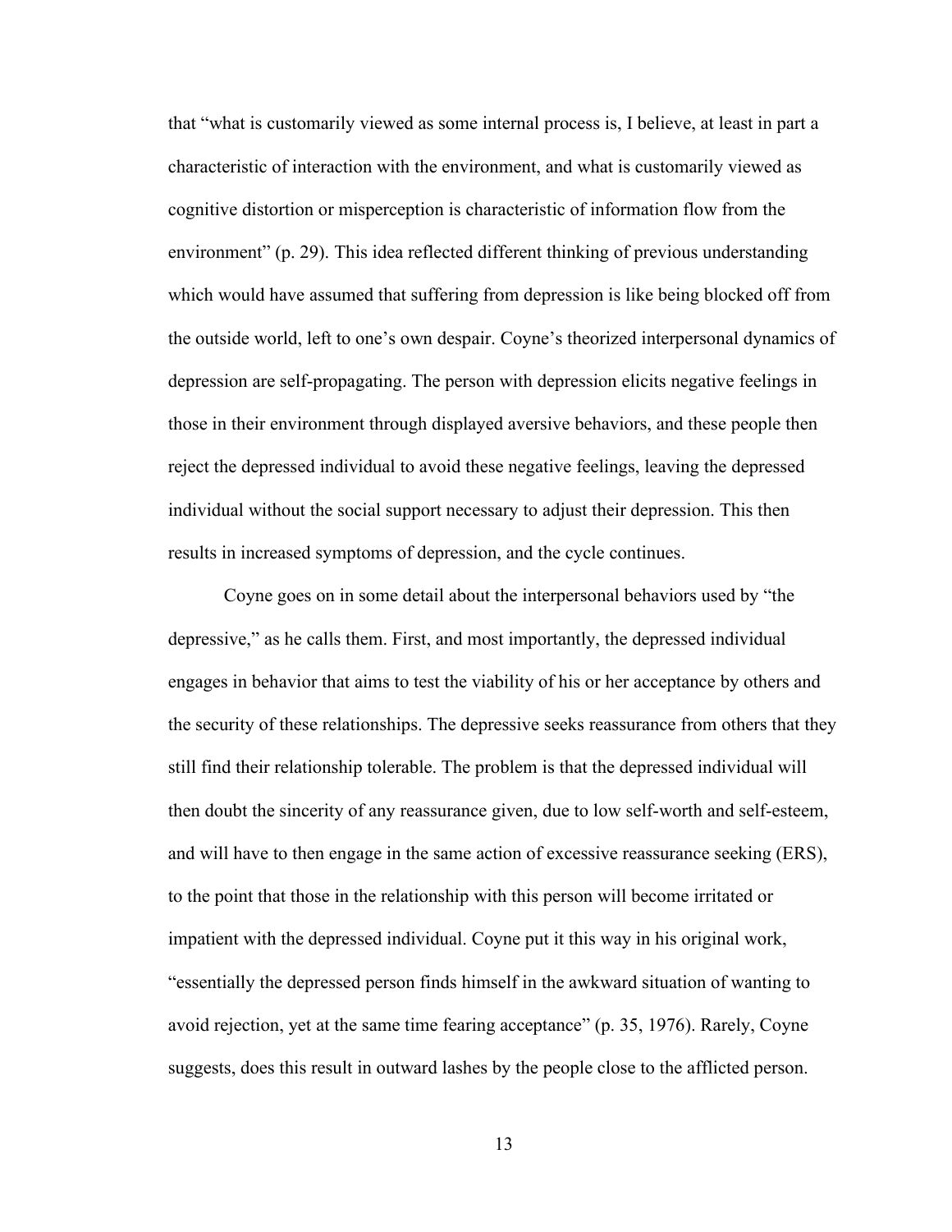that "what is customarily viewed as some internal process is, I believe, at least in part a characteristic of interaction with the environment, and what is customarily viewed as cognitive distortion or misperception is characteristic of information flow from the environment" (p. 29). This idea reflected different thinking of previous understanding which would have assumed that suffering from depression is like being blocked off from the outside world, left to one's own despair. Coyne's theorized interpersonal dynamics of depression are self-propagating. The person with depression elicits negative feelings in those in their environment through displayed aversive behaviors, and these people then reject the depressed individual to avoid these negative feelings, leaving the depressed individual without the social support necessary to adjust their depression. This then results in increased symptoms of depression, and the cycle continues.

Coyne goes on in some detail about the interpersonal behaviors used by "the depressive," as he calls them. First, and most importantly, the depressed individual engages in behavior that aims to test the viability of his or her acceptance by others and the security of these relationships. The depressive seeks reassurance from others that they still find their relationship tolerable. The problem is that the depressed individual will then doubt the sincerity of any reassurance given, due to low self-worth and self-esteem, and will have to then engage in the same action of excessive reassurance seeking (ERS), to the point that those in the relationship with this person will become irritated or impatient with the depressed individual. Coyne put it this way in his original work, "essentially the depressed person finds himself in the awkward situation of wanting to avoid rejection, yet at the same time fearing acceptance" (p. 35, 1976). Rarely, Coyne suggests, does this result in outward lashes by the people close to the afflicted person.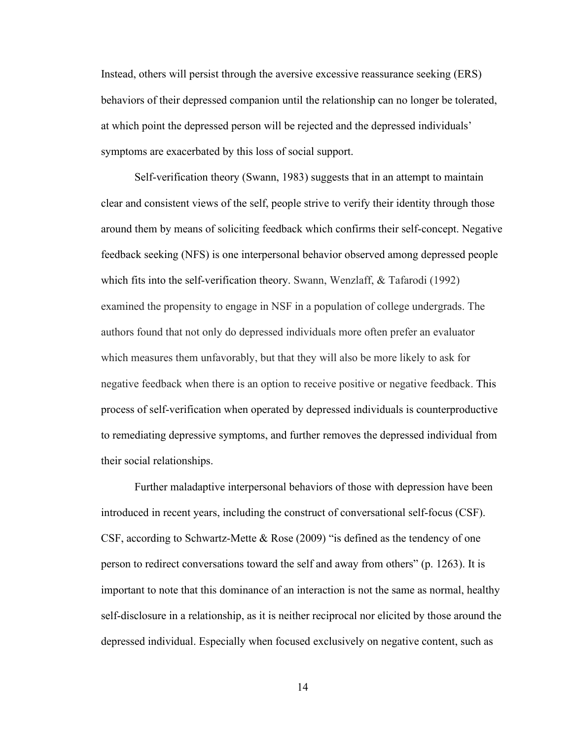Instead, others will persist through the aversive excessive reassurance seeking (ERS) behaviors of their depressed companion until the relationship can no longer be tolerated, at which point the depressed person will be rejected and the depressed individuals' symptoms are exacerbated by this loss of social support.

Self-verification theory (Swann, 1983) suggests that in an attempt to maintain clear and consistent views of the self, people strive to verify their identity through those around them by means of soliciting feedback which confirms their self-concept. Negative feedback seeking (NFS) is one interpersonal behavior observed among depressed people which fits into the self-verification theory. Swann, Wenzlaff, & Tafarodi (1992) examined the propensity to engage in NSF in a population of college undergrads. The authors found that not only do depressed individuals more often prefer an evaluator which measures them unfavorably, but that they will also be more likely to ask for negative feedback when there is an option to receive positive or negative feedback. This process of self-verification when operated by depressed individuals is counterproductive to remediating depressive symptoms, and further removes the depressed individual from their social relationships.

Further maladaptive interpersonal behaviors of those with depression have been introduced in recent years, including the construct of conversational self-focus (CSF). CSF, according to Schwartz-Mette & Rose (2009) "is defined as the tendency of one person to redirect conversations toward the self and away from others" (p. 1263). It is important to note that this dominance of an interaction is not the same as normal, healthy self-disclosure in a relationship, as it is neither reciprocal nor elicited by those around the depressed individual. Especially when focused exclusively on negative content, such as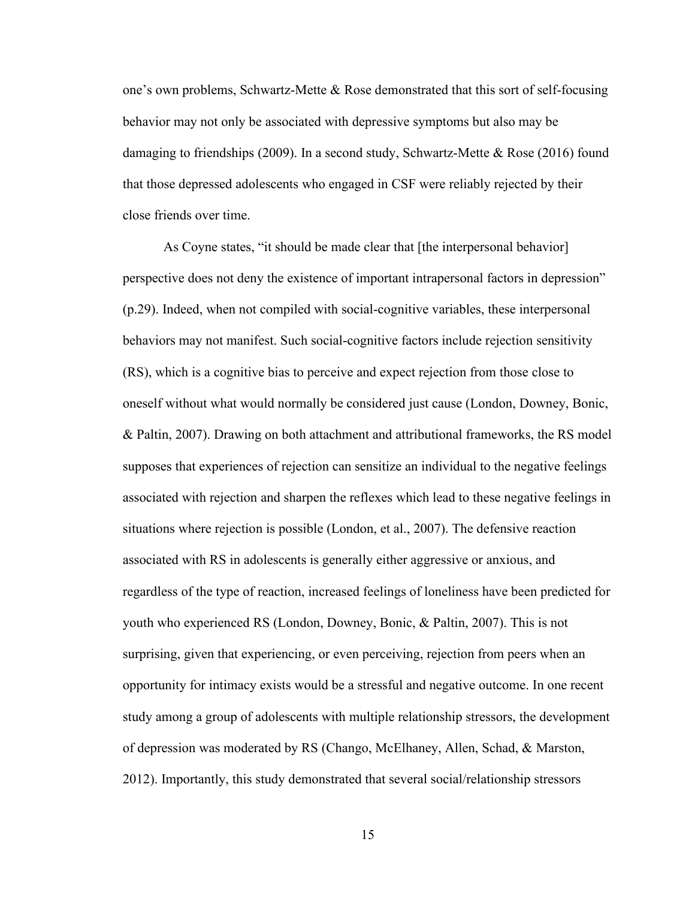one's own problems, Schwartz-Mette & Rose demonstrated that this sort of self-focusing behavior may not only be associated with depressive symptoms but also may be damaging to friendships (2009). In a second study, Schwartz-Mette & Rose (2016) found that those depressed adolescents who engaged in CSF were reliably rejected by their close friends over time.

As Coyne states, "it should be made clear that [the interpersonal behavior] perspective does not deny the existence of important intrapersonal factors in depression" (p.29). Indeed, when not compiled with social-cognitive variables, these interpersonal behaviors may not manifest. Such social-cognitive factors include rejection sensitivity (RS), which is a cognitive bias to perceive and expect rejection from those close to oneself without what would normally be considered just cause (London, Downey, Bonic, & Paltin, 2007). Drawing on both attachment and attributional frameworks, the RS model supposes that experiences of rejection can sensitize an individual to the negative feelings associated with rejection and sharpen the reflexes which lead to these negative feelings in situations where rejection is possible (London, et al., 2007). The defensive reaction associated with RS in adolescents is generally either aggressive or anxious, and regardless of the type of reaction, increased feelings of loneliness have been predicted for youth who experienced RS (London, Downey, Bonic, & Paltin, 2007). This is not surprising, given that experiencing, or even perceiving, rejection from peers when an opportunity for intimacy exists would be a stressful and negative outcome. In one recent study among a group of adolescents with multiple relationship stressors, the development of depression was moderated by RS (Chango, McElhaney, Allen, Schad, & Marston, 2012). Importantly, this study demonstrated that several social/relationship stressors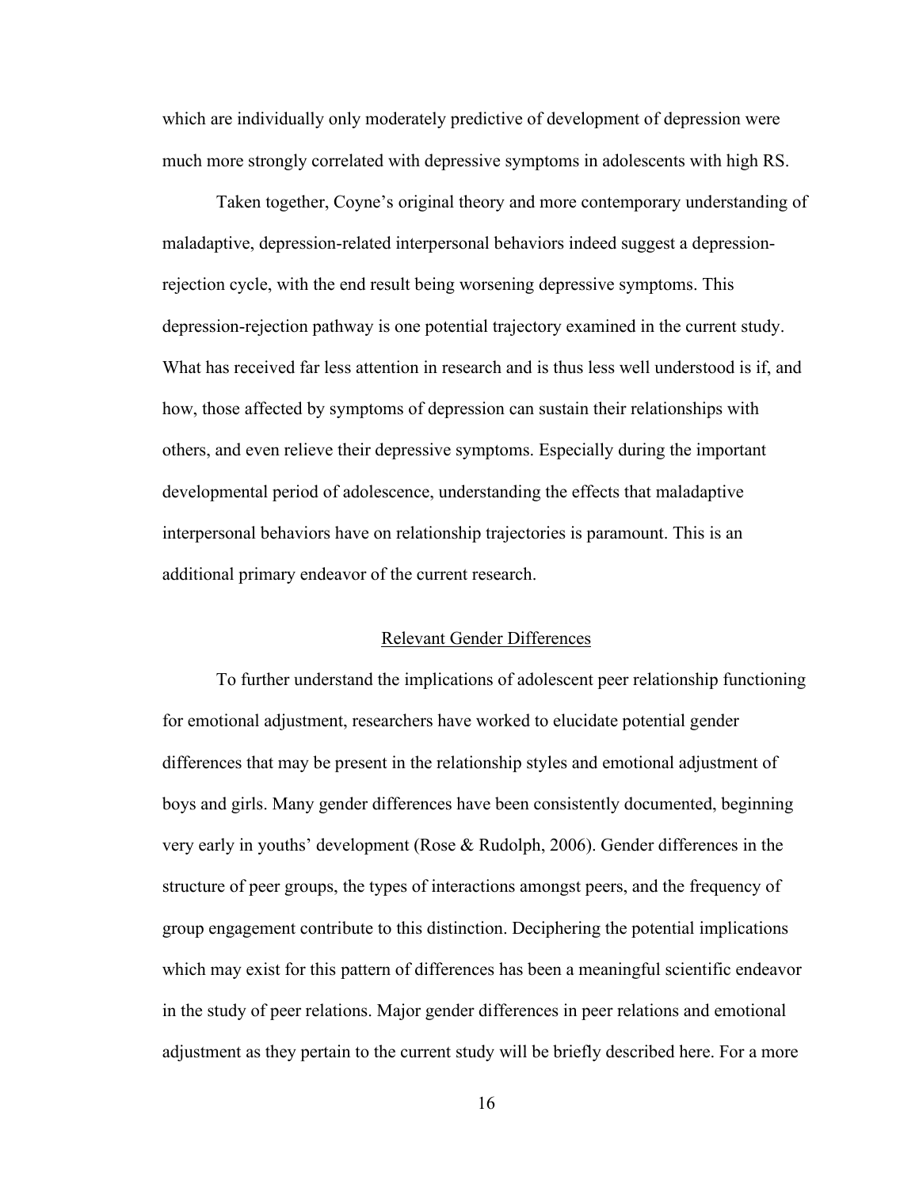which are individually only moderately predictive of development of depression were much more strongly correlated with depressive symptoms in adolescents with high RS.

Taken together, Coyne's original theory and more contemporary understanding of maladaptive, depression-related interpersonal behaviors indeed suggest a depression-rejection cycle, with the end result being worsening depressive symptoms. This depression-rejection pathway is one potential trajectory examined in the current study. What has received far less attention in research and is thus less well understood is if, and how, those affected by symptoms of depression can sustain their relationships with others, and even relieve their depressive symptoms. Especially during the important developmental period of adolescence, understanding the effects that maladaptive interpersonal behaviors have on relationship trajectories is paramount. This is an additional primary endeavor of the current research.

## Relevant Gender Differences

To further understand the implications of adolescent peer relationship functioning for emotional adjustment, researchers have worked to elucidate potential gender differences that may be present in the relationship styles and emotional adjustment of boys and girls. Many gender differences have been consistently documented, beginning very early in youths' development (Rose & Rudolph, 2006). Gender differences in the structure of peer groups, the types of interactions amongst peers, and the frequency of group engagement contribute to this distinction. Deciphering the potential implications which may exist for this pattern of differences has been a meaningful scientific endeavor in the study of peer relations. Major gender differences in peer relations and emotional adjustment as they pertain to the current study will be briefly described here. For a more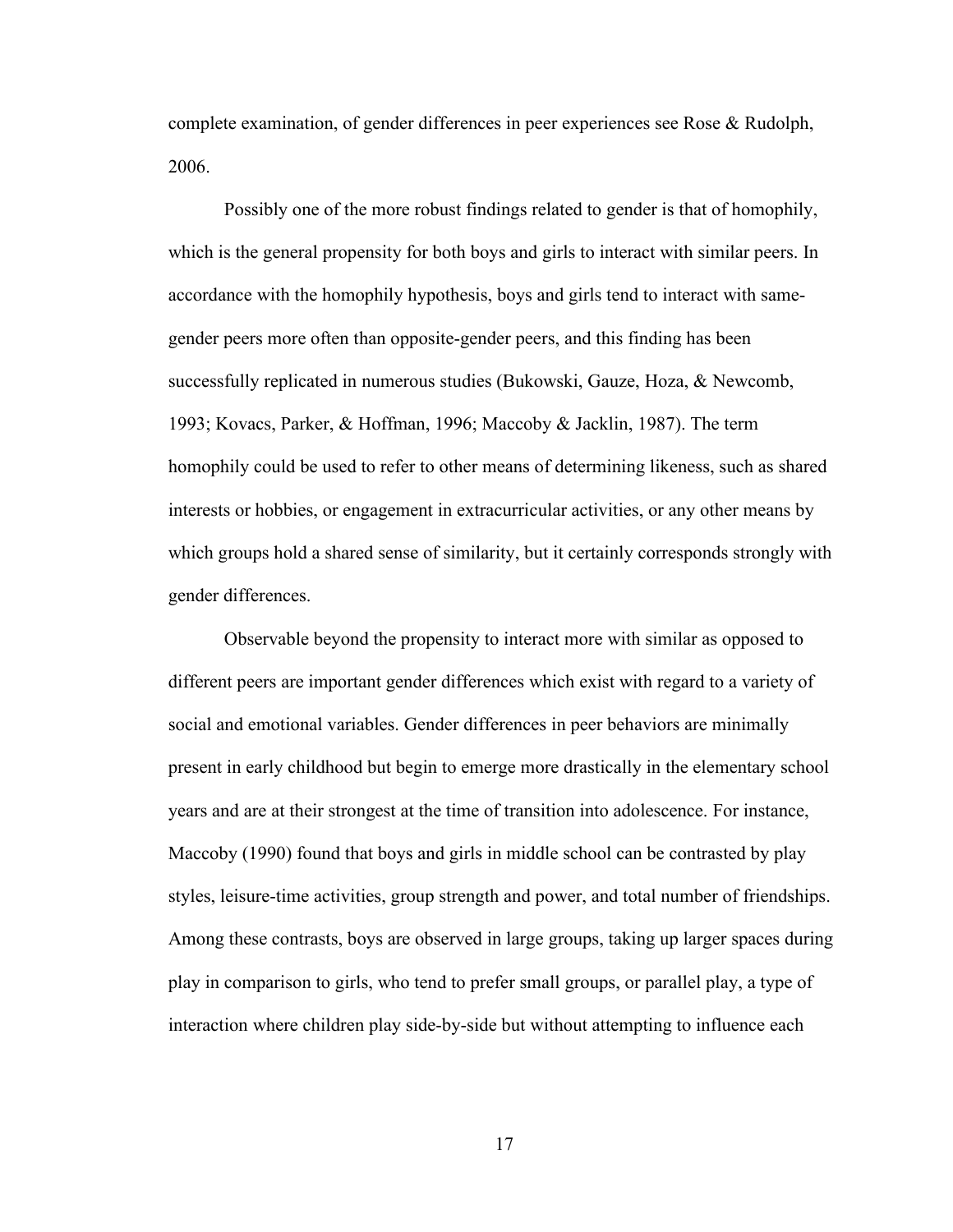complete examination, of gender differences in peer experiences see Rose & Rudolph, 2006.

Possibly one of the more robust findings related to gender is that of homophily, which is the general propensity for both boys and girls to interact with similar peers. In accordance with the homophily hypothesis, boys and girls tend to interact with same-gender peers more often than opposite-gender peers, and this finding has been successfully replicated in numerous studies (Bukowski, Gauze, Hoza, & Newcomb, 1993; Kovacs, Parker, & Hoffman, 1996; Maccoby & Jacklin, 1987). The term homophily could be used to refer to other means of determining likeness, such as shared interests or hobbies, or engagement in extracurricular activities, or any other means by which groups hold a shared sense of similarity, but it certainly corresponds strongly with gender differences.

Observable beyond the propensity to interact more with similar as opposed to different peers are important gender differences which exist with regard to a variety of social and emotional variables. Gender differences in peer behaviors are minimally present in early childhood but begin to emerge more drastically in the elementary school years and are at their strongest at the time of transition into adolescence. For instance, Maccoby (1990) found that boys and girls in middle school can be contrasted by play styles, leisure-time activities, group strength and power, and total number of friendships. Among these contrasts, boys are observed in large groups, taking up larger spaces during play in comparison to girls, who tend to prefer small groups, or parallel play, a type of interaction where children play side-by-side but without attempting to influence each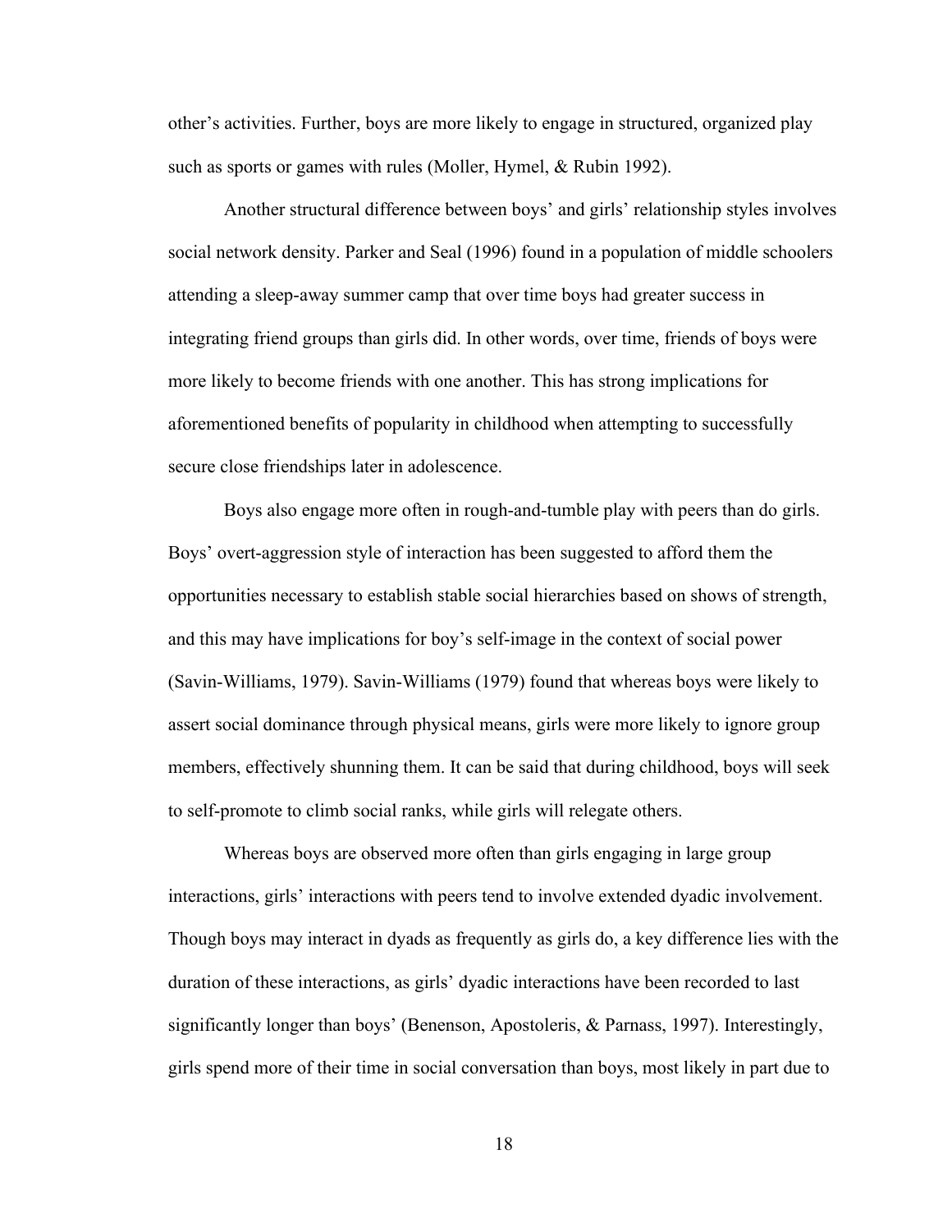other's activities. Further, boys are more likely to engage in structured, organized play such as sports or games with rules (Moller, Hymel, & Rubin 1992).

Another structural difference between boys' and girls' relationship styles involves social network density. Parker and Seal (1996) found in a population of middle schoolers attending a sleep-away summer camp that over time boys had greater success in integrating friend groups than girls did. In other words, over time, friends of boys were more likely to become friends with one another. This has strong implications for aforementioned benefits of popularity in childhood when attempting to successfully secure close friendships later in adolescence.

Boys also engage more often in rough-and-tumble play with peers than do girls. Boys' overt-aggression style of interaction has been suggested to afford them the opportunities necessary to establish stable social hierarchies based on shows of strength, and this may have implications for boy's self-image in the context of social power (Savin-Williams, 1979). Savin-Williams (1979) found that whereas boys were likely to assert social dominance through physical means, girls were more likely to ignore group members, effectively shunning them. It can be said that during childhood, boys will seek to self-promote to climb social ranks, while girls will relegate others.

Whereas boys are observed more often than girls engaging in large group interactions, girls' interactions with peers tend to involve extended dyadic involvement. Though boys may interact in dyads as frequently as girls do, a key difference lies with the duration of these interactions, as girls' dyadic interactions have been recorded to last significantly longer than boys' (Benenson, Apostoleris, & Parnass, 1997). Interestingly, girls spend more of their time in social conversation than boys, most likely in part due to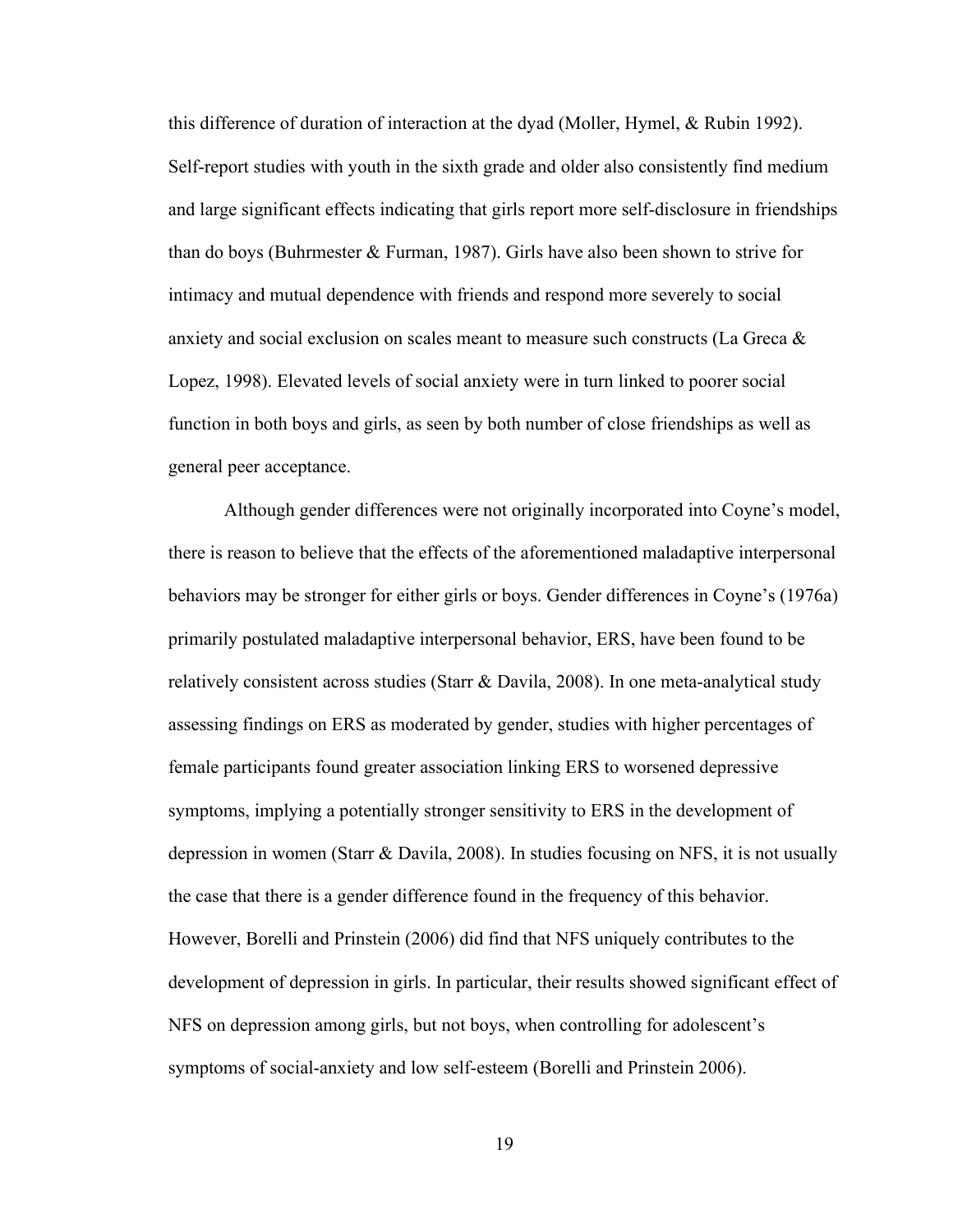this difference of duration of interaction at the dyad (Moller, Hymel, & Rubin 1992). Self-report studies with youth in the sixth grade and older also consistently find medium and large significant effects indicating that girls report more self-disclosure in friendships than do boys (Buhrmester & Furman, 1987). Girls have also been shown to strive for intimacy and mutual dependence with friends and respond more severely to social anxiety and social exclusion on scales meant to measure such constructs (La Greca & Lopez, 1998). Elevated levels of social anxiety were in turn linked to poorer social function in both boys and girls, as seen by both number of close friendships as well as general peer acceptance.

Although gender differences were not originally incorporated into Coyne's model, there is reason to believe that the effects of the aforementioned maladaptive interpersonal behaviors may be stronger for either girls or boys. Gender differences in Coyne's (1976a) primarily postulated maladaptive interpersonal behavior, ERS, have been found to be relatively consistent across studies (Starr & Davila, 2008). In one meta-analytical study assessing findings on ERS as moderated by gender, studies with higher percentages of female participants found greater association linking ERS to worsened depressive symptoms, implying a potentially stronger sensitivity to ERS in the development of depression in women (Starr & Davila, 2008). In studies focusing on NFS, it is not usually the case that there is a gender difference found in the frequency of this behavior. However, Borelli and Prinstein (2006) did find that NFS uniquely contributes to the development of depression in girls. In particular, their results showed significant effect of NFS on depression among girls, but not boys, when controlling for adolescent's symptoms of social-anxiety and low self-esteem (Borelli and Prinstein 2006).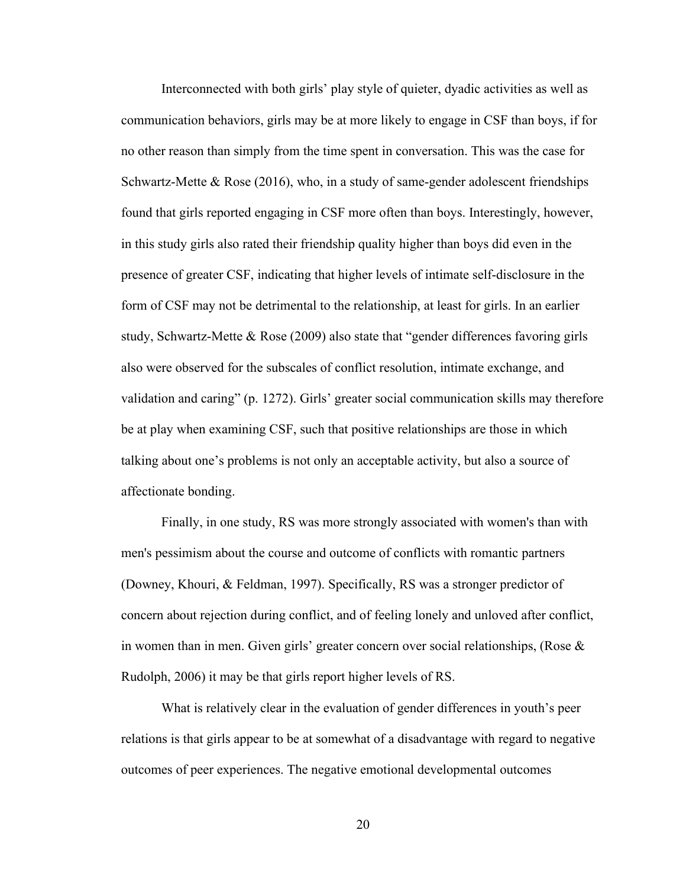Interconnected with both girls' play style of quieter, dyadic activities as well as communication behaviors, girls may be at more likely to engage in CSF than boys, if for no other reason than simply from the time spent in conversation. This was the case for Schwartz-Mette & Rose (2016), who, in a study of same-gender adolescent friendships found that girls reported engaging in CSF more often than boys. Interestingly, however, in this study girls also rated their friendship quality higher than boys did even in the presence of greater CSF, indicating that higher levels of intimate self-disclosure in the form of CSF may not be detrimental to the relationship, at least for girls. In an earlier study, Schwartz-Mette & Rose (2009) also state that "gender differences favoring girls also were observed for the subscales of conflict resolution, intimate exchange, and validation and caring" (p. 1272). Girls' greater social communication skills may therefore be at play when examining CSF, such that positive relationships are those in which talking about one's problems is not only an acceptable activity, but also a source of affectionate bonding.

Finally, in one study, RS was more strongly associated with women's than with men's pessimism about the course and outcome of conflicts with romantic partners (Downey, Khouri, & Feldman, 1997). Specifically, RS was a stronger predictor of concern about rejection during conflict, and of feeling lonely and unloved after conflict, in women than in men. Given girls' greater concern over social relationships, (Rose & Rudolph, 2006) it may be that girls report higher levels of RS.

What is relatively clear in the evaluation of gender differences in youth's peer relations is that girls appear to be at somewhat of a disadvantage with regard to negative outcomes of peer experiences. The negative emotional developmental outcomes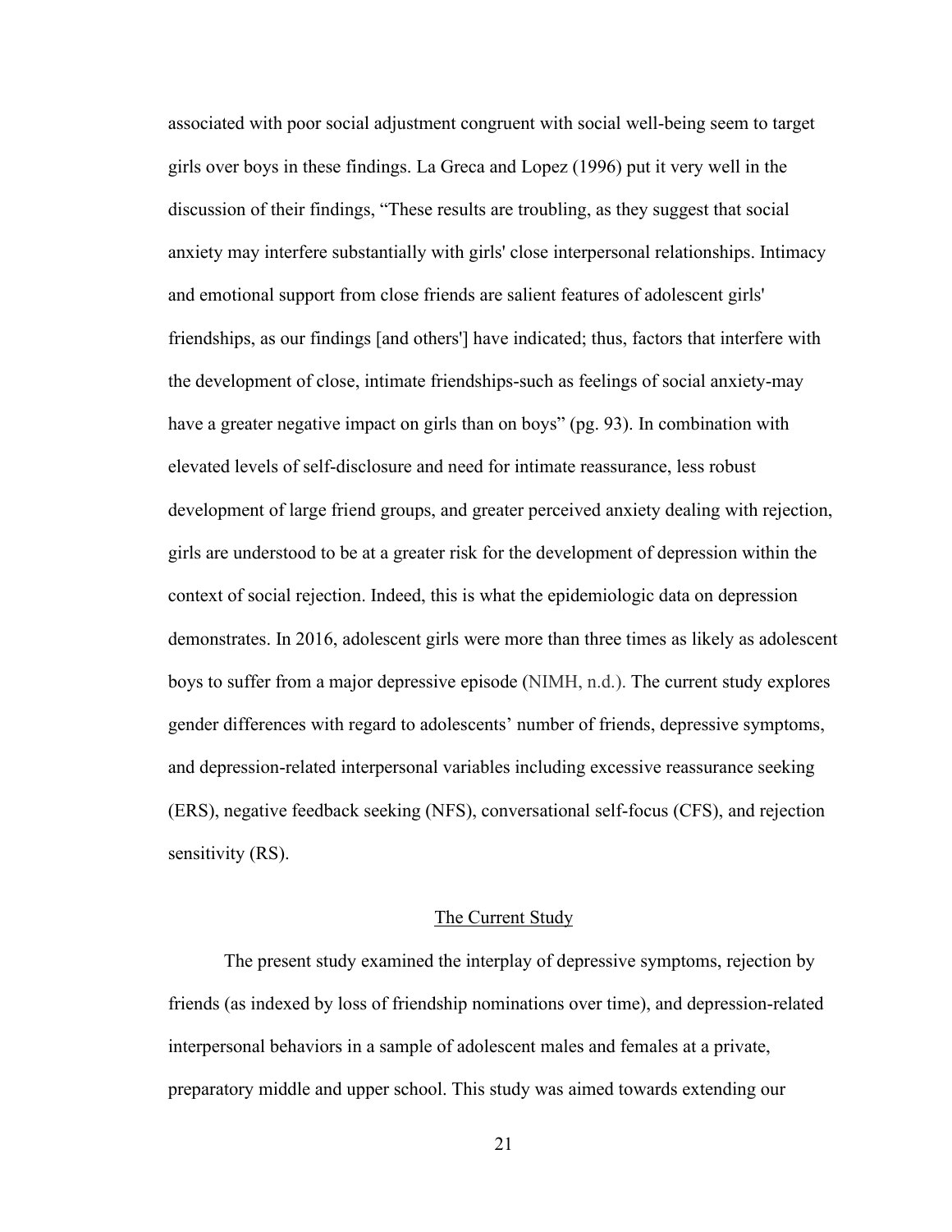associated with poor social adjustment congruent with social well-being seem to target girls over boys in these findings. La Greca and Lopez (1996) put it very well in the discussion of their findings, "These results are troubling, as they suggest that social anxiety may interfere substantially with girls' close interpersonal relationships. Intimacy and emotional support from close friends are salient features of adolescent girls' friendships, as our findings [and others'] have indicated; thus, factors that interfere with the development of close, intimate friendships-such as feelings of social anxiety-may have a greater negative impact on girls than on boys" (pg. 93). In combination with elevated levels of self-disclosure and need for intimate reassurance, less robust development of large friend groups, and greater perceived anxiety dealing with rejection, girls are understood to be at a greater risk for the development of depression within the context of social rejection. Indeed, this is what the epidemiologic data on depression demonstrates. In 2016, adolescent girls were more than three times as likely as adolescent boys to suffer from a major depressive episode (NIMH, n.d.). The current study explores gender differences with regard to adolescents' number of friends, depressive symptoms, and depression-related interpersonal variables including excessive reassurance seeking (ERS), negative feedback seeking (NFS), conversational self-focus (CFS), and rejection sensitivity (RS).

## The Current Study

The present study examined the interplay of depressive symptoms, rejection by friends (as indexed by loss of friendship nominations over time), and depression-related interpersonal behaviors in a sample of adolescent males and females at a private, preparatory middle and upper school. This study was aimed towards extending our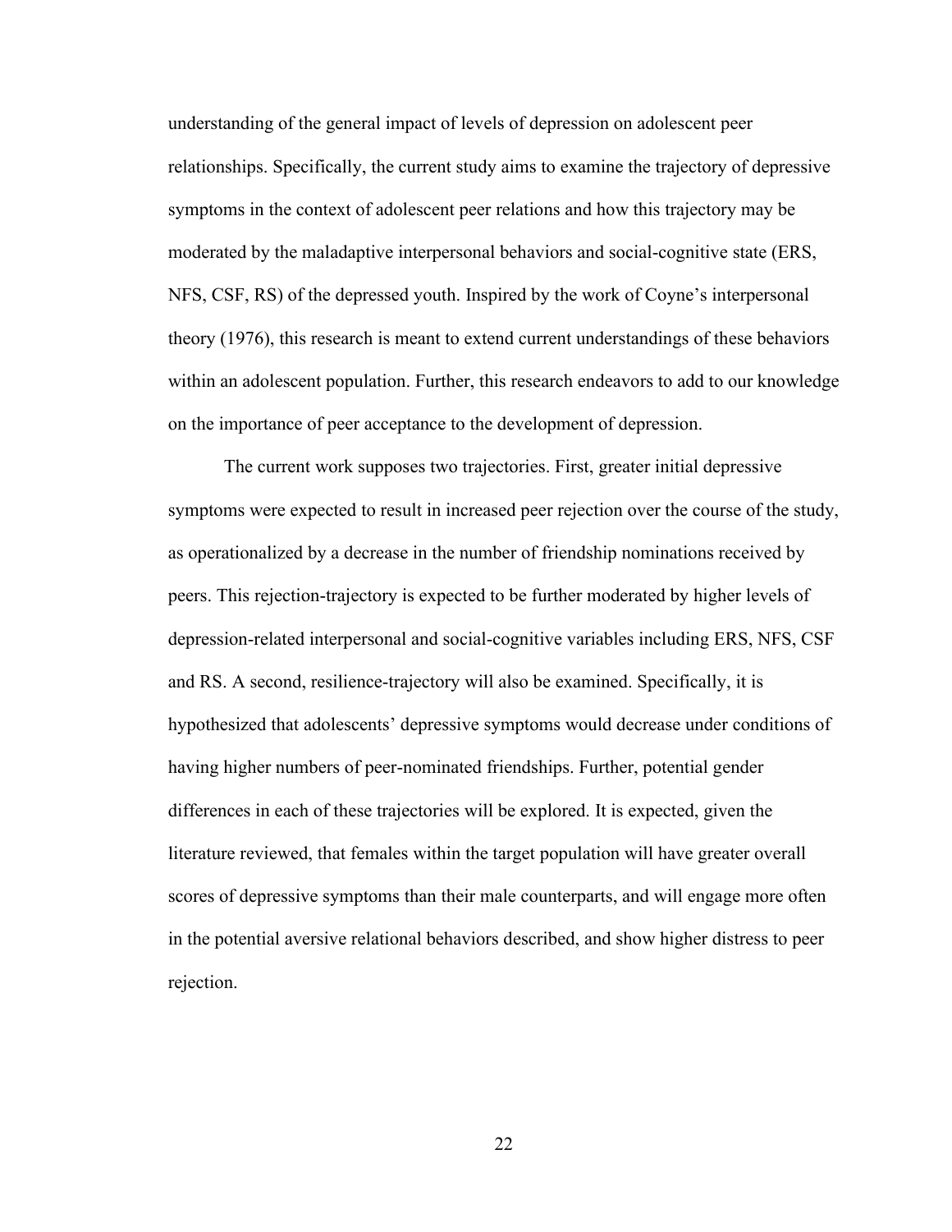understanding of the general impact of levels of depression on adolescent peer relationships. Specifically, the current study aims to examine the trajectory of depressive symptoms in the context of adolescent peer relations and how this trajectory may be moderated by the maladaptive interpersonal behaviors and social-cognitive state (ERS, NFS, CSF, RS) of the depressed youth. Inspired by the work of Coyne's interpersonal theory (1976), this research is meant to extend current understandings of these behaviors within an adolescent population. Further, this research endeavors to add to our knowledge on the importance of peer acceptance to the development of depression.

The current work supposes two trajectories. First, greater initial depressive symptoms were expected to result in increased peer rejection over the course of the study, as operationalized by a decrease in the number of friendship nominations received by peers. This rejection-trajectory is expected to be further moderated by higher levels of depression-related interpersonal and social-cognitive variables including ERS, NFS, CSF and RS. A second, resilience-trajectory will also be examined. Specifically, it is hypothesized that adolescents' depressive symptoms would decrease under conditions of having higher numbers of peer-nominated friendships. Further, potential gender differences in each of these trajectories will be explored. It is expected, given the literature reviewed, that females within the target population will have greater overall scores of depressive symptoms than their male counterparts, and will engage more often in the potential aversive relational behaviors described, and show higher distress to peer rejection.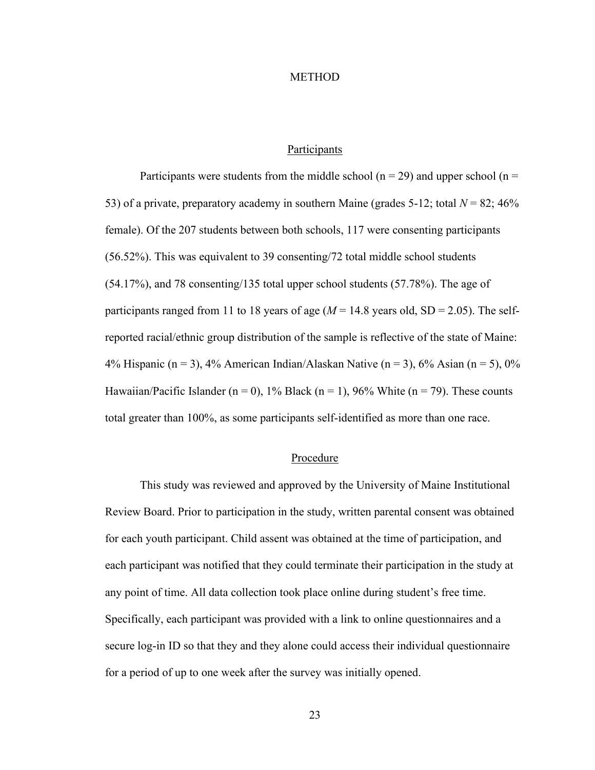# METHOD

## Participants

Participants were students from the middle school (n = 29) and upper school (n = 53) of a private, preparatory academy in southern Maine (grades 5-12; total *N* = 82; 46% female). Of the 207 students between both schools, 117 were consenting participants (56.52%). This was equivalent to 39 consenting/72 total middle school students (54.17%), and 78 consenting/135 total upper school students (57.78%). The age of participants ranged from 11 to 18 years of age (*M* = 14.8 years old, SD = 2.05). The self-reported racial/ethnic group distribution of the sample is reflective of the state of Maine: 4% Hispanic (n = 3), 4% American Indian/Alaskan Native (n = 3), 6% Asian (n = 5), 0% Hawaiian/Pacific Islander (n = 0), 1% Black (n = 1), 96% White (n = 79). These counts total greater than 100%, as some participants self-identified as more than one race.

## Procedure

This study was reviewed and approved by the University of Maine Institutional Review Board. Prior to participation in the study, written parental consent was obtained for each youth participant. Child assent was obtained at the time of participation, and each participant was notified that they could terminate their participation in the study at any point of time. All data collection took place online during student's free time. Specifically, each participant was provided with a link to online questionnaires and a secure log-in ID so that they and they alone could access their individual questionnaire for a period of up to one week after the survey was initially opened.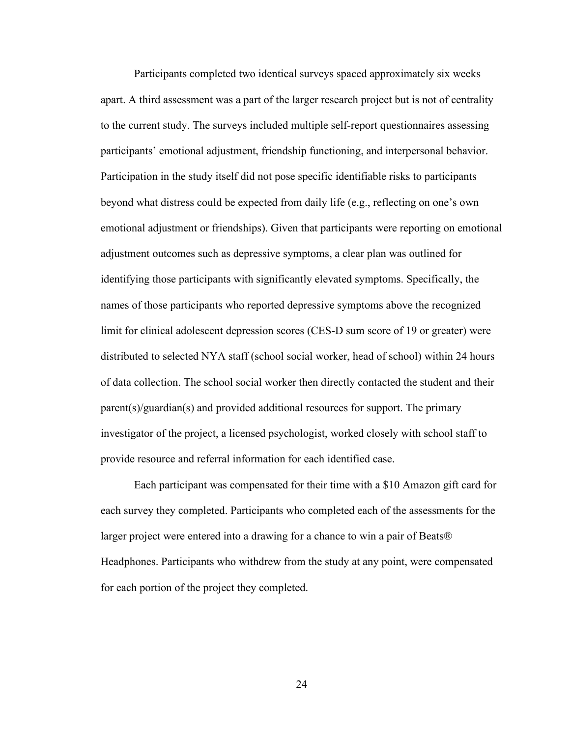Participants completed two identical surveys spaced approximately six weeks apart. A third assessment was a part of the larger research project but is not of centrality to the current study. The surveys included multiple self-report questionnaires assessing participants' emotional adjustment, friendship functioning, and interpersonal behavior. Participation in the study itself did not pose specific identifiable risks to participants beyond what distress could be expected from daily life (e.g., reflecting on one's own emotional adjustment or friendships). Given that participants were reporting on emotional adjustment outcomes such as depressive symptoms, a clear plan was outlined for identifying those participants with significantly elevated symptoms. Specifically, the names of those participants who reported depressive symptoms above the recognized limit for clinical adolescent depression scores (CES-D sum score of 19 or greater) were distributed to selected NYA staff (school social worker, head of school) within 24 hours of data collection. The school social worker then directly contacted the student and their parent(s)/guardian(s) and provided additional resources for support. The primary investigator of the project, a licensed psychologist, worked closely with school staff to provide resource and referral information for each identified case.

Each participant was compensated for their time with a $10 Amazon gift card for each survey they completed. Participants who completed each of the assessments for the larger project were entered into a drawing for a chance to win a pair of Beats® Headphones. Participants who withdrew from the study at any point, were compensated for each portion of the project they completed.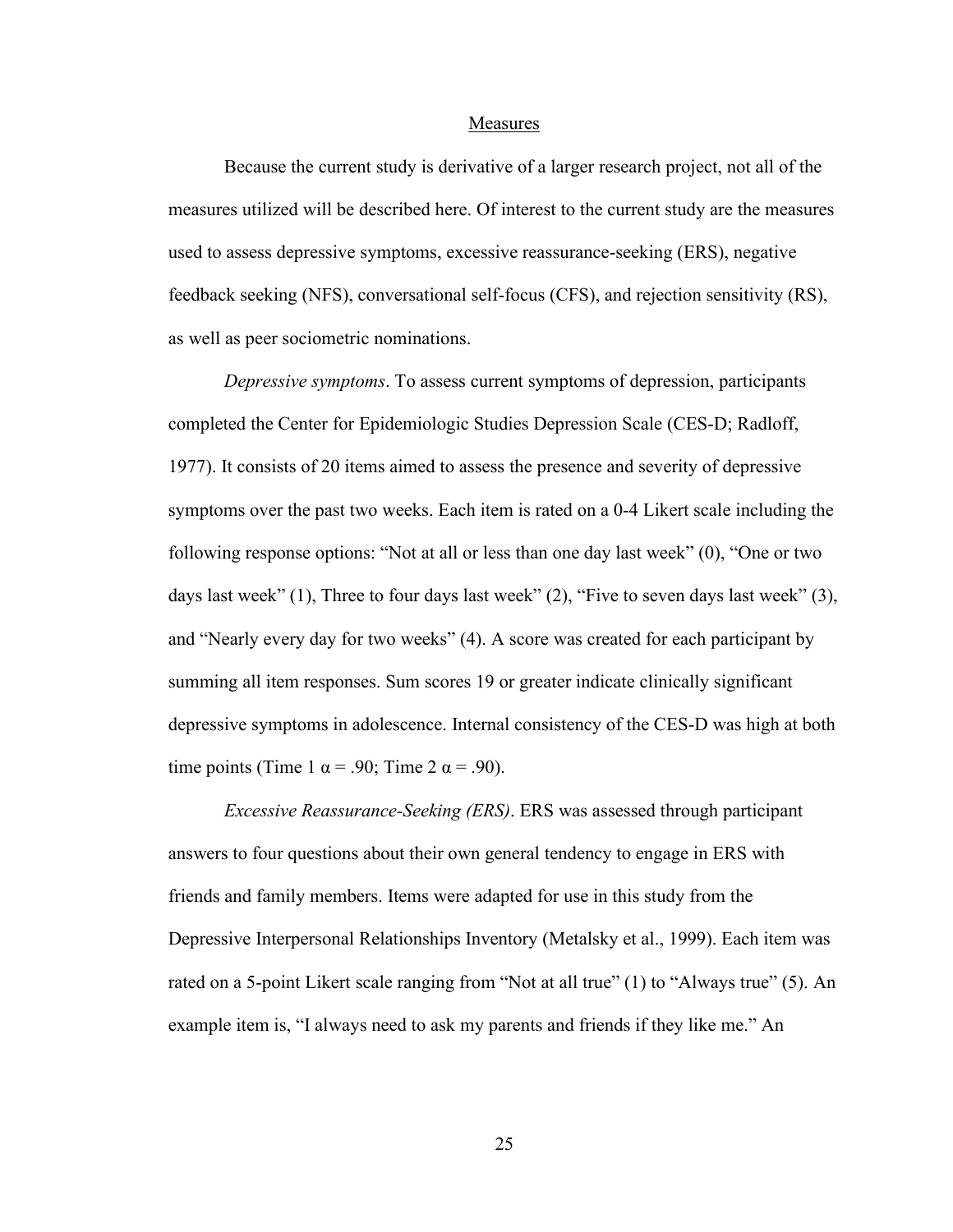## Measures

Because the current study is derivative of a larger research project, not all of the measures utilized will be described here. Of interest to the current study are the measures used to assess depressive symptoms, excessive reassurance-seeking (ERS), negative feedback seeking (NFS), conversational self-focus (CFS), and rejection sensitivity (RS), as well as peer sociometric nominations.

*Depressive symptoms*. To assess current symptoms of depression, participants completed the Center for Epidemiologic Studies Depression Scale (CES-D; Radloff, 1977). It consists of 20 items aimed to assess the presence and severity of depressive symptoms over the past two weeks. Each item is rated on a 0-4 Likert scale including the following response options: "Not at all or less than one day last week" (0), "One or two days last week" (1), Three to four days last week" (2), "Five to seven days last week" (3), and "Nearly every day for two weeks" (4). A score was created for each participant by summing all item responses. Sum scores 19 or greater indicate clinically significant depressive symptoms in adolescence. Internal consistency of the CES-D was high at both time points (Time 1 $\alpha = .90$; Time 2 $\alpha = .90$).

*Excessive Reassurance-Seeking (ERS)*. ERS was assessed through participant answers to four questions about their own general tendency to engage in ERS with friends and family members. Items were adapted for use in this study from the Depressive Interpersonal Relationships Inventory (Metalsky et al., 1999). Each item was rated on a 5-point Likert scale ranging from "Not at all true" (1) to "Always true" (5). An example item is, "I always need to ask my parents and friends if they like me." An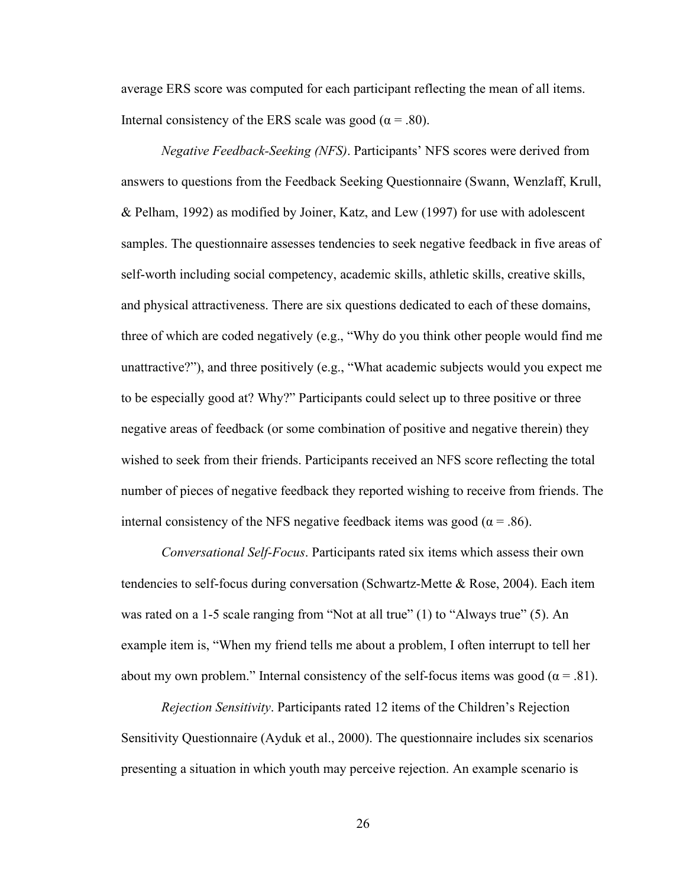average ERS score was computed for each participant reflecting the mean of all items. Internal consistency of the ERS scale was good ($\alpha = .80$).

*Negative Feedback-Seeking (NFS)*. Participants' NFS scores were derived from answers to questions from the Feedback Seeking Questionnaire (Swann, Wenzlaff, Krull, & Pelham, 1992) as modified by Joiner, Katz, and Lew (1997) for use with adolescent samples. The questionnaire assesses tendencies to seek negative feedback in five areas of self-worth including social competency, academic skills, athletic skills, creative skills, and physical attractiveness. There are six questions dedicated to each of these domains, three of which are coded negatively (e.g., "Why do you think other people would find me unattractive?"), and three positively (e.g., "What academic subjects would you expect me to be especially good at? Why?" Participants could select up to three positive or three negative areas of feedback (or some combination of positive and negative therein) they wished to seek from their friends. Participants received an NFS score reflecting the total number of pieces of negative feedback they reported wishing to receive from friends. The internal consistency of the NFS negative feedback items was good ($\alpha = .86$).

*Conversational Self-Focus*. Participants rated six items which assess their own tendencies to self-focus during conversation (Schwartz-Mette & Rose, 2004). Each item was rated on a 1-5 scale ranging from "Not at all true" (1) to "Always true" (5). An example item is, "When my friend tells me about a problem, I often interrupt to tell her about my own problem." Internal consistency of the self-focus items was good ($\alpha = .81$).

*Rejection Sensitivity*. Participants rated 12 items of the Children's Rejection Sensitivity Questionnaire (Ayduk et al., 2000). The questionnaire includes six scenarios presenting a situation in which youth may perceive rejection. An example scenario is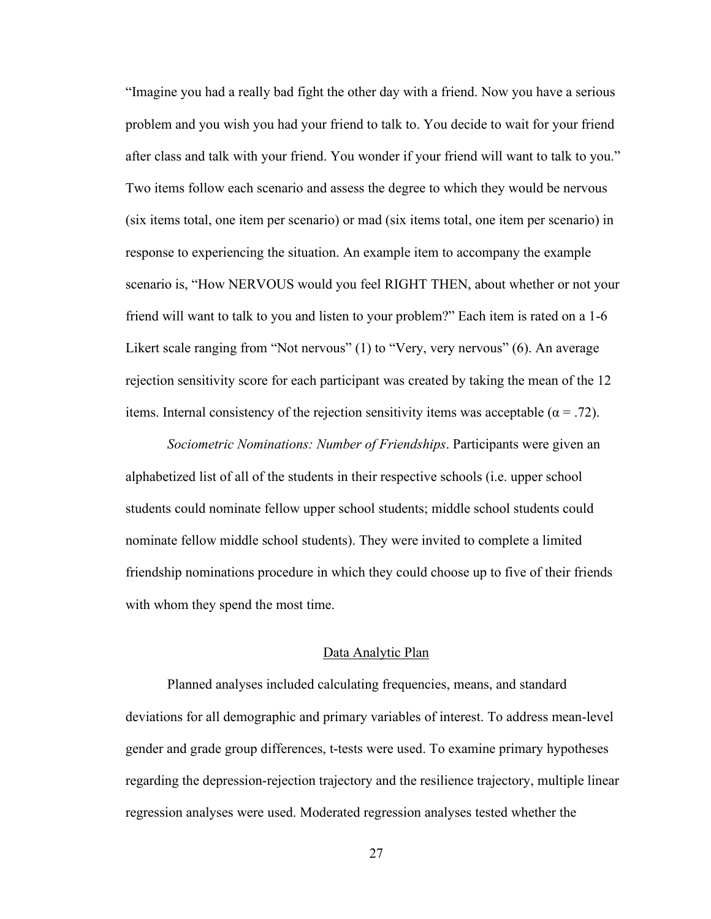"Imagine you had a really bad fight the other day with a friend. Now you have a serious problem and you wish you had your friend to talk to. You decide to wait for your friend after class and talk with your friend. You wonder if your friend will want to talk to you." Two items follow each scenario and assess the degree to which they would be nervous (six items total, one item per scenario) or mad (six items total, one item per scenario) in response to experiencing the situation. An example item to accompany the example scenario is, "How NERVOUS would you feel RIGHT THEN, about whether or not your friend will want to talk to you and listen to your problem?" Each item is rated on a 1-6 Likert scale ranging from "Not nervous" (1) to "Very, very nervous" (6). An average rejection sensitivity score for each participant was created by taking the mean of the 12 items. Internal consistency of the rejection sensitivity items was acceptable ($\alpha = .72$).

*Sociometric Nominations: Number of Friendships*. Participants were given an alphabetized list of all of the students in their respective schools (i.e. upper school students could nominate fellow upper school students; middle school students could nominate fellow middle school students). They were invited to complete a limited friendship nominations procedure in which they could choose up to five of their friends with whom they spend the most time.

## Data Analytic Plan

Planned analyses included calculating frequencies, means, and standard deviations for all demographic and primary variables of interest. To address mean-level gender and grade group differences, t-tests were used. To examine primary hypotheses regarding the depression-rejection trajectory and the resilience trajectory, multiple linear regression analyses were used. Moderated regression analyses tested whether the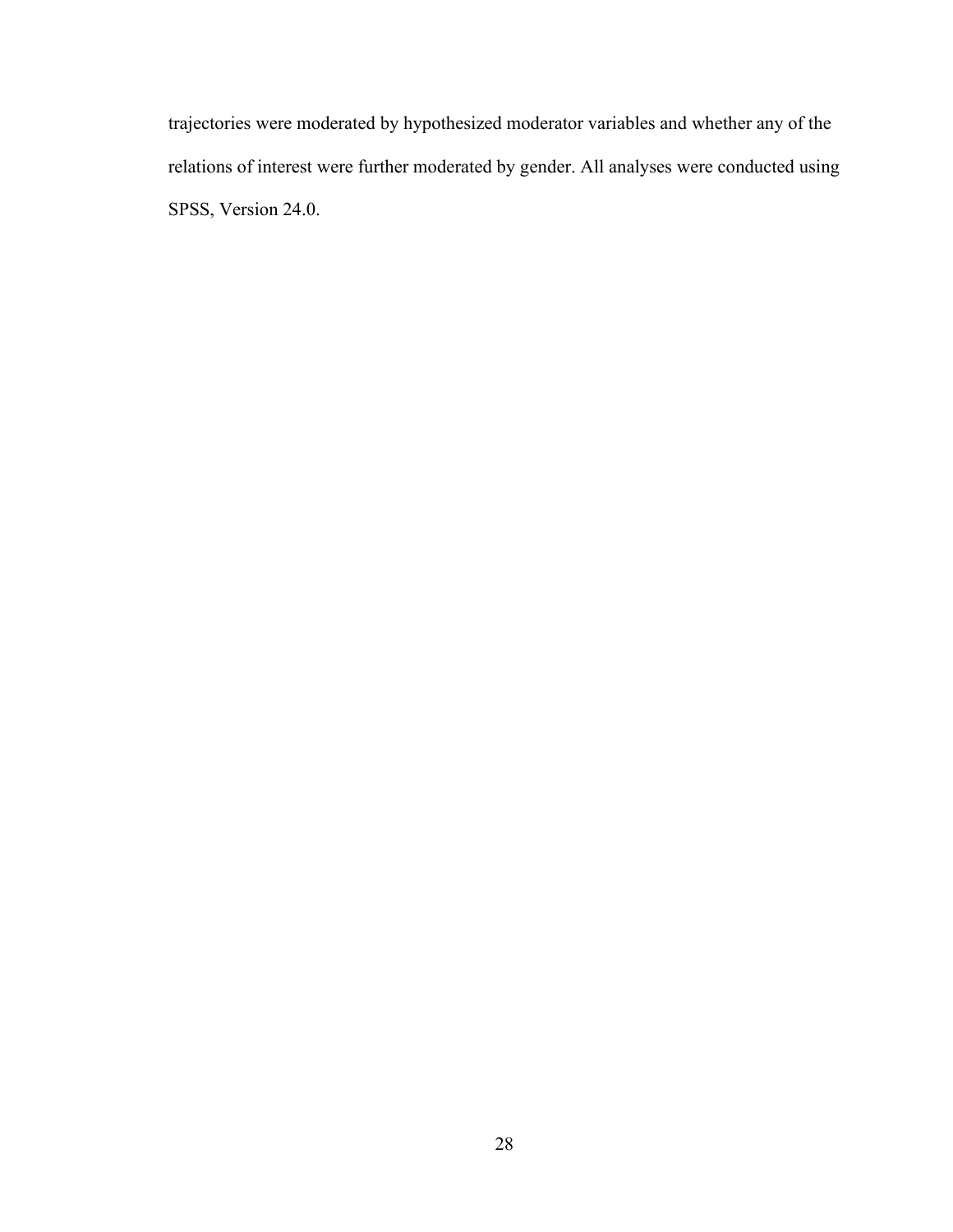trajectories were moderated by hypothesized moderator variables and whether any of the relations of interest were further moderated by gender. All analyses were conducted using SPSS, Version 24.0.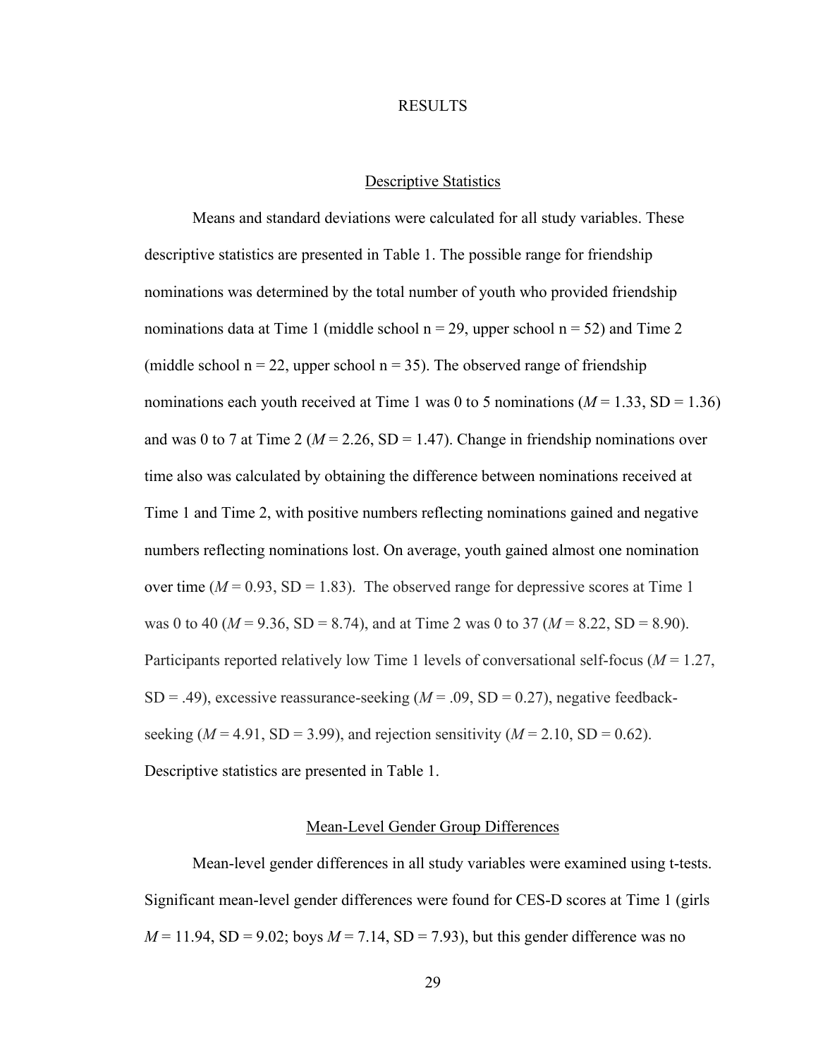# RESULTS

## Descriptive Statistics

Means and standard deviations were calculated for all study variables. These descriptive statistics are presented in Table 1. The possible range for friendship nominations was determined by the total number of youth who provided friendship nominations data at Time 1 (middle school $n = 29$, upper school $n = 52$) and Time 2 (middle school $n = 22$, upper school $n = 35$). The observed range of friendship nominations each youth received at Time 1 was 0 to 5 nominations ($M = 1.33$, SD = 1.36) and was 0 to 7 at Time 2 ($M = 2.26$, SD = 1.47). Change in friendship nominations over time also was calculated by obtaining the difference between nominations received at Time 1 and Time 2, with positive numbers reflecting nominations gained and negative numbers reflecting nominations lost. On average, youth gained almost one nomination over time ($M = 0.93$, SD = 1.83). The observed range for depressive scores at Time 1 was 0 to 40 ($M = 9.36$, SD = 8.74), and at Time 2 was 0 to 37 ($M = 8.22$, SD = 8.90). Participants reported relatively low Time 1 levels of conversational self-focus ($M = 1.27$, SD = .49), excessive reassurance-seeking ($M = .09$, SD = 0.27), negative feedback-seeking ($M = 4.91$, SD = 3.99), and rejection sensitivity ($M = 2.10$, SD = 0.62). Descriptive statistics are presented in Table 1.

## Mean-Level Gender Group Differences

Mean-level gender differences in all study variables were examined using t-tests. Significant mean-level gender differences were found for CES-D scores at Time 1 (girls $M = 11.94$, SD = 9.02; boys $M = 7.14$, SD = 7.93), but this gender difference was no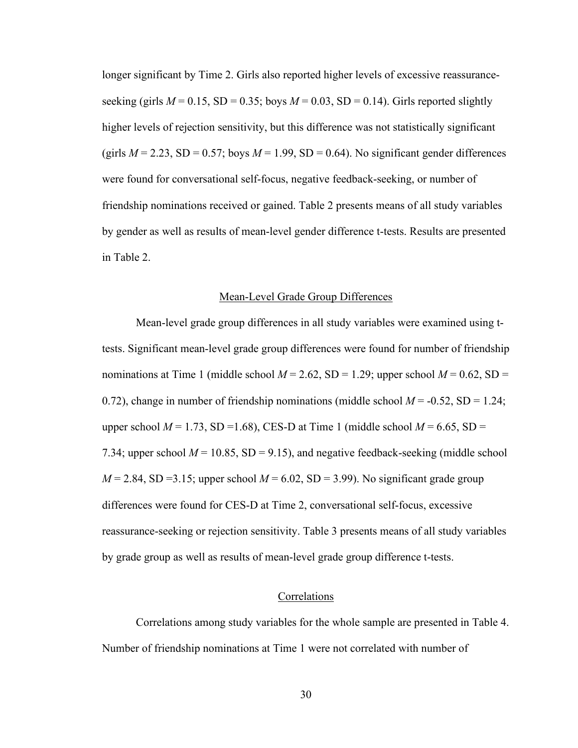longer significant by Time 2. Girls also reported higher levels of excessive reassurance-seeking (girls $M$ = 0.15, SD = 0.35; boys $M$ = 0.03, SD = 0.14). Girls reported slightly higher levels of rejection sensitivity, but this difference was not statistically significant (girls $M$ = 2.23, SD = 0.57; boys $M$ = 1.99, SD = 0.64). No significant gender differences were found for conversational self-focus, negative feedback-seeking, or number of friendship nominations received or gained. Table 2 presents means of all study variables by gender as well as results of mean-level gender difference t-tests. Results are presented in Table 2.

### Mean-Level Grade Group Differences

Mean-level grade group differences in all study variables were examined using t-tests. Significant mean-level grade group differences were found for number of friendship nominations at Time 1 (middle school $M$ = 2.62, SD = 1.29; upper school $M$ = 0.62, SD = 0.72), change in number of friendship nominations (middle school $M$ = -0.52, SD = 1.24; upper school $M$ = 1.73, SD =1.68), CES-D at Time 1 (middle school $M$ = 6.65, SD = 7.34; upper school $M$ = 10.85, SD = 9.15), and negative feedback-seeking (middle school $M$ = 2.84, SD =3.15; upper school $M$ = 6.02, SD = 3.99). No significant grade group differences were found for CES-D at Time 2, conversational self-focus, excessive reassurance-seeking or rejection sensitivity. Table 3 presents means of all study variables by grade group as well as results of mean-level grade group difference t-tests.

### Correlations

Correlations among study variables for the whole sample are presented in Table 4. Number of friendship nominations at Time 1 were not correlated with number of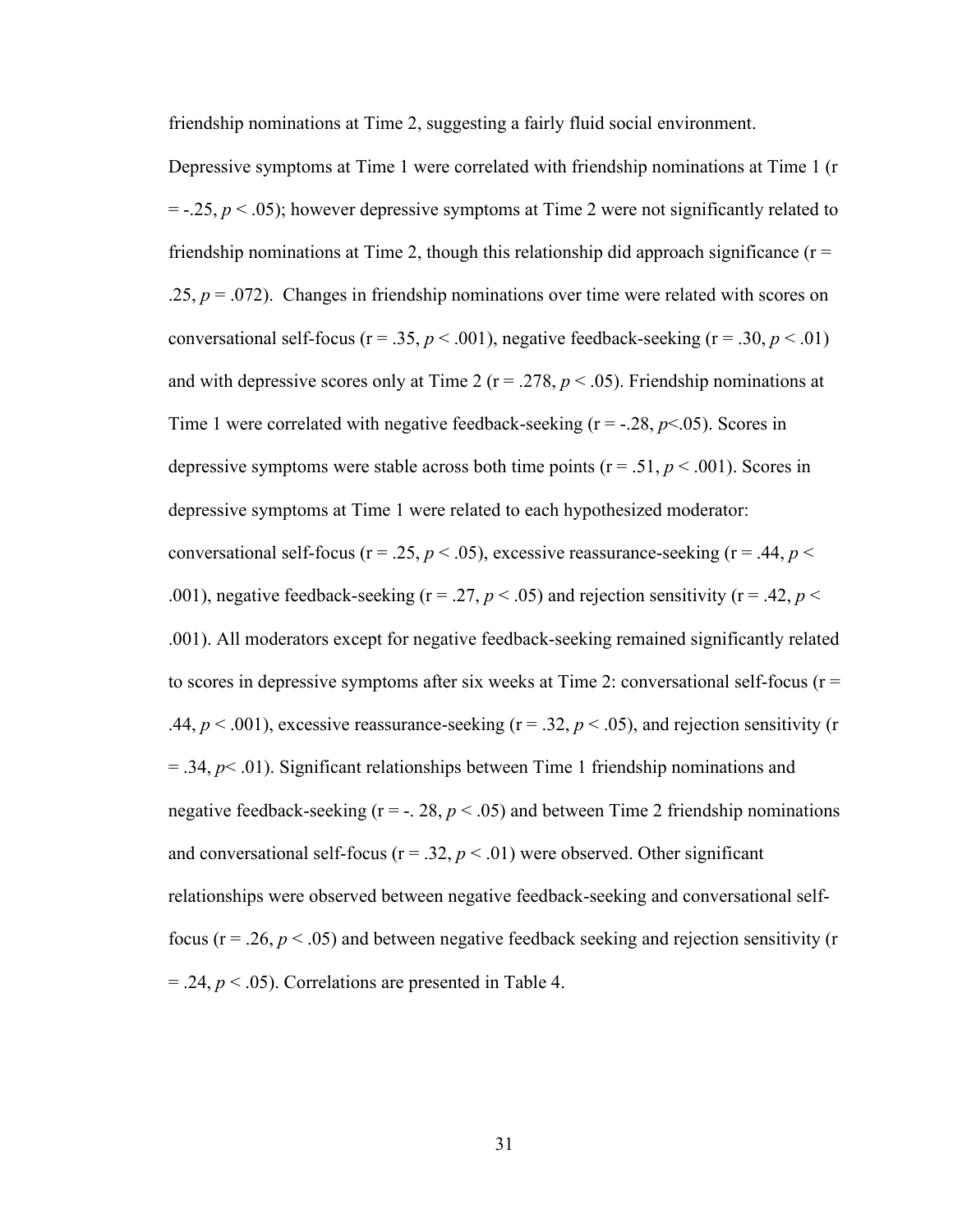friendship nominations at Time 2, suggesting a fairly fluid social environment. Depressive symptoms at Time 1 were correlated with friendship nominations at Time 1 (r = -.25, $p < .05$); however depressive symptoms at Time 2 were not significantly related to friendship nominations at Time 2, though this relationship did approach significance (r = .25, $p = .072$). Changes in friendship nominations over time were related with scores on conversational self-focus (r = .35, $p < .001$), negative feedback-seeking (r = .30, $p < .01$) and with depressive scores only at Time 2 (r = .278, $p < .05$). Friendship nominations at Time 1 were correlated with negative feedback-seeking (r = -.28, $p<.05$). Scores in depressive symptoms were stable across both time points (r = .51, $p < .001$). Scores in depressive symptoms at Time 1 were related to each hypothesized moderator: conversational self-focus (r = .25, $p < .05$), excessive reassurance-seeking (r = .44, $p < .001$), negative feedback-seeking (r = .27, $p < .05$) and rejection sensitivity (r = .42, $p < .001$). All moderators except for negative feedback-seeking remained significantly related to scores in depressive symptoms after six weeks at Time 2: conversational self-focus (r = .44, $p < .001$), excessive reassurance-seeking (r = .32, $p < .05$), and rejection sensitivity (r = .34, $p< .01$). Significant relationships between Time 1 friendship nominations and negative feedback-seeking (r = -. 28, $p < .05$) and between Time 2 friendship nominations and conversational self-focus (r = .32, $p < .01$) were observed. Other significant relationships were observed between negative feedback-seeking and conversational self-focus (r = .26, $p < .05$) and between negative feedback seeking and rejection sensitivity (r = .24, $p < .05$). Correlations are presented in Table 4.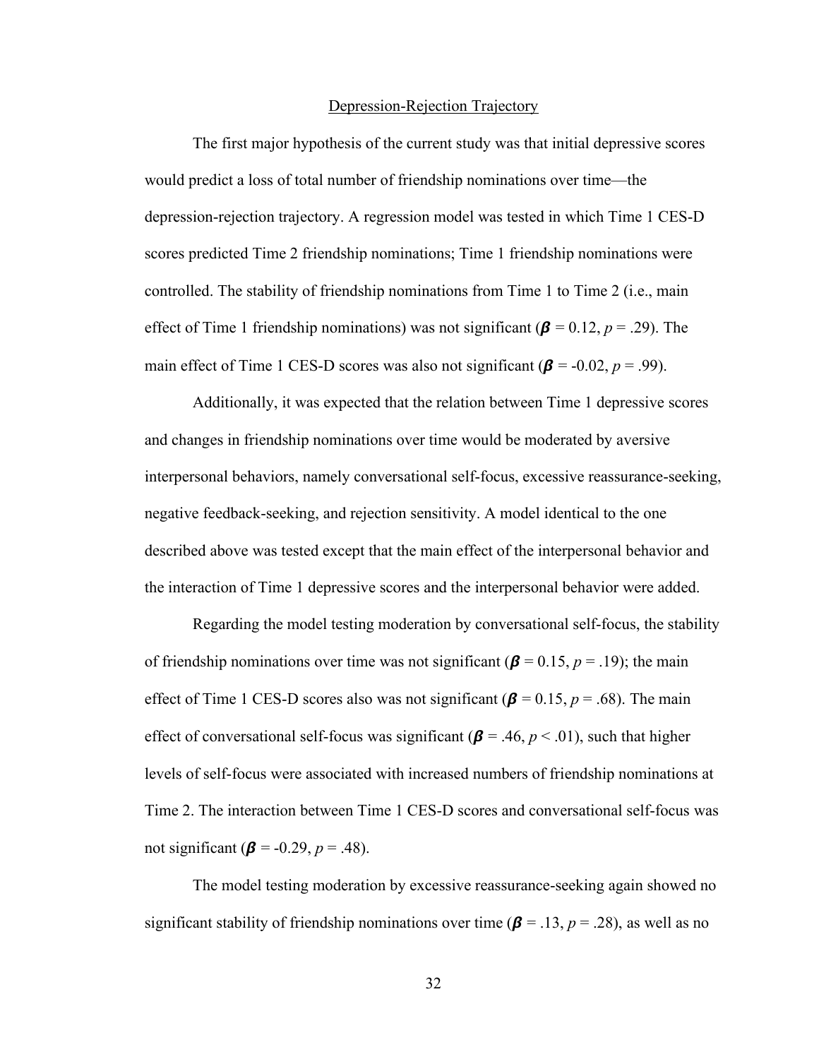Depression-Rejection Trajectory

The first major hypothesis of the current study was that initial depressive scores would predict a loss of total number of friendship nominations over time—the depression-rejection trajectory. A regression model was tested in which Time 1 CES-D scores predicted Time 2 friendship nominations; Time 1 friendship nominations were controlled. The stability of friendship nominations from Time 1 to Time 2 (i.e., main effect of Time 1 friendship nominations) was not significant ($\boldsymbol{\beta}$ = 0.12, $p$ = .29). The main effect of Time 1 CES-D scores was also not significant ($\boldsymbol{\beta}$ = -0.02, $p$ = .99).

Additionally, it was expected that the relation between Time 1 depressive scores and changes in friendship nominations over time would be moderated by aversive interpersonal behaviors, namely conversational self-focus, excessive reassurance-seeking, negative feedback-seeking, and rejection sensitivity. A model identical to the one described above was tested except that the main effect of the interpersonal behavior and the interaction of Time 1 depressive scores and the interpersonal behavior were added.

Regarding the model testing moderation by conversational self-focus, the stability of friendship nominations over time was not significant ($\boldsymbol{\beta}$ = 0.15, $p$ = .19); the main effect of Time 1 CES-D scores also was not significant ($\boldsymbol{\beta}$ = 0.15, $p$ = .68). The main effect of conversational self-focus was significant ($\boldsymbol{\beta}$ = .46, $p$ < .01), such that higher levels of self-focus were associated with increased numbers of friendship nominations at Time 2. The interaction between Time 1 CES-D scores and conversational self-focus was not significant ($\boldsymbol{\beta}$ = -0.29, $p$ = .48).

The model testing moderation by excessive reassurance-seeking again showed no significant stability of friendship nominations over time ($\boldsymbol{\beta}$ = .13, $p$ = .28), as well as no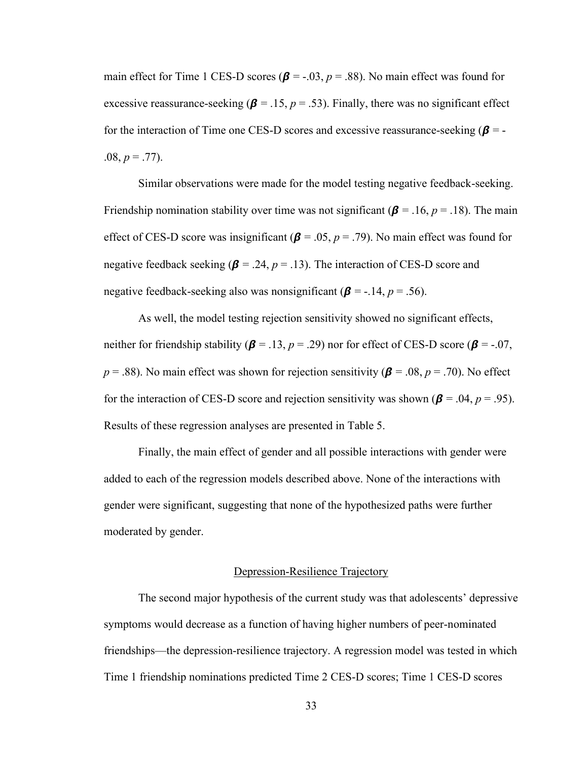main effect for Time 1 CES-D scores ($\beta$ = -.03, $p$ = .88). No main effect was found for excessive reassurance-seeking ($\beta$ = .15, $p$ = .53). Finally, there was no significant effect for the interaction of Time one CES-D scores and excessive reassurance-seeking ($\beta$ = -.08, $p$ = .77).

Similar observations were made for the model testing negative feedback-seeking. Friendship nomination stability over time was not significant ($\beta$ = .16, $p$ = .18). The main effect of CES-D score was insignificant ($\beta$ = .05, $p$ = .79). No main effect was found for negative feedback seeking ($\beta$ = .24, $p$ = .13). The interaction of CES-D score and negative feedback-seeking also was nonsignificant ($\beta$ = -.14, $p$ = .56).

As well, the model testing rejection sensitivity showed no significant effects, neither for friendship stability ($\beta$ = .13, $p$ = .29) nor for effect of CES-D score ($\beta$ = -.07, $p$ = .88). No main effect was shown for rejection sensitivity ($\beta$ = .08, $p$ = .70). No effect for the interaction of CES-D score and rejection sensitivity was shown ($\beta$ = .04, $p$ = .95). Results of these regression analyses are presented in Table 5.

Finally, the main effect of gender and all possible interactions with gender were added to each of the regression models described above. None of the interactions with gender were significant, suggesting that none of the hypothesized paths were further moderated by gender.

## Depression-Resilience Trajectory

The second major hypothesis of the current study was that adolescents' depressive symptoms would decrease as a function of having higher numbers of peer-nominated friendships—the depression-resilience trajectory. A regression model was tested in which Time 1 friendship nominations predicted Time 2 CES-D scores; Time 1 CES-D scores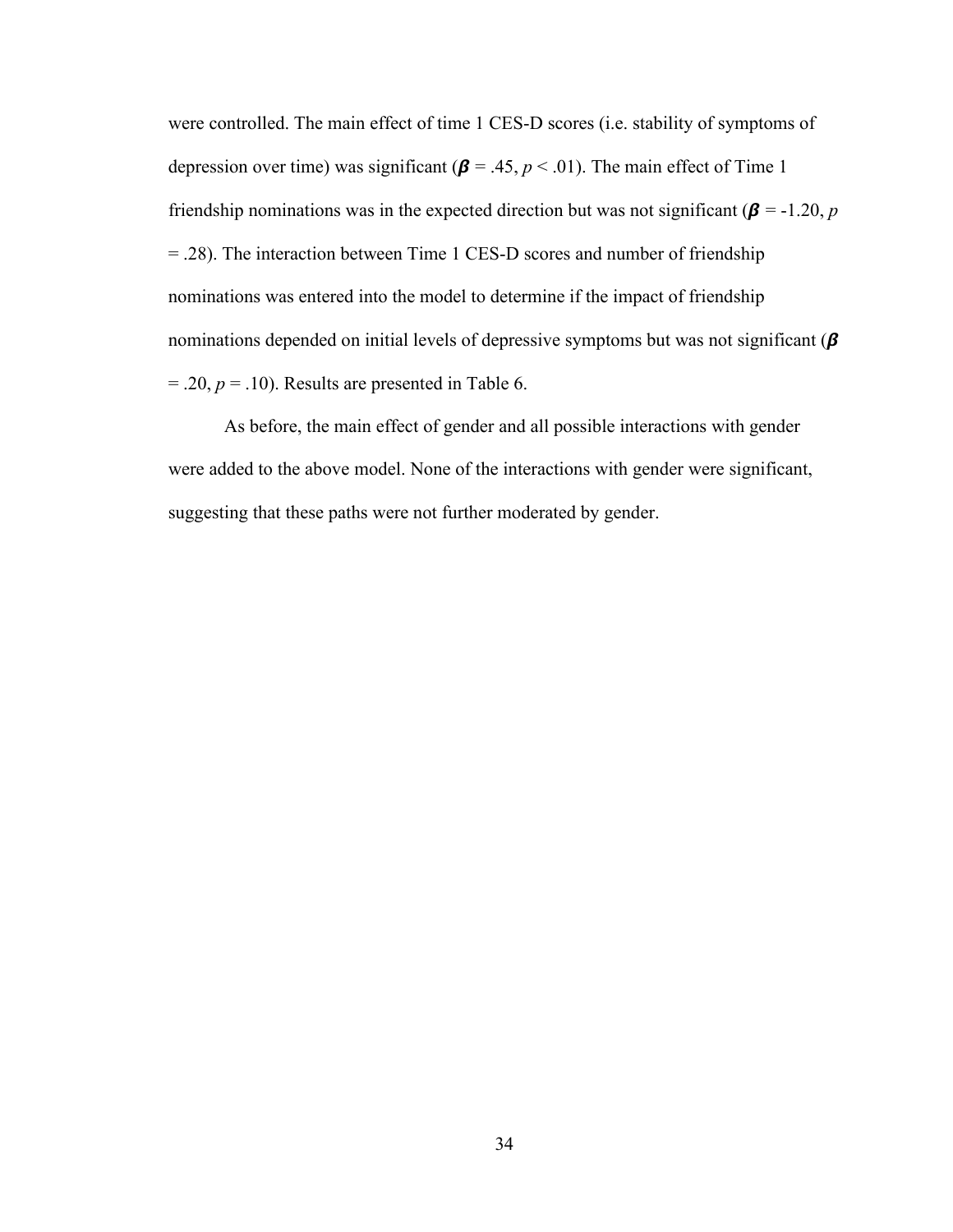were controlled. The main effect of time 1 CES-D scores (i.e. stability of symptoms of depression over time) was significant ($\boldsymbol{\beta}$ = .45, $p$ < .01). The main effect of Time 1 friendship nominations was in the expected direction but was not significant ($\boldsymbol{\beta}$ = -1.20, $p$ = .28). The interaction between Time 1 CES-D scores and number of friendship nominations was entered into the model to determine if the impact of friendship nominations depended on initial levels of depressive symptoms but was not significant ($\boldsymbol{\beta}$ = .20, $p$ = .10). Results are presented in Table 6.

As before, the main effect of gender and all possible interactions with gender were added to the above model. None of the interactions with gender were significant, suggesting that these paths were not further moderated by gender.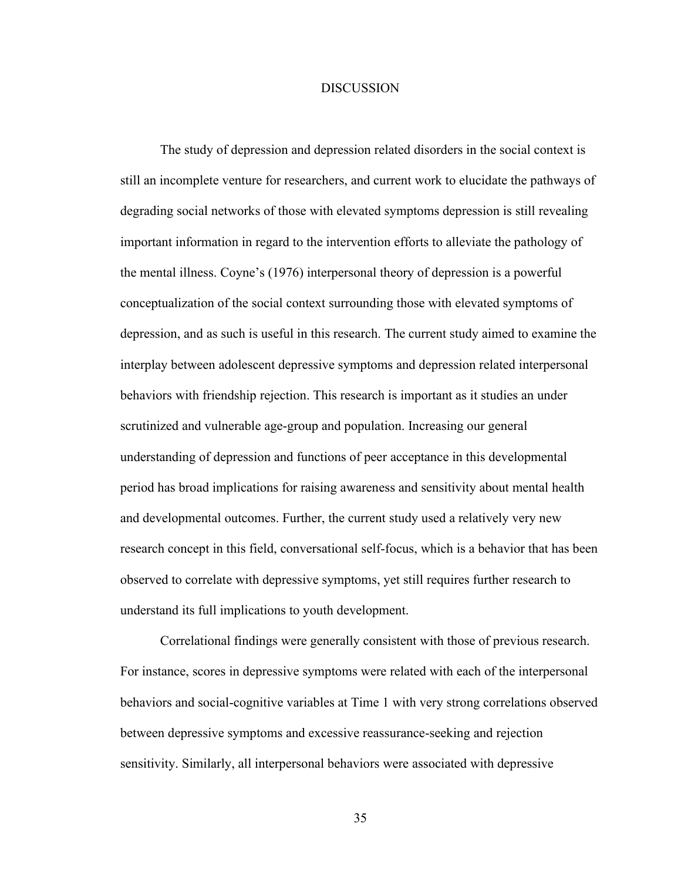# DISCUSSION

The study of depression and depression related disorders in the social context is still an incomplete venture for researchers, and current work to elucidate the pathways of degrading social networks of those with elevated symptoms depression is still revealing important information in regard to the intervention efforts to alleviate the pathology of the mental illness. Coyne's (1976) interpersonal theory of depression is a powerful conceptualization of the social context surrounding those with elevated symptoms of depression, and as such is useful in this research. The current study aimed to examine the interplay between adolescent depressive symptoms and depression related interpersonal behaviors with friendship rejection. This research is important as it studies an under scrutinized and vulnerable age-group and population. Increasing our general understanding of depression and functions of peer acceptance in this developmental period has broad implications for raising awareness and sensitivity about mental health and developmental outcomes. Further, the current study used a relatively very new research concept in this field, conversational self-focus, which is a behavior that has been observed to correlate with depressive symptoms, yet still requires further research to understand its full implications to youth development.

Correlational findings were generally consistent with those of previous research. For instance, scores in depressive symptoms were related with each of the interpersonal behaviors and social-cognitive variables at Time 1 with very strong correlations observed between depressive symptoms and excessive reassurance-seeking and rejection sensitivity. Similarly, all interpersonal behaviors were associated with depressive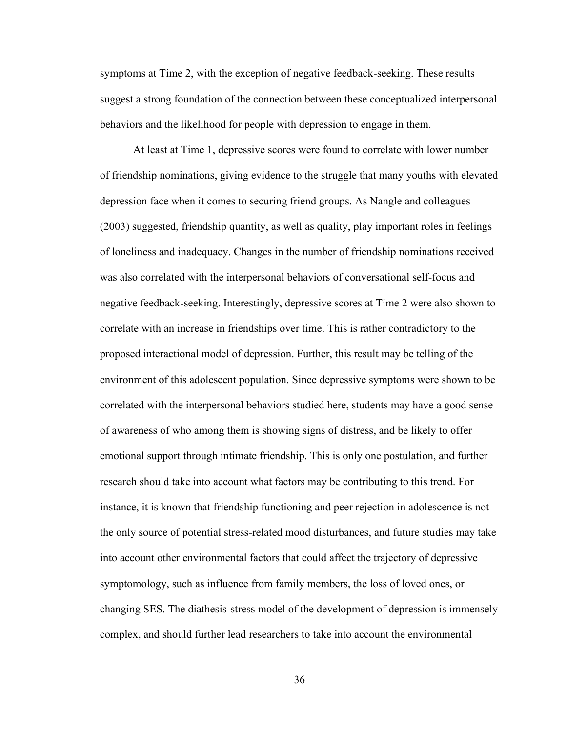symptoms at Time 2, with the exception of negative feedback-seeking. These results suggest a strong foundation of the connection between these conceptualized interpersonal behaviors and the likelihood for people with depression to engage in them.

At least at Time 1, depressive scores were found to correlate with lower number of friendship nominations, giving evidence to the struggle that many youths with elevated depression face when it comes to securing friend groups. As Nangle and colleagues (2003) suggested, friendship quantity, as well as quality, play important roles in feelings of loneliness and inadequacy. Changes in the number of friendship nominations received was also correlated with the interpersonal behaviors of conversational self-focus and negative feedback-seeking. Interestingly, depressive scores at Time 2 were also shown to correlate with an increase in friendships over time. This is rather contradictory to the proposed interactional model of depression. Further, this result may be telling of the environment of this adolescent population. Since depressive symptoms were shown to be correlated with the interpersonal behaviors studied here, students may have a good sense of awareness of who among them is showing signs of distress, and be likely to offer emotional support through intimate friendship. This is only one postulation, and further research should take into account what factors may be contributing to this trend. For instance, it is known that friendship functioning and peer rejection in adolescence is not the only source of potential stress-related mood disturbances, and future studies may take into account other environmental factors that could affect the trajectory of depressive symptomology, such as influence from family members, the loss of loved ones, or changing SES. The diathesis-stress model of the development of depression is immensely complex, and should further lead researchers to take into account the environmental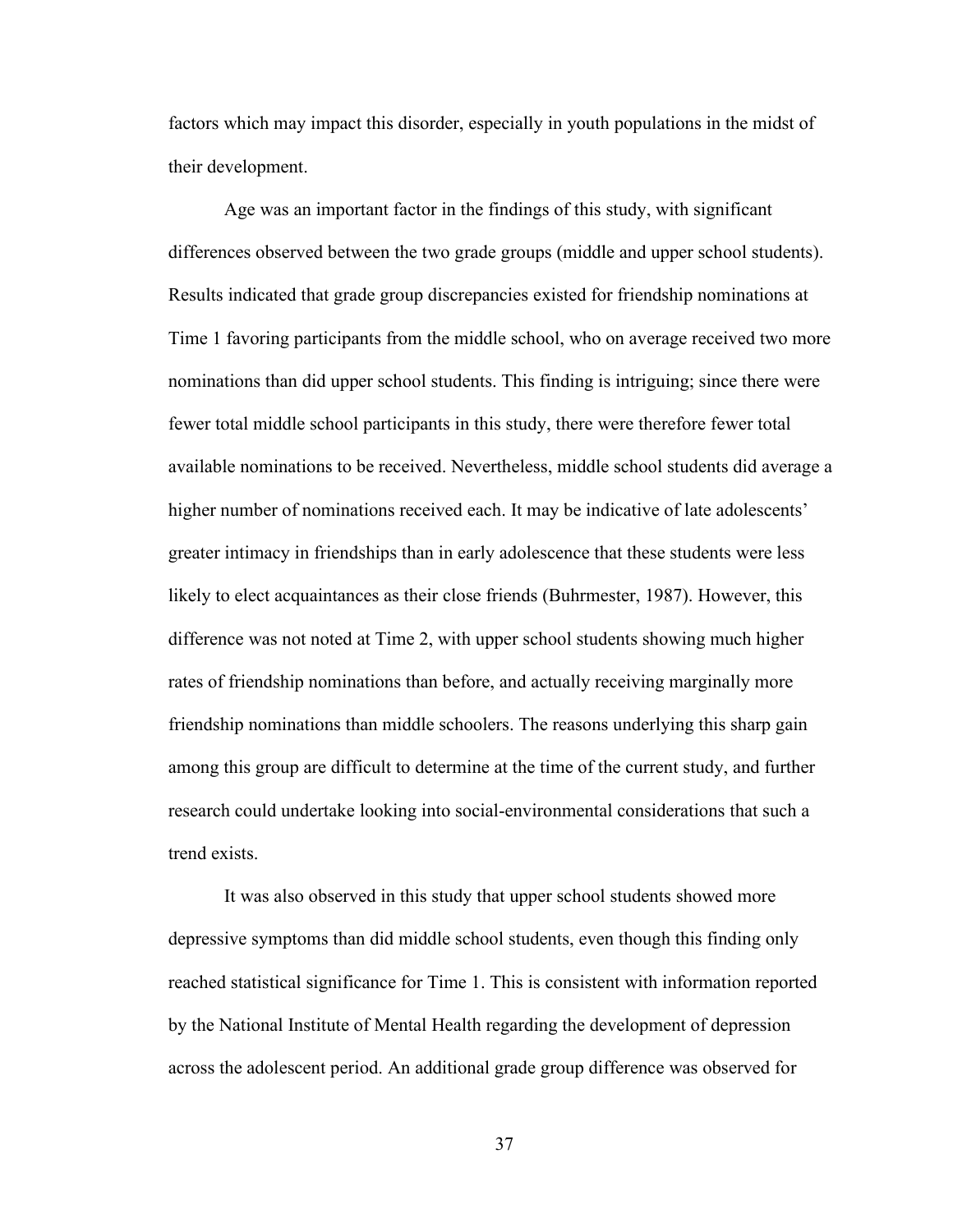factors which may impact this disorder, especially in youth populations in the midst of their development.

Age was an important factor in the findings of this study, with significant differences observed between the two grade groups (middle and upper school students). Results indicated that grade group discrepancies existed for friendship nominations at Time 1 favoring participants from the middle school, who on average received two more nominations than did upper school students. This finding is intriguing; since there were fewer total middle school participants in this study, there were therefore fewer total available nominations to be received. Nevertheless, middle school students did average a higher number of nominations received each. It may be indicative of late adolescents' greater intimacy in friendships than in early adolescence that these students were less likely to elect acquaintances as their close friends (Buhrmester, 1987). However, this difference was not noted at Time 2, with upper school students showing much higher rates of friendship nominations than before, and actually receiving marginally more friendship nominations than middle schoolers. The reasons underlying this sharp gain among this group are difficult to determine at the time of the current study, and further research could undertake looking into social-environmental considerations that such a trend exists.

It was also observed in this study that upper school students showed more depressive symptoms than did middle school students, even though this finding only reached statistical significance for Time 1. This is consistent with information reported by the National Institute of Mental Health regarding the development of depression across the adolescent period. An additional grade group difference was observed for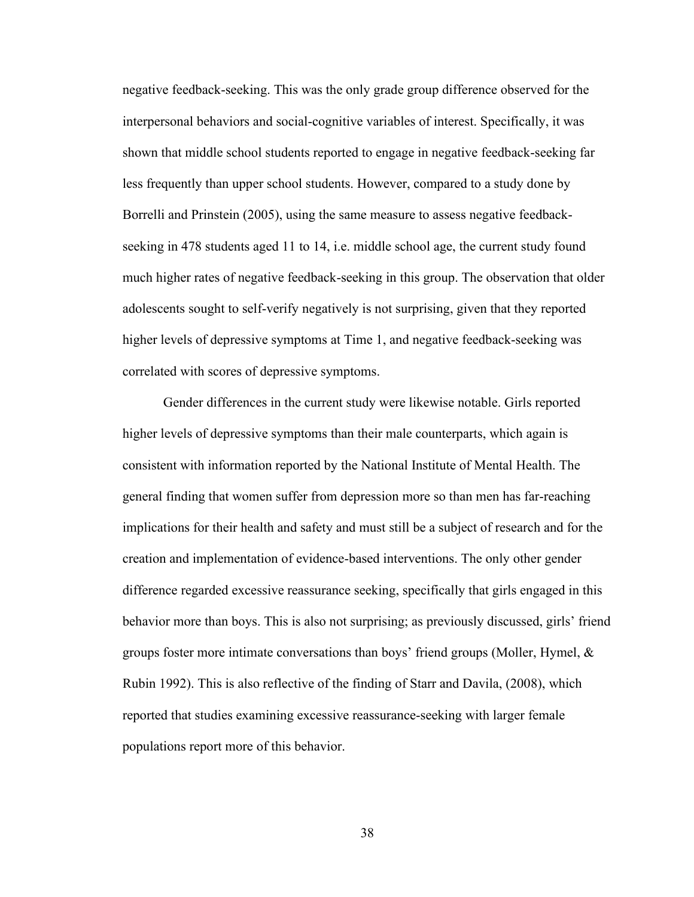negative feedback-seeking. This was the only grade group difference observed for the interpersonal behaviors and social-cognitive variables of interest. Specifically, it was shown that middle school students reported to engage in negative feedback-seeking far less frequently than upper school students. However, compared to a study done by Borrelli and Prinstein (2005), using the same measure to assess negative feedback-seeking in 478 students aged 11 to 14, i.e. middle school age, the current study found much higher rates of negative feedback-seeking in this group. The observation that older adolescents sought to self-verify negatively is not surprising, given that they reported higher levels of depressive symptoms at Time 1, and negative feedback-seeking was correlated with scores of depressive symptoms.

Gender differences in the current study were likewise notable. Girls reported higher levels of depressive symptoms than their male counterparts, which again is consistent with information reported by the National Institute of Mental Health. The general finding that women suffer from depression more so than men has far-reaching implications for their health and safety and must still be a subject of research and for the creation and implementation of evidence-based interventions. The only other gender difference regarded excessive reassurance seeking, specifically that girls engaged in this behavior more than boys. This is also not surprising; as previously discussed, girls' friend groups foster more intimate conversations than boys' friend groups (Moller, Hymel, & Rubin 1992). This is also reflective of the finding of Starr and Davila, (2008), which reported that studies examining excessive reassurance-seeking with larger female populations report more of this behavior.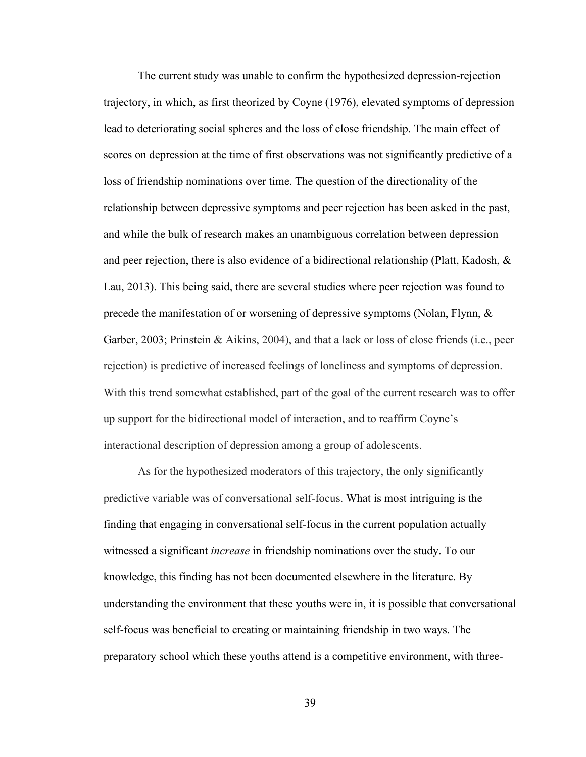The current study was unable to confirm the hypothesized depression-rejection trajectory, in which, as first theorized by Coyne (1976), elevated symptoms of depression lead to deteriorating social spheres and the loss of close friendship. The main effect of scores on depression at the time of first observations was not significantly predictive of a loss of friendship nominations over time. The question of the directionality of the relationship between depressive symptoms and peer rejection has been asked in the past, and while the bulk of research makes an unambiguous correlation between depression and peer rejection, there is also evidence of a bidirectional relationship (Platt, Kadosh, & Lau, 2013). This being said, there are several studies where peer rejection was found to precede the manifestation of or worsening of depressive symptoms (Nolan, Flynn, & Garber, 2003; Prinstein & Aikins, 2004), and that a lack or loss of close friends (i.e., peer rejection) is predictive of increased feelings of loneliness and symptoms of depression. With this trend somewhat established, part of the goal of the current research was to offer up support for the bidirectional model of interaction, and to reaffirm Coyne's interactional description of depression among a group of adolescents.

As for the hypothesized moderators of this trajectory, the only significantly predictive variable was of conversational self-focus. What is most intriguing is the finding that engaging in conversational self-focus in the current population actually witnessed a significant *increase* in friendship nominations over the study. To our knowledge, this finding has not been documented elsewhere in the literature. By understanding the environment that these youths were in, it is possible that conversational self-focus was beneficial to creating or maintaining friendship in two ways. The preparatory school which these youths attend is a competitive environment, with three-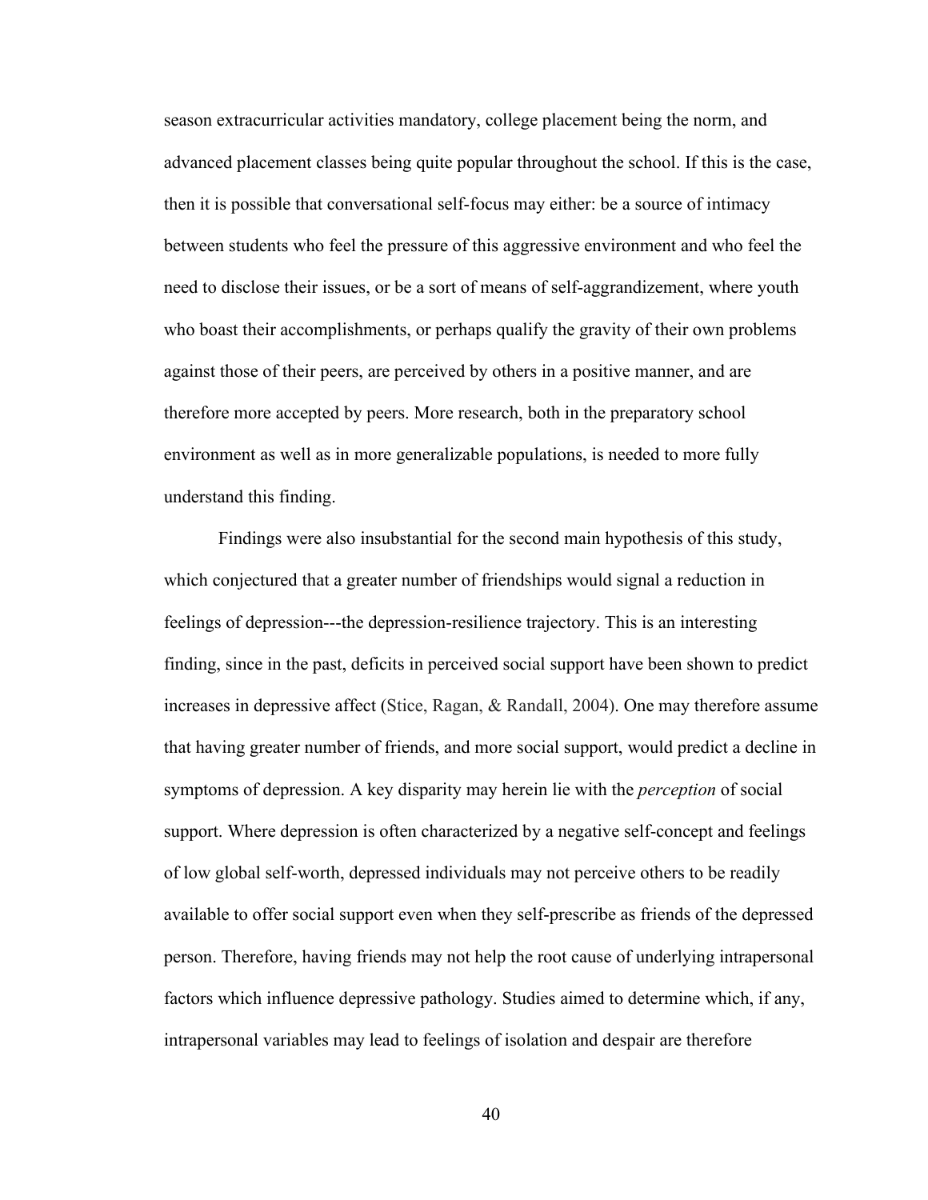season extracurricular activities mandatory, college placement being the norm, and advanced placement classes being quite popular throughout the school. If this is the case, then it is possible that conversational self-focus may either: be a source of intimacy between students who feel the pressure of this aggressive environment and who feel the need to disclose their issues, or be a sort of means of self-aggrandizement, where youth who boast their accomplishments, or perhaps qualify the gravity of their own problems against those of their peers, are perceived by others in a positive manner, and are therefore more accepted by peers. More research, both in the preparatory school environment as well as in more generalizable populations, is needed to more fully understand this finding.

Findings were also insubstantial for the second main hypothesis of this study, which conjectured that a greater number of friendships would signal a reduction in feelings of depression---the depression-resilience trajectory. This is an interesting finding, since in the past, deficits in perceived social support have been shown to predict increases in depressive affect (Stice, Ragan, & Randall, 2004). One may therefore assume that having greater number of friends, and more social support, would predict a decline in symptoms of depression. A key disparity may herein lie with the *perception* of social support. Where depression is often characterized by a negative self-concept and feelings of low global self-worth, depressed individuals may not perceive others to be readily available to offer social support even when they self-prescribe as friends of the depressed person. Therefore, having friends may not help the root cause of underlying intrapersonal factors which influence depressive pathology. Studies aimed to determine which, if any, intrapersonal variables may lead to feelings of isolation and despair are therefore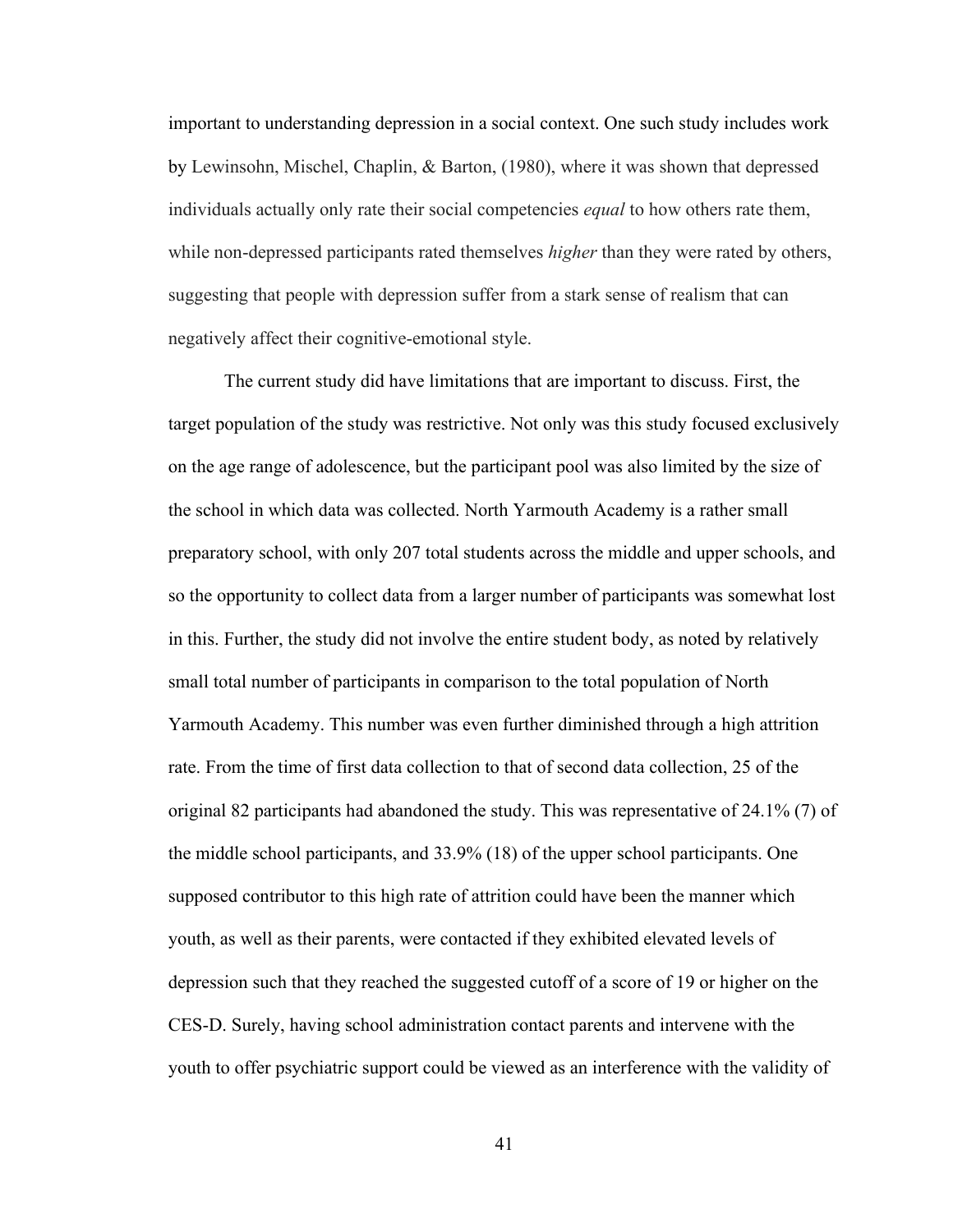important to understanding depression in a social context. One such study includes work by Lewinsohn, Mischel, Chaplin, & Barton, (1980), where it was shown that depressed individuals actually only rate their social competencies *equal* to how others rate them, while non-depressed participants rated themselves *higher* than they were rated by others, suggesting that people with depression suffer from a stark sense of realism that can negatively affect their cognitive-emotional style.

The current study did have limitations that are important to discuss. First, the target population of the study was restrictive. Not only was this study focused exclusively on the age range of adolescence, but the participant pool was also limited by the size of the school in which data was collected. North Yarmouth Academy is a rather small preparatory school, with only 207 total students across the middle and upper schools, and so the opportunity to collect data from a larger number of participants was somewhat lost in this. Further, the study did not involve the entire student body, as noted by relatively small total number of participants in comparison to the total population of North Yarmouth Academy. This number was even further diminished through a high attrition rate. From the time of first data collection to that of second data collection, 25 of the original 82 participants had abandoned the study. This was representative of 24.1% (7) of the middle school participants, and 33.9% (18) of the upper school participants. One supposed contributor to this high rate of attrition could have been the manner which youth, as well as their parents, were contacted if they exhibited elevated levels of depression such that they reached the suggested cutoff of a score of 19 or higher on the CES-D. Surely, having school administration contact parents and intervene with the youth to offer psychiatric support could be viewed as an interference with the validity of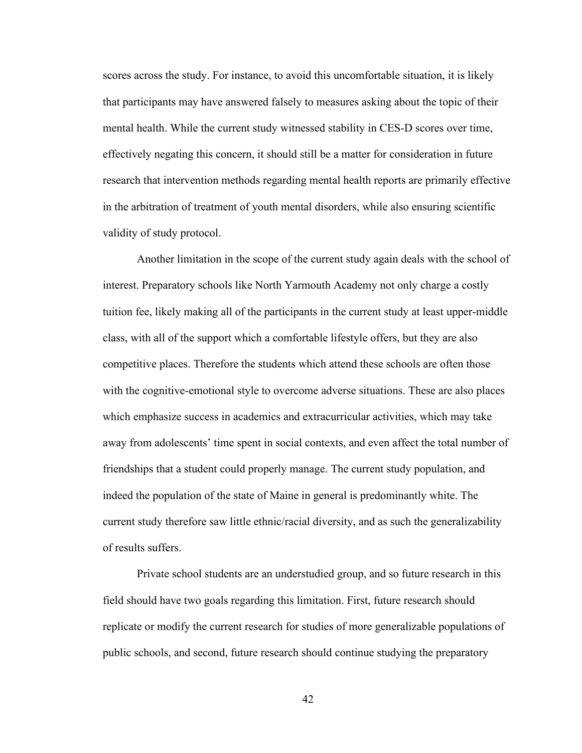scores across the study. For instance, to avoid this uncomfortable situation, it is likely that participants may have answered falsely to measures asking about the topic of their mental health. While the current study witnessed stability in CES-D scores over time, effectively negating this concern, it should still be a matter for consideration in future research that intervention methods regarding mental health reports are primarily effective in the arbitration of treatment of youth mental disorders, while also ensuring scientific validity of study protocol.

Another limitation in the scope of the current study again deals with the school of interest. Preparatory schools like North Yarmouth Academy not only charge a costly tuition fee, likely making all of the participants in the current study at least upper-middle class, with all of the support which a comfortable lifestyle offers, but they are also competitive places. Therefore the students which attend these schools are often those with the cognitive-emotional style to overcome adverse situations. These are also places which emphasize success in academics and extracurricular activities, which may take away from adolescents' time spent in social contexts, and even affect the total number of friendships that a student could properly manage. The current study population, and indeed the population of the state of Maine in general is predominantly white. The current study therefore saw little ethnic/racial diversity, and as such the generalizability of results suffers.

Private school students are an understudied group, and so future research in this field should have two goals regarding this limitation. First, future research should replicate or modify the current research for studies of more generalizable populations of public schools, and second, future research should continue studying the preparatory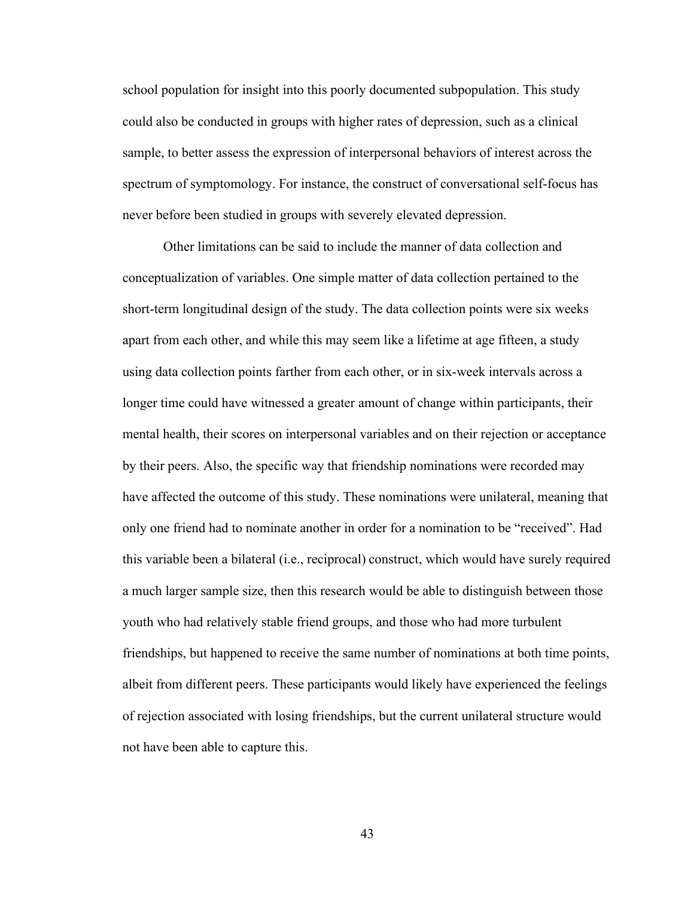school population for insight into this poorly documented subpopulation. This study could also be conducted in groups with higher rates of depression, such as a clinical sample, to better assess the expression of interpersonal behaviors of interest across the spectrum of symptomology. For instance, the construct of conversational self-focus has never before been studied in groups with severely elevated depression.

Other limitations can be said to include the manner of data collection and conceptualization of variables. One simple matter of data collection pertained to the short-term longitudinal design of the study. The data collection points were six weeks apart from each other, and while this may seem like a lifetime at age fifteen, a study using data collection points farther from each other, or in six-week intervals across a longer time could have witnessed a greater amount of change within participants, their mental health, their scores on interpersonal variables and on their rejection or acceptance by their peers. Also, the specific way that friendship nominations were recorded may have affected the outcome of this study. These nominations were unilateral, meaning that only one friend had to nominate another in order for a nomination to be "received". Had this variable been a bilateral (i.e., reciprocal) construct, which would have surely required a much larger sample size, then this research would be able to distinguish between those youth who had relatively stable friend groups, and those who had more turbulent friendships, but happened to receive the same number of nominations at both time points, albeit from different peers. These participants would likely have experienced the feelings of rejection associated with losing friendships, but the current unilateral structure would not have been able to capture this.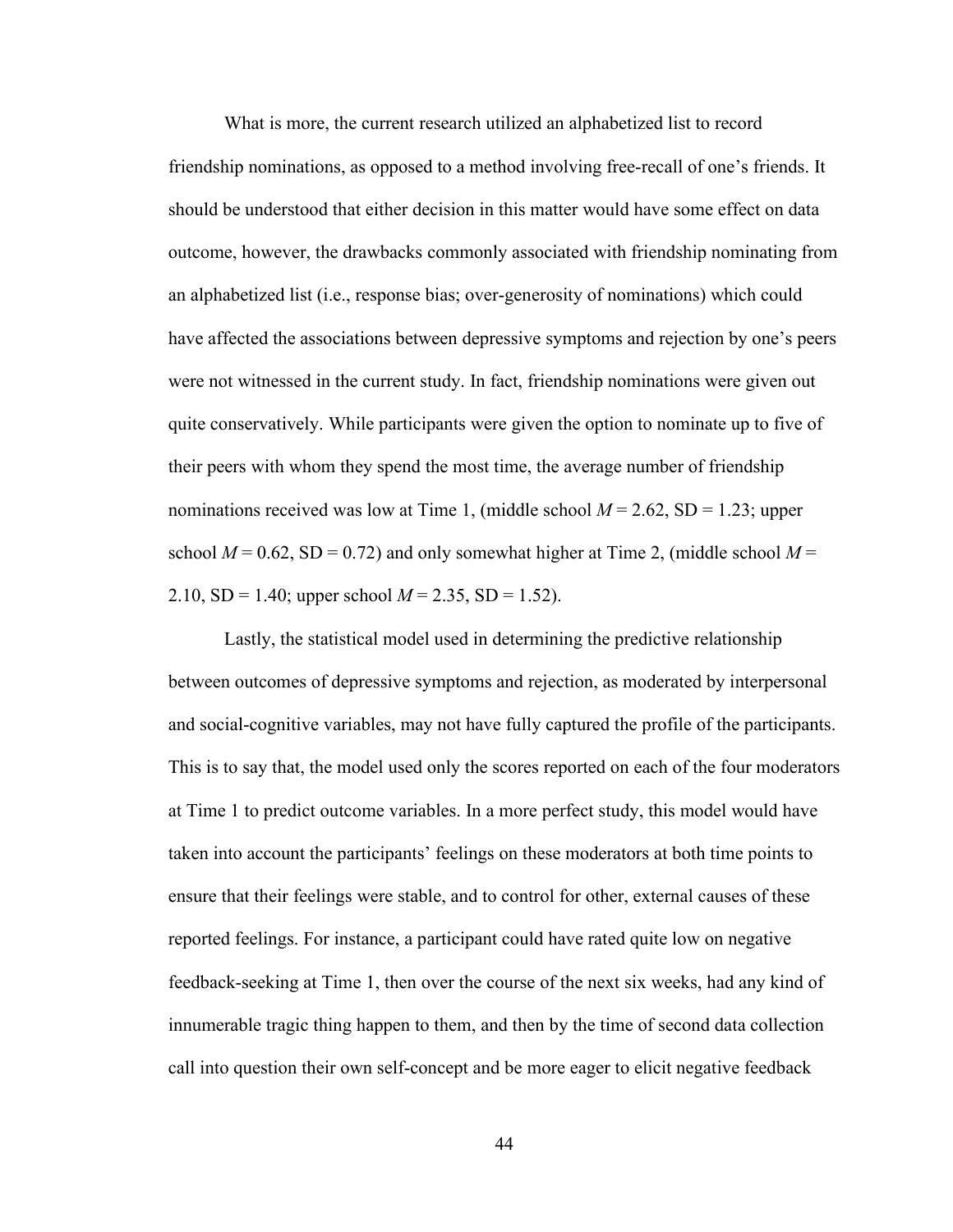What is more, the current research utilized an alphabetized list to record friendship nominations, as opposed to a method involving free-recall of one's friends. It should be understood that either decision in this matter would have some effect on data outcome, however, the drawbacks commonly associated with friendship nominating from an alphabetized list (i.e., response bias; over-generosity of nominations) which could have affected the associations between depressive symptoms and rejection by one's peers were not witnessed in the current study. In fact, friendship nominations were given out quite conservatively. While participants were given the option to nominate up to five of their peers with whom they spend the most time, the average number of friendship nominations received was low at Time 1, (middle school $M = 2.62$, SD = 1.23; upper school $M = 0.62$, SD = 0.72) and only somewhat higher at Time 2, (middle school $M = 2.10$, SD = 1.40; upper school $M = 2.35$, SD = 1.52).

Lastly, the statistical model used in determining the predictive relationship between outcomes of depressive symptoms and rejection, as moderated by interpersonal and social-cognitive variables, may not have fully captured the profile of the participants. This is to say that, the model used only the scores reported on each of the four moderators at Time 1 to predict outcome variables. In a more perfect study, this model would have taken into account the participants' feelings on these moderators at both time points to ensure that their feelings were stable, and to control for other, external causes of these reported feelings. For instance, a participant could have rated quite low on negative feedback-seeking at Time 1, then over the course of the next six weeks, had any kind of innumerable tragic thing happen to them, and then by the time of second data collection call into question their own self-concept and be more eager to elicit negative feedback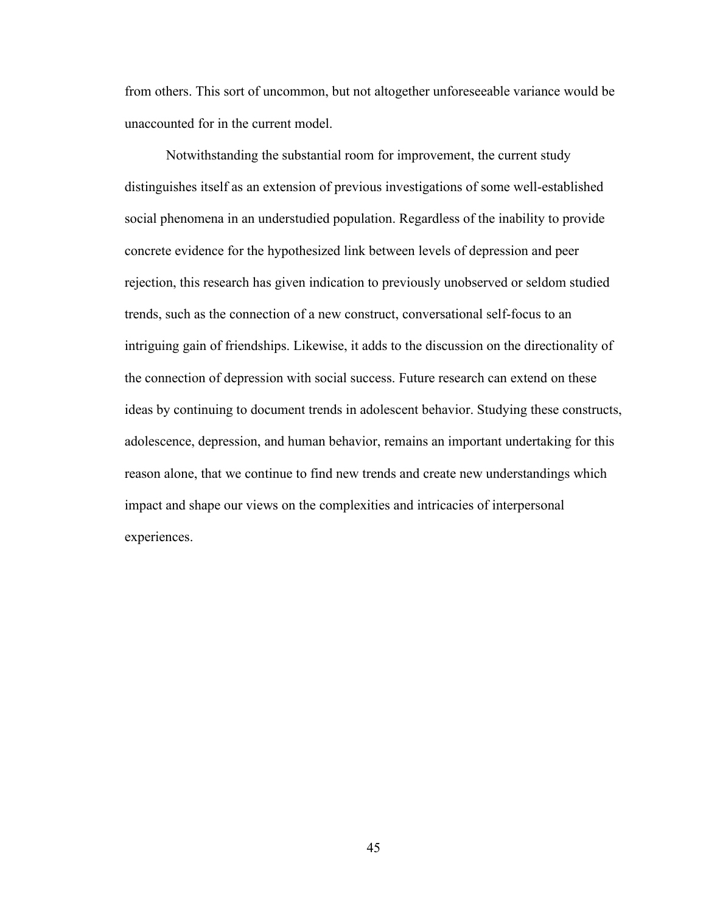from others. This sort of uncommon, but not altogether unforeseeable variance would be unaccounted for in the current model.

Notwithstanding the substantial room for improvement, the current study distinguishes itself as an extension of previous investigations of some well-established social phenomena in an understudied population. Regardless of the inability to provide concrete evidence for the hypothesized link between levels of depression and peer rejection, this research has given indication to previously unobserved or seldom studied trends, such as the connection of a new construct, conversational self-focus to an intriguing gain of friendships. Likewise, it adds to the discussion on the directionality of the connection of depression with social success. Future research can extend on these ideas by continuing to document trends in adolescent behavior. Studying these constructs, adolescence, depression, and human behavior, remains an important undertaking for this reason alone, that we continue to find new trends and create new understandings which impact and shape our views on the complexities and intricacies of interpersonal experiences.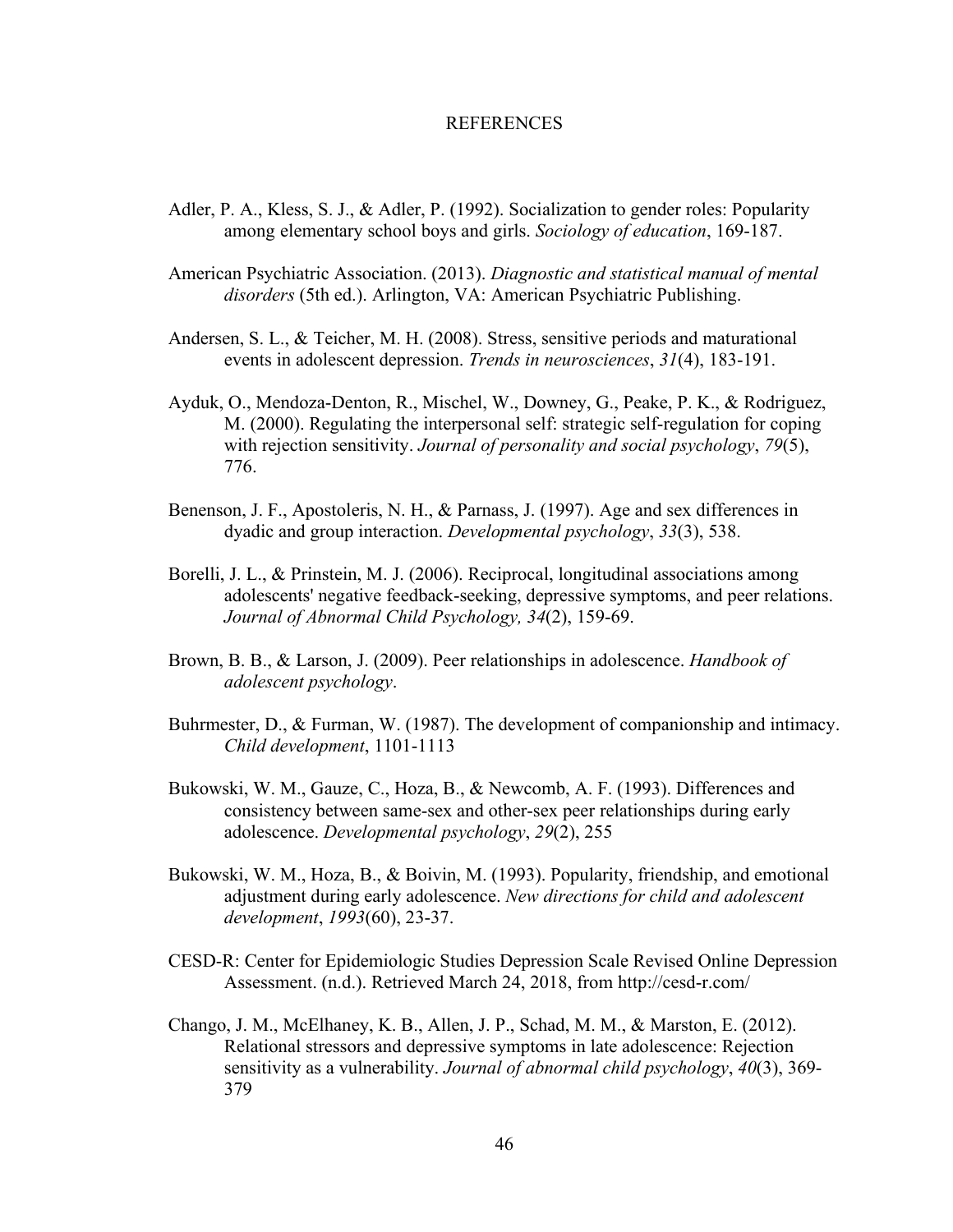# REFERENCES

Adler, P. A., Kless, S. J., & Adler, P. (1992). Socialization to gender roles: Popularity among elementary school boys and girls. *Sociology of education*, 169-187.

American Psychiatric Association. (2013). *Diagnostic and statistical manual of mental disorders* (5th ed.). Arlington, VA: American Psychiatric Publishing.

Andersen, S. L., & Teicher, M. H. (2008). Stress, sensitive periods and maturational events in adolescent depression. *Trends in neurosciences*, *31*(4), 183-191.

Ayduk, O., Mendoza-Denton, R., Mischel, W., Downey, G., Peake, P. K., & Rodriguez, M. (2000). Regulating the interpersonal self: strategic self-regulation for coping with rejection sensitivity. *Journal of personality and social psychology*, *79*(5), 776.

Benenson, J. F., Apostoleris, N. H., & Parnass, J. (1997). Age and sex differences in dyadic and group interaction. *Developmental psychology*, *33*(3), 538.

Borelli, J. L., & Prinstein, M. J. (2006). Reciprocal, longitudinal associations among adolescents' negative feedback-seeking, depressive symptoms, and peer relations. *Journal of Abnormal Child Psychology, 34*(2), 159-69.

Brown, B. B., & Larson, J. (2009). Peer relationships in adolescence. *Handbook of adolescent psychology*.

Buhrmester, D., & Furman, W. (1987). The development of companionship and intimacy. *Child development*, 1101-1113

Bukowski, W. M., Gauze, C., Hoza, B., & Newcomb, A. F. (1993). Differences and consistency between same-sex and other-sex peer relationships during early adolescence. *Developmental psychology*, *29*(2), 255

Bukowski, W. M., Hoza, B., & Boivin, M. (1993). Popularity, friendship, and emotional adjustment during early adolescence. *New directions for child and adolescent development*, *1993*(60), 23-37.

CESD-R: Center for Epidemiologic Studies Depression Scale Revised Online Depression Assessment. (n.d.). Retrieved March 24, 2018, from http://cesd-r.com/

Chango, J. M., McElhaney, K. B., Allen, J. P., Schad, M. M., & Marston, E. (2012). Relational stressors and depressive symptoms in late adolescence: Rejection sensitivity as a vulnerability. *Journal of abnormal child psychology*, *40*(3), 369-379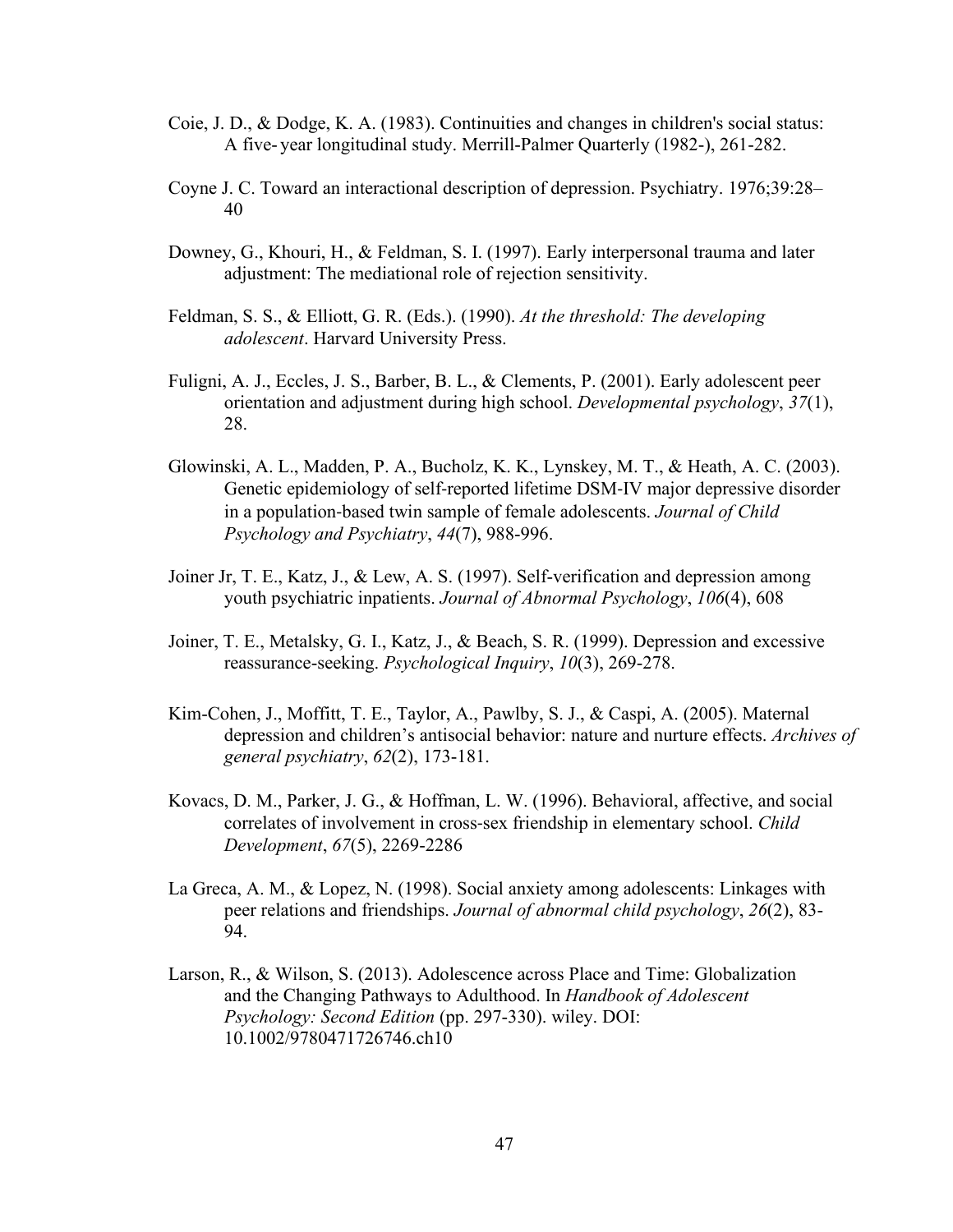Coie, J. D., & Dodge, K. A. (1983). Continuities and changes in children's social status: A five- year longitudinal study. Merrill-Palmer Quarterly (1982-), 261-282.

Coyne J. C. Toward an interactional description of depression. Psychiatry. 1976;39:28–40

Downey, G., Khouri, H., & Feldman, S. I. (1997). Early interpersonal trauma and later adjustment: The mediational role of rejection sensitivity.

Feldman, S. S., & Elliott, G. R. (Eds.). (1990). *At the threshold: The developing adolescent*. Harvard University Press.

Fuligni, A. J., Eccles, J. S., Barber, B. L., & Clements, P. (2001). Early adolescent peer orientation and adjustment during high school. *Developmental psychology*, *37*(1), 28.

Glowinski, A. L., Madden, P. A., Bucholz, K. K., Lynskey, M. T., & Heath, A. C. (2003). Genetic epidemiology of self-reported lifetime DSM-IV major depressive disorder in a population-based twin sample of female adolescents. *Journal of Child Psychology and Psychiatry*, *44*(7), 988-996.

Joiner Jr, T. E., Katz, J., & Lew, A. S. (1997). Self-verification and depression among youth psychiatric inpatients. *Journal of Abnormal Psychology*, *106*(4), 608

Joiner, T. E., Metalsky, G. I., Katz, J., & Beach, S. R. (1999). Depression and excessive reassurance-seeking. *Psychological Inquiry*, *10*(3), 269-278.

Kim-Cohen, J., Moffitt, T. E., Taylor, A., Pawlby, S. J., & Caspi, A. (2005). Maternal depression and children's antisocial behavior: nature and nurture effects. *Archives of general psychiatry*, *62*(2), 173-181.

Kovacs, D. M., Parker, J. G., & Hoffman, L. W. (1996). Behavioral, affective, and social correlates of involvement in cross-sex friendship in elementary school. *Child Development*, *67*(5), 2269-2286

La Greca, A. M., & Lopez, N. (1998). Social anxiety among adolescents: Linkages with peer relations and friendships. *Journal of abnormal child psychology*, *26*(2), 83-94.

Larson, R., & Wilson, S. (2013). Adolescence across Place and Time: Globalization and the Changing Pathways to Adulthood. In *Handbook of Adolescent Psychology: Second Edition* (pp. 297-330). wiley. DOI: 10.1002/9780471726746.ch10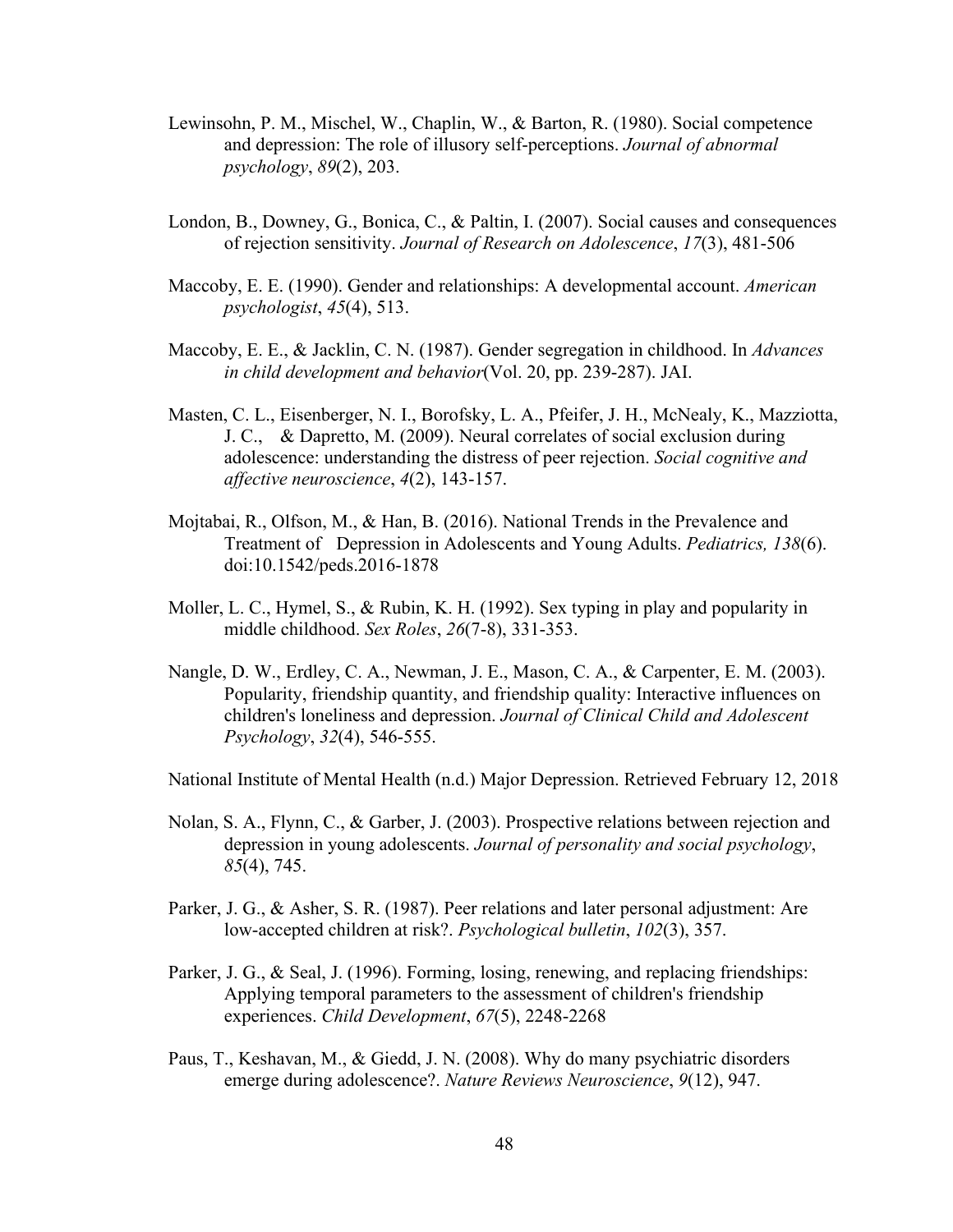Lewinsohn, P. M., Mischel, W., Chaplin, W., & Barton, R. (1980). Social competence and depression: The role of illusory self-perceptions. *Journal of abnormal psychology*, *89*(2), 203.

London, B., Downey, G., Bonica, C., & Paltin, I. (2007). Social causes and consequences of rejection sensitivity. *Journal of Research on Adolescence*, *17*(3), 481-506

Maccoby, E. E. (1990). Gender and relationships: A developmental account. *American psychologist*, *45*(4), 513.

Maccoby, E. E., & Jacklin, C. N. (1987). Gender segregation in childhood. In *Advances in child development and behavior*(Vol. 20, pp. 239-287). JAI.

Masten, C. L., Eisenberger, N. I., Borofsky, L. A., Pfeifer, J. H., McNealy, K., Mazziotta, J. C., & Dapretto, M. (2009). Neural correlates of social exclusion during adolescence: understanding the distress of peer rejection. *Social cognitive and affective neuroscience*, *4*(2), 143-157.

Mojtabai, R., Olfson, M., & Han, B. (2016). National Trends in the Prevalence and Treatment of Depression in Adolescents and Young Adults. *Pediatrics, 138*(6). doi:10.1542/peds.2016-1878

Moller, L. C., Hymel, S., & Rubin, K. H. (1992). Sex typing in play and popularity in middle childhood. *Sex Roles*, *26*(7-8), 331-353.

Nangle, D. W., Erdley, C. A., Newman, J. E., Mason, C. A., & Carpenter, E. M. (2003). Popularity, friendship quantity, and friendship quality: Interactive influences on children's loneliness and depression. *Journal of Clinical Child and Adolescent Psychology*, *32*(4), 546-555.

National Institute of Mental Health (n.d.) Major Depression. Retrieved February 12, 2018

Nolan, S. A., Flynn, C., & Garber, J. (2003). Prospective relations between rejection and depression in young adolescents. *Journal of personality and social psychology*, *85*(4), 745.

Parker, J. G., & Asher, S. R. (1987). Peer relations and later personal adjustment: Are low-accepted children at risk?. *Psychological bulletin*, *102*(3), 357.

Parker, J. G., & Seal, J. (1996). Forming, losing, renewing, and replacing friendships: Applying temporal parameters to the assessment of children's friendship experiences. *Child Development*, *67*(5), 2248-2268

Paus, T., Keshavan, M., & Giedd, J. N. (2008). Why do many psychiatric disorders emerge during adolescence?. *Nature Reviews Neuroscience*, *9*(12), 947.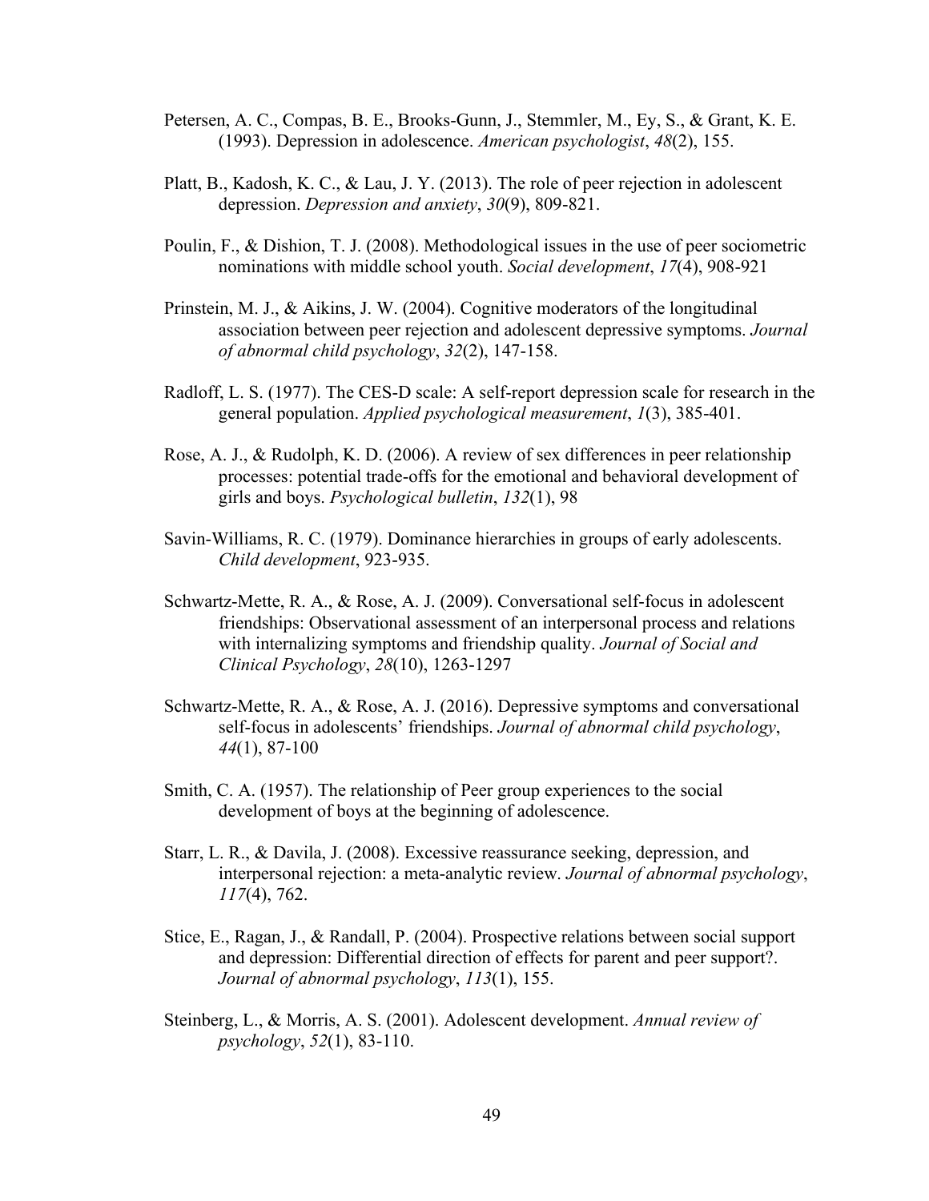Petersen, A. C., Compas, B. E., Brooks-Gunn, J., Stemmler, M., Ey, S., & Grant, K. E. (1993). Depression in adolescence. *American psychologist*, *48*(2), 155.

Platt, B., Kadosh, K. C., & Lau, J. Y. (2013). The role of peer rejection in adolescent depression. *Depression and anxiety*, *30*(9), 809-821.

Poulin, F., & Dishion, T. J. (2008). Methodological issues in the use of peer sociometric nominations with middle school youth. *Social development*, *17*(4), 908-921

Prinstein, M. J., & Aikins, J. W. (2004). Cognitive moderators of the longitudinal association between peer rejection and adolescent depressive symptoms. *Journal of abnormal child psychology*, *32*(2), 147-158.

Radloff, L. S. (1977). The CES-D scale: A self-report depression scale for research in the general population. *Applied psychological measurement*, *1*(3), 385-401.

Rose, A. J., & Rudolph, K. D. (2006). A review of sex differences in peer relationship processes: potential trade-offs for the emotional and behavioral development of girls and boys. *Psychological bulletin*, *132*(1), 98

Savin-Williams, R. C. (1979). Dominance hierarchies in groups of early adolescents. *Child development*, 923-935.

Schwartz-Mette, R. A., & Rose, A. J. (2009). Conversational self-focus in adolescent friendships: Observational assessment of an interpersonal process and relations with internalizing symptoms and friendship quality. *Journal of Social and Clinical Psychology*, *28*(10), 1263-1297

Schwartz-Mette, R. A., & Rose, A. J. (2016). Depressive symptoms and conversational self-focus in adolescents' friendships. *Journal of abnormal child psychology*, *44*(1), 87-100

Smith, C. A. (1957). The relationship of Peer group experiences to the social development of boys at the beginning of adolescence.

Starr, L. R., & Davila, J. (2008). Excessive reassurance seeking, depression, and interpersonal rejection: a meta-analytic review. *Journal of abnormal psychology*, *117*(4), 762.

Stice, E., Ragan, J., & Randall, P. (2004). Prospective relations between social support and depression: Differential direction of effects for parent and peer support?. *Journal of abnormal psychology*, *113*(1), 155.

Steinberg, L., & Morris, A. S. (2001). Adolescent development. *Annual review of psychology*, *52*(1), 83-110.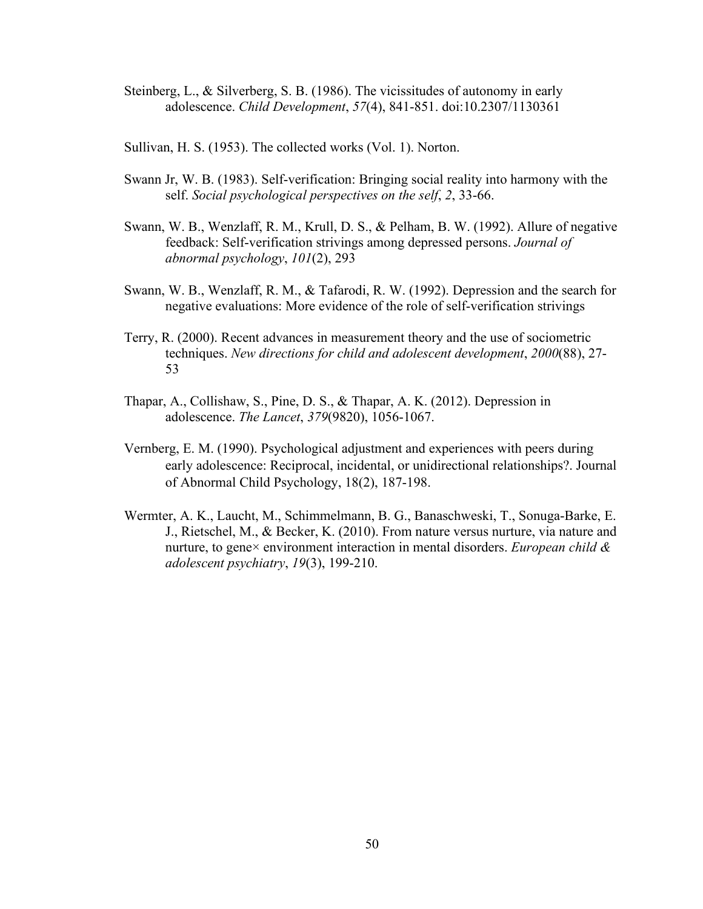Steinberg, L., & Silverberg, S. B. (1986). The vicissitudes of autonomy in early adolescence. *Child Development*, *57*(4), 841-851. doi:10.2307/1130361

Sullivan, H. S. (1953). The collected works (Vol. 1). Norton.

Swann Jr, W. B. (1983). Self-verification: Bringing social reality into harmony with the self. *Social psychological perspectives on the self*, *2*, 33-66.

Swann, W. B., Wenzlaff, R. M., Krull, D. S., & Pelham, B. W. (1992). Allure of negative feedback: Self-verification strivings among depressed persons. *Journal of abnormal psychology*, *101*(2), 293

Swann, W. B., Wenzlaff, R. M., & Tafarodi, R. W. (1992). Depression and the search for negative evaluations: More evidence of the role of self-verification strivings

Terry, R. (2000). Recent advances in measurement theory and the use of sociometric techniques. *New directions for child and adolescent development*, *2000*(88), 27-53

Thapar, A., Collishaw, S., Pine, D. S., & Thapar, A. K. (2012). Depression in adolescence. *The Lancet*, *379*(9820), 1056-1067.

Vernberg, E. M. (1990). Psychological adjustment and experiences with peers during early adolescence: Reciprocal, incidental, or unidirectional relationships?. Journal of Abnormal Child Psychology, 18(2), 187-198.

Wermter, A. K., Laucht, M., Schimmelmann, B. G., Banaschweski, T., Sonuga-Barke, E. J., Rietschel, M., & Becker, K. (2010). From nature versus nurture, via nature and nurture, to gene× environment interaction in mental disorders. *European child & adolescent psychiatry*, *19*(3), 199-210.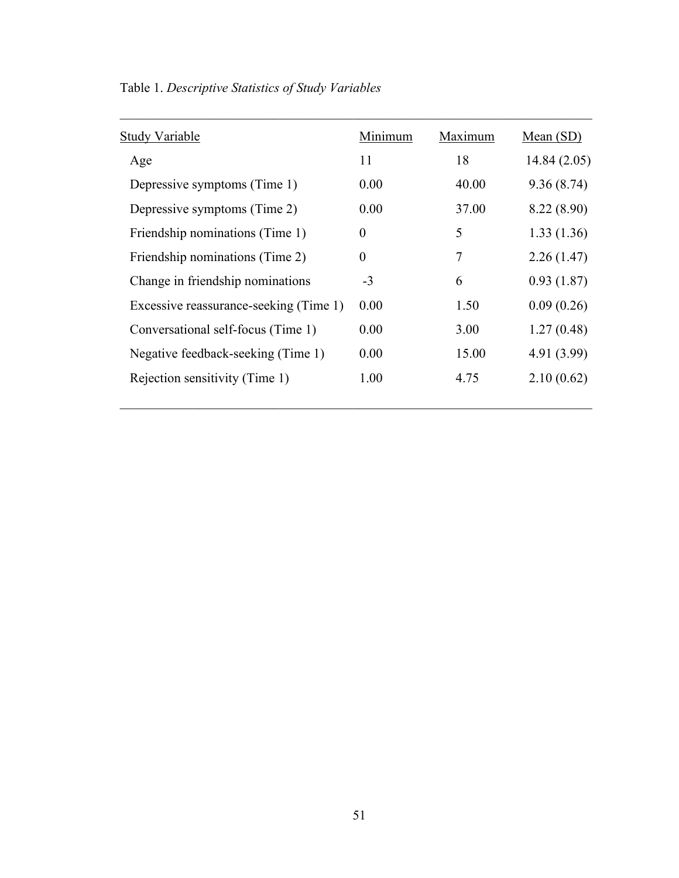Table 1. *Descriptive Statistics of Study Variables*

| Study Variable | Minimum | Maximum | Mean (SD) |
|---|---|---|---|
| Age | 11 | 18 | 14.84 (2.05) |
| Depressive symptoms (Time 1) | 0.00 | 40.00 | 9.36 (8.74) |
| Depressive symptoms (Time 2) | 0.00 | 37.00 | 8.22 (8.90) |
| Friendship nominations (Time 1) | 0 | 5 | 1.33 (1.36) |
| Friendship nominations (Time 2) | 0 | 7 | 2.26 (1.47) |
| Change in friendship nominations | -3 | 6 | 0.93 (1.87) |
| Excessive reassurance-seeking (Time 1) | 0.00 | 1.50 | 0.09 (0.26) |
| Conversational self-focus (Time 1) | 0.00 | 3.00 | 1.27 (0.48) |
| Negative feedback-seeking (Time 1) | 0.00 | 15.00 | 4.91 (3.99) |
| Rejection sensitivity (Time 1) | 1.00 | 4.75 | 2.10 (0.62) |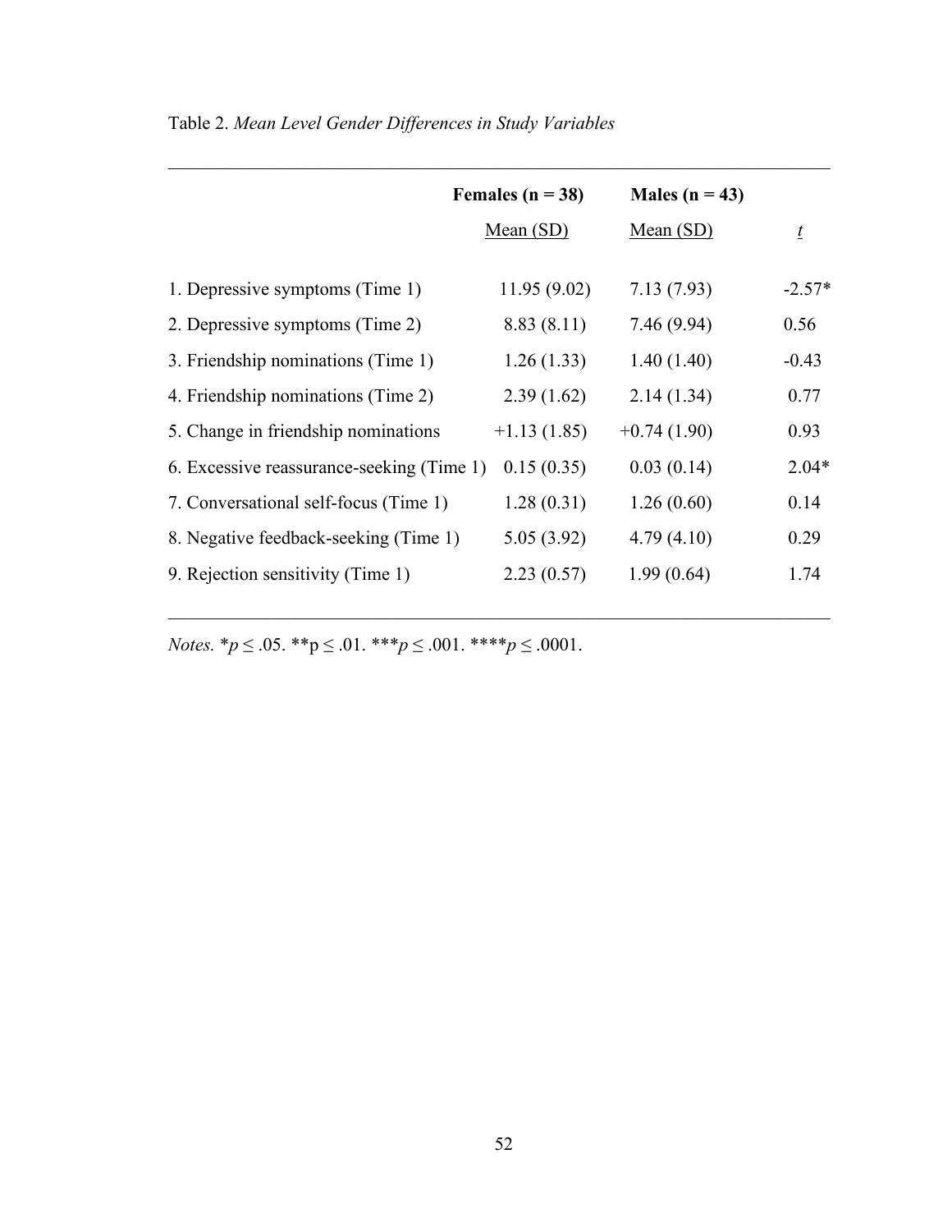Table 2. *Mean Level Gender Differences in Study Variables*

| | Females (n = 38) | Males (n = 43) | |
|---|---|---|---|
| | Mean (SD) | Mean (SD) | *t* |
| 1. Depressive symptoms (Time 1) | 11.95 (9.02) | 7.13 (7.93) | -2.57* |
| 2. Depressive symptoms (Time 2) | 8.83 (8.11) | 7.46 (9.94) | 0.56 |
| 3. Friendship nominations (Time 1) | 1.26 (1.33) | 1.40 (1.40) | -0.43 |
| 4. Friendship nominations (Time 2) | 2.39 (1.62) | 2.14 (1.34) | 0.77 |
| 5. Change in friendship nominations | +1.13 (1.85) | +0.74 (1.90) | 0.93 |
| 6. Excessive reassurance-seeking (Time 1) | 0.15 (0.35) | 0.03 (0.14) | 2.04* |
| 7. Conversational self-focus (Time 1) | 1.28 (0.31) | 1.26 (0.60) | 0.14 |
| 8. Negative feedback-seeking (Time 1) | 5.05 (3.92) | 4.79 (4.10) | 0.29 |
| 9. Rejection sensitivity (Time 1) | 2.23 (0.57) | 1.99 (0.64) | 1.74 |

*Notes.* *$p \leq .05$. **$p \leq .01$. ***$p \leq .001$. ****$p \leq .0001$.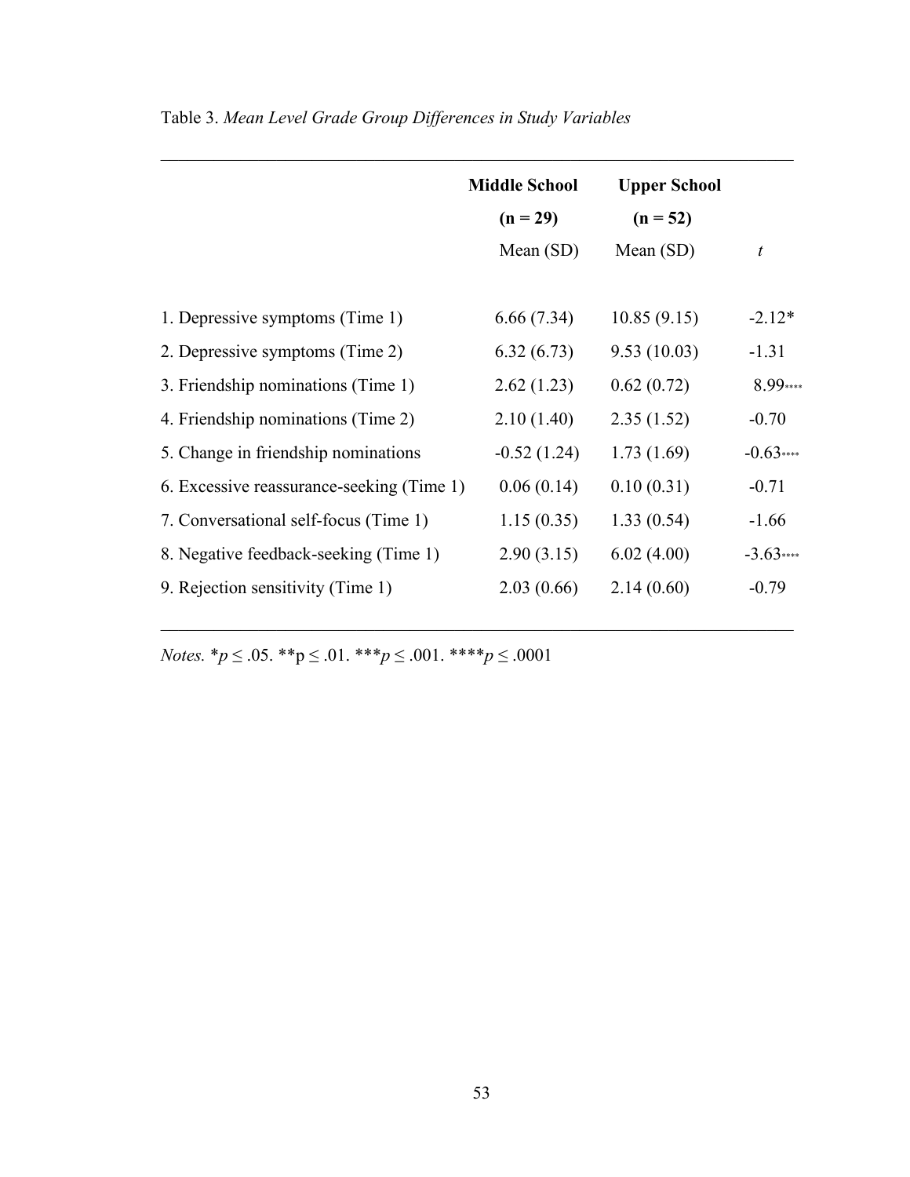Table 3. *Mean Level Grade Group Differences in Study Variables*

| | Middle School (n = 29) | Upper School (n = 52) | |
|---|---|---|---|
| | Mean (SD) | Mean (SD) | *t* |
| 1. Depressive symptoms (Time 1) | 6.66 (7.34) | 10.85 (9.15) | -2.12* |
| 2. Depressive symptoms (Time 2) | 6.32 (6.73) | 9.53 (10.03) | -1.31 |
| 3. Friendship nominations (Time 1) | 2.62 (1.23) | 0.62 (0.72) | 8.99**** |
| 4. Friendship nominations (Time 2) | 2.10 (1.40) | 2.35 (1.52) | -0.70 |
| 5. Change in friendship nominations | -0.52 (1.24) | 1.73 (1.69) | -0.63**** |
| 6. Excessive reassurance-seeking (Time 1) | 0.06 (0.14) | 0.10 (0.31) | -0.71 |
| 7. Conversational self-focus (Time 1) | 1.15 (0.35) | 1.33 (0.54) | -1.66 |
| 8. Negative feedback-seeking (Time 1) | 2.90 (3.15) | 6.02 (4.00) | -3.63**** |
| 9. Rejection sensitivity (Time 1) | 2.03 (0.66) | 2.14 (0.60) | -0.79 |

*Notes.* *$p \leq .05$. **$p \leq .01$. ***$p \leq .001$. ****$p \leq .0001$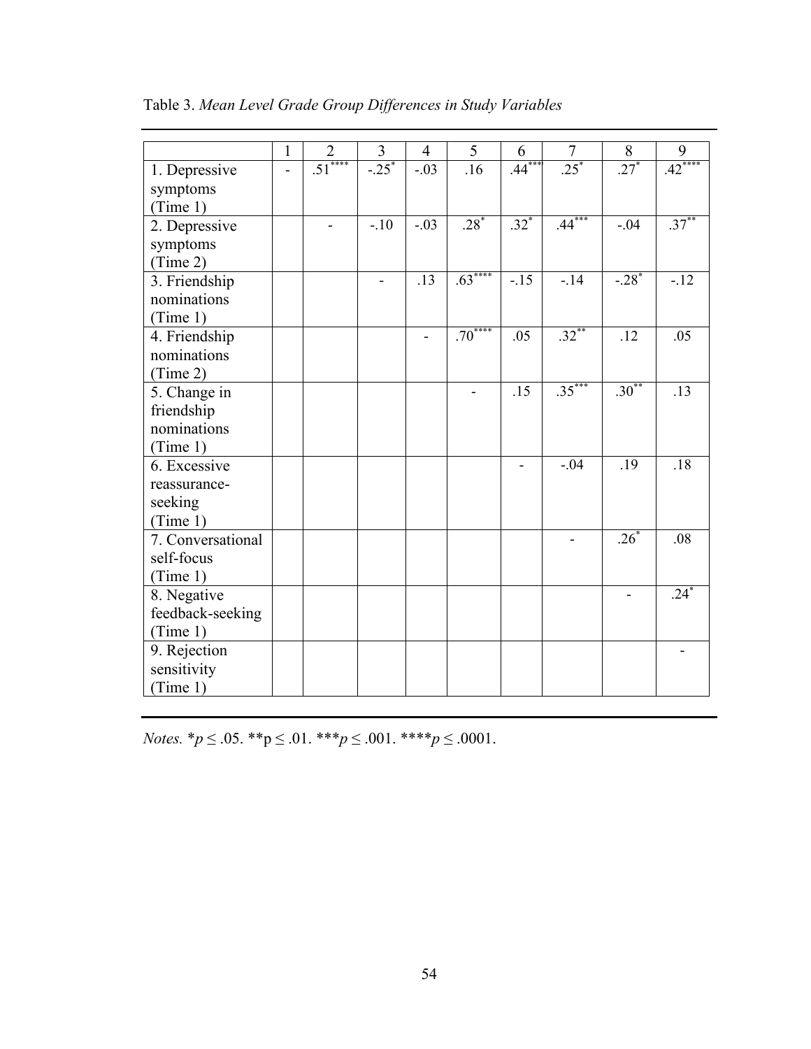Table 3. *Mean Level Grade Group Differences in Study Variables*

| | 1 | 2 | 3 | 4 | 5 | 6 | 7 | 8 | 9 |
|---|---|---|---|---|---|---|---|---|---|
| 1. Depressive symptoms (Time 1) | - | .51**** | -.25* | -.03 | .16 | .44*** | .25* | .27* | .42**** |
| 2. Depressive symptoms (Time 2) | | - | -.10 | -.03 | .28* | .32* | .44*** | -.04 | .37** |
| 3. Friendship nominations (Time 1) | | | - | .13 | .63**** | -.15 | -.14 | -.28* | -.12 |
| 4. Friendship nominations (Time 2) | | | | - | .70**** | .05 | .32** | .12 | .05 |
| 5. Change in friendship nominations (Time 1) | | | | | - | .15 | .35*** | .30** | .13 |
| 6. Excessive reassurance-seeking (Time 1) | | | | | | - | -.04 | .19 | .18 |
| 7. Conversational self-focus (Time 1) | | | | | | | - | .26* | .08 |
| 8. Negative feedback-seeking (Time 1) | | | | | | | | - | .24* |
| 9. Rejection sensitivity (Time 1) | | | | | | | | | - |

*Notes.* \*$p \leq .05$. \*\*$p \leq .01$. \*\*\*$p \leq .001$. \*\*\*\*$p \leq .0001$.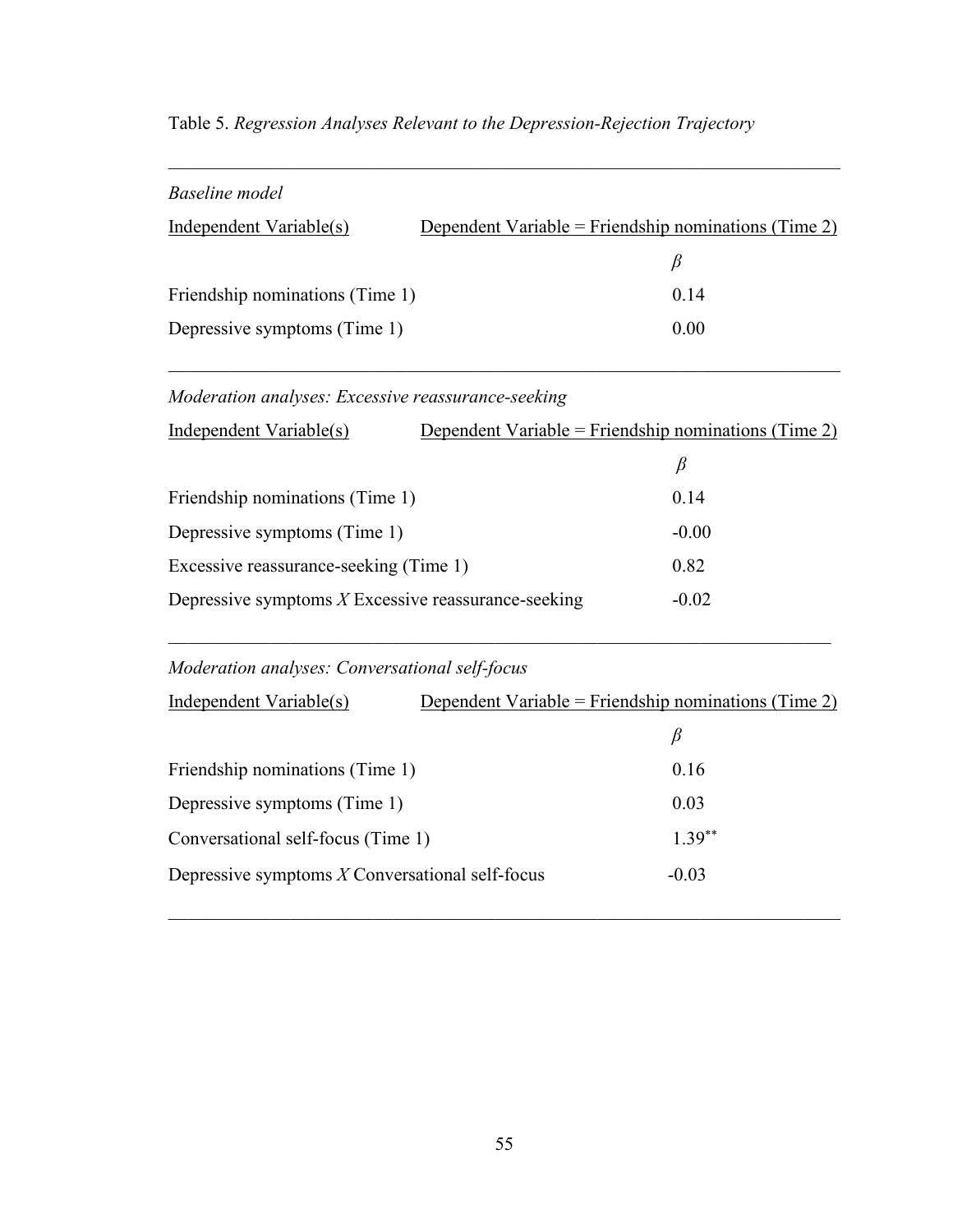Table 5. *Regression Analyses Relevant to the Depression-Rejection Trajectory*

*Baseline model*

| Independent Variable(s) | Dependent Variable = Friendship nominations (Time 2) |
|---|---|
| | $\beta$ |
| Friendship nominations (Time 1) | 0.14 |
| Depressive symptoms (Time 1) | 0.00 |

*Moderation analyses: Excessive reassurance-seeking*

| Independent Variable(s) | Dependent Variable = Friendship nominations (Time 2) |
|---|---|
| | $\beta$ |
| Friendship nominations (Time 1) | 0.14 |
| Depressive symptoms (Time 1) | -0.00 |
| Excessive reassurance-seeking (Time 1) | 0.82 |
| Depressive symptoms *X* Excessive reassurance-seeking | -0.02 |

*Moderation analyses: Conversational self-focus*

| Independent Variable(s) | Dependent Variable = Friendship nominations (Time 2) |
|---|---|
| | $\beta$ |
| Friendship nominations (Time 1) | 0.16 |
| Depressive symptoms (Time 1) | 0.03 |
| Conversational self-focus (Time 1) | $1.39^{**}$ |
| Depressive symptoms *X* Conversational self-focus | -0.03 |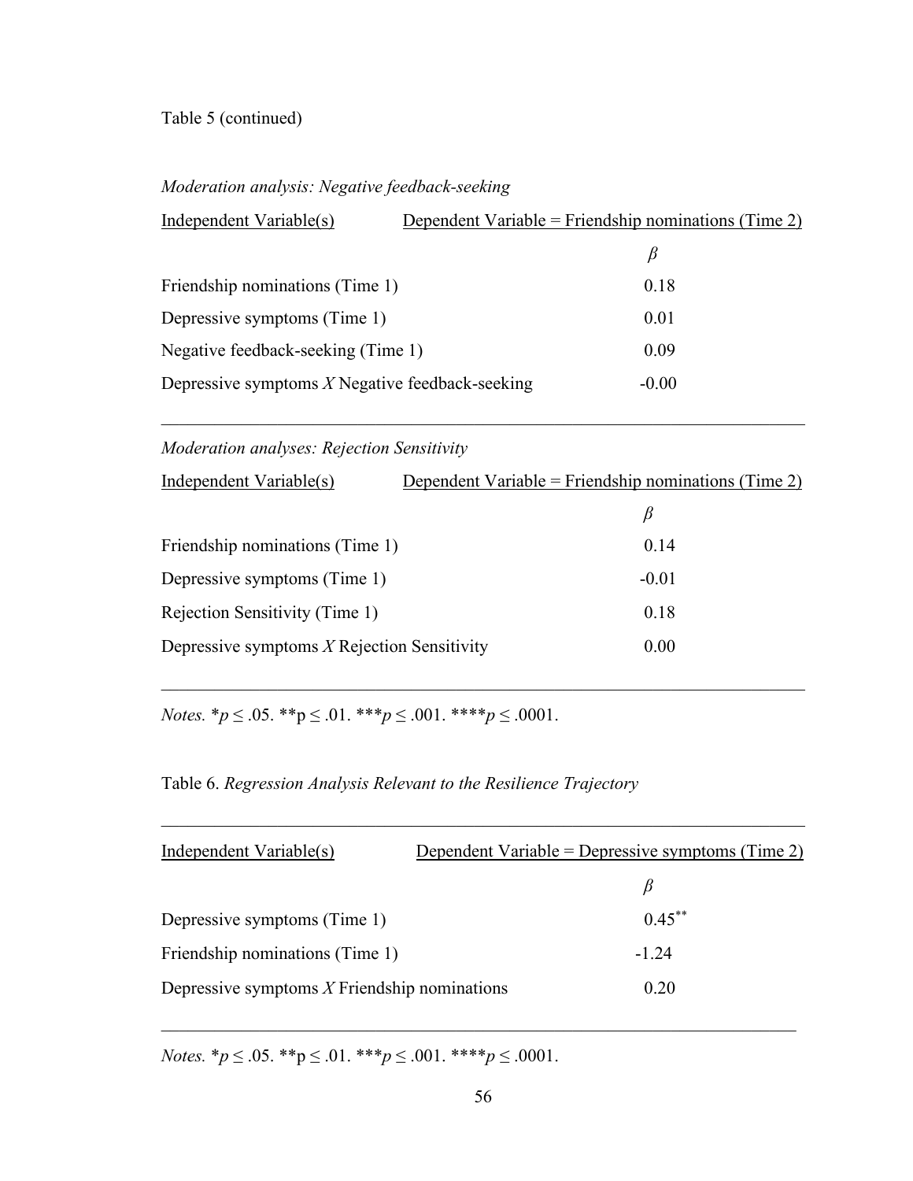Table 5 (continued)

*Moderation analysis: Negative feedback-seeking*

| Independent Variable(s) | Dependent Variable = Friendship nominations (Time 2) |
|---|---|
| | $\beta$ |
| Friendship nominations (Time 1) | 0.18 |
| Depressive symptoms (Time 1) | 0.01 |
| Negative feedback-seeking (Time 1) | 0.09 |
| Depressive symptoms *X* Negative feedback-seeking | -0.00 |

*Moderation analyses: Rejection Sensitivity*

| Independent Variable(s) | Dependent Variable = Friendship nominations (Time 2) |
|---|---|
| | $\beta$ |
| Friendship nominations (Time 1) | 0.14 |
| Depressive symptoms (Time 1) | -0.01 |
| Rejection Sensitivity (Time 1) | 0.18 |
| Depressive symptoms *X* Rejection Sensitivity | 0.00 |

*Notes.* \**p* ≤ .05. \*\*p ≤ .01. \*\*\**p* ≤ .001. \*\*\*\**p* ≤ .0001.

Table 6. *Regression Analysis Relevant to the Resilience Trajectory*

| Independent Variable(s) | Dependent Variable = Depressive symptoms (Time 2) |
|---|---|
| | $\beta$ |
| Depressive symptoms (Time 1) | 0.45** |
| Friendship nominations (Time 1) | -1.24 |
| Depressive symptoms *X* Friendship nominations | 0.20 |

*Notes.* \**p* ≤ .05. \*\*p ≤ .01. \*\*\**p* ≤ .001. \*\*\*\**p* ≤ .0001.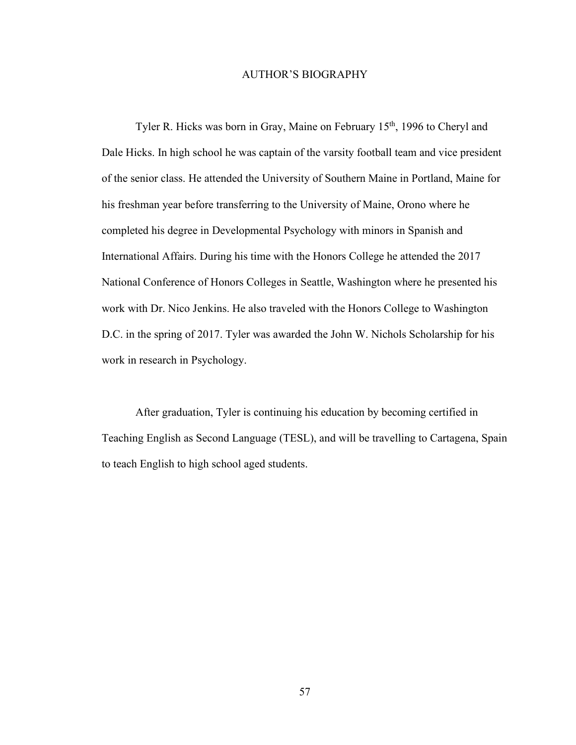# AUTHOR'S BIOGRAPHY

Tyler R. Hicks was born in Gray, Maine on February 15th, 1996 to Cheryl and Dale Hicks. In high school he was captain of the varsity football team and vice president of the senior class. He attended the University of Southern Maine in Portland, Maine for his freshman year before transferring to the University of Maine, Orono where he completed his degree in Developmental Psychology with minors in Spanish and International Affairs. During his time with the Honors College he attended the 2017 National Conference of Honors Colleges in Seattle, Washington where he presented his work with Dr. Nico Jenkins. He also traveled with the Honors College to Washington D.C. in the spring of 2017. Tyler was awarded the John W. Nichols Scholarship for his work in research in Psychology.

After graduation, Tyler is continuing his education by becoming certified in Teaching English as Second Language (TESL), and will be travelling to Cartagena, Spain to teach English to high school aged students.